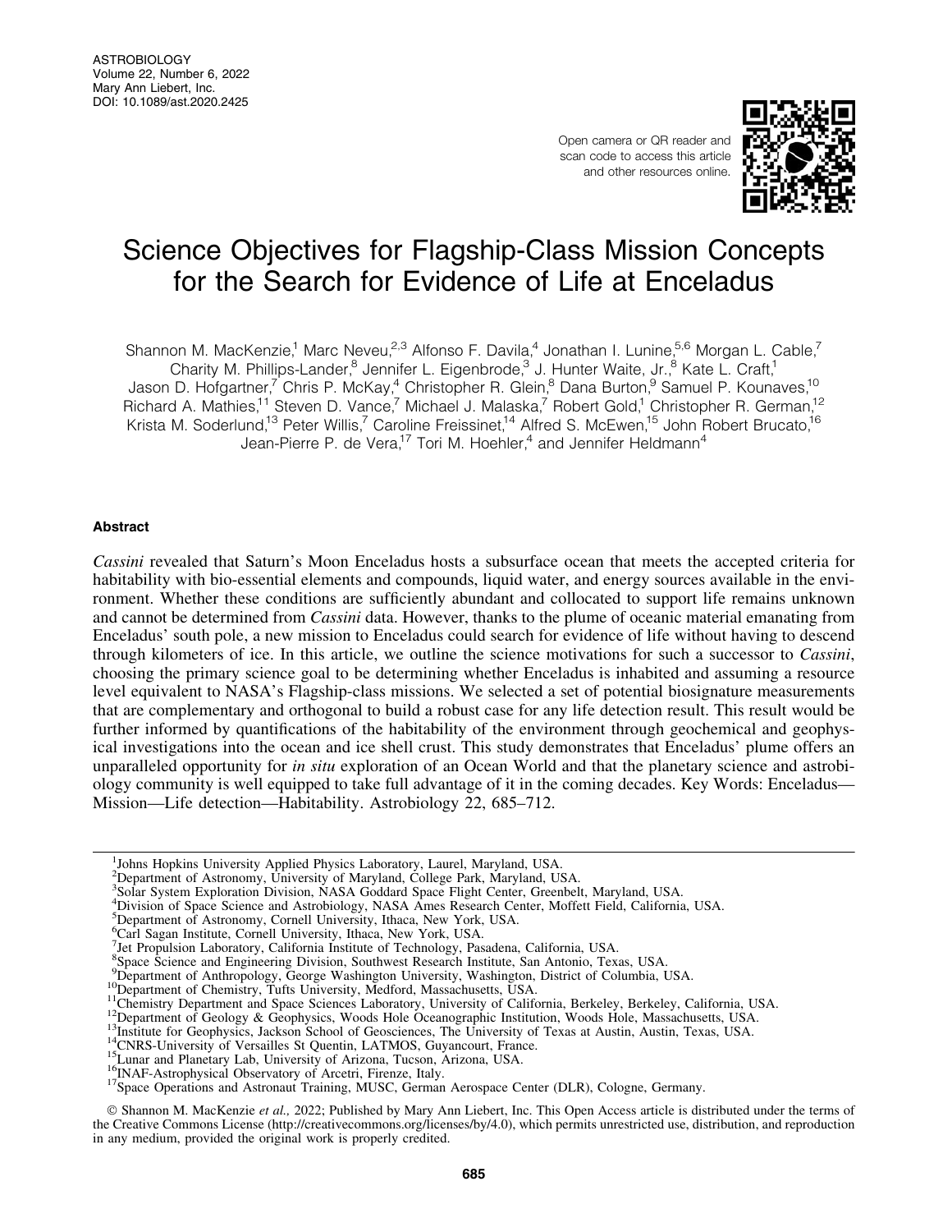# Science Objectives for Flagship-Class Mission Concepts for the Search for Evidence of Life at Enceladus

Shannon M. MacKenzie,[1] Marc Neveu,[2,3] Alfonso F. Davila,[4] Jonathan I. Lunine,[5,6] Morgan L. Cable,[7] Charity M. Phillips-Lander,[8] Jennifer L. Eigenbrode,[3] J. Hunter Waite, Jr.,[8] Kate L. Craft,[1] Jason D. Hofgartner,[7] Chris P. McKay,[4] Christopher R. Glein,[8] Dana Burton,[9] Samuel P. Kounaves,[10] Richard A. Mathies,[11] Steven D. Vance,[7] Michael J. Malaska,[7] Robert Gold,[1] Christopher R. German,[12] Krista M. Soderlund,[13] Peter Willis,[7] Caroline Freissinet,[14] Alfred S. McEwen,[15] John Robert Brucato,[16] Jean-Pierre P. de Vera,[17] Tori M. Hoehler,[4] and Jennifer Heldmann[4]

## Abstract

*Cassini* revealed that Saturn's Moon Enceladus hosts a subsurface ocean that meets the accepted criteria for habitability with bio-essential elements and compounds, liquid water, and energy sources available in the environment. Whether these conditions are sufficiently abundant and collocated to support life remains unknown and cannot be determined from *Cassini* data. However, thanks to the plume of oceanic material emanating from Enceladus' south pole, a new mission to Enceladus could search for evidence of life without having to descend through kilometers of ice. In this article, we outline the science motivations for such a successor to *Cassini*, choosing the primary science goal to be determining whether Enceladus is inhabited and assuming a resource level equivalent to NASA's Flagship-class missions. We selected a set of potential biosignature measurements that are complementary and orthogonal to build a robust case for any life detection result. This result would be further informed by quantifications of the habitability of the environment through geochemical and geophysical investigations into the ocean and ice shell crust. This study demonstrates that Enceladus' plume offers an unparalleled opportunity for *in situ* exploration of an Ocean World and that the planetary science and astrobiology community is well equipped to take full advantage of it in the coming decades. Key Words: Enceladus—Mission—Life detection—Habitability. Astrobiology 22, 685–712.

[1]Johns Hopkins University Applied Physics Laboratory, Laurel, Maryland, USA.
[2]Department of Astronomy, University of Maryland, College Park, Maryland, USA.
[3]Solar System Exploration Division, NASA Goddard Space Flight Center, Greenbelt, Maryland, USA.
[4]Division of Space Science and Astrobiology, NASA Ames Research Center, Moffett Field, California, USA.
[5]Department of Astronomy, Cornell University, Ithaca, New York, USA.
[6]Carl Sagan Institute, Cornell University, Ithaca, New York, USA.
[7]Jet Propulsion Laboratory, California Institute of Technology, Pasadena, California, USA.
[8]Space Science and Engineering Division, Southwest Research Institute, San Antonio, Texas, USA.
[9]Department of Anthropology, George Washington University, Washington, District of Columbia, USA.
[10]Department of Chemistry, Tufts University, Medford, Massachusetts, USA.
[11]Chemistry Department and Space Sciences Laboratory, University of California, Berkeley, Berkeley, California, USA.
[12]Department of Geology & Geophysics, Woods Hole Oceanographic Institution, Woods Hole, Massachusetts, USA.
[13]Institute for Geophysics, Jackson School of Geosciences, The University of Texas at Austin, Austin, Texas, USA.
[14]CNRS-University of Versailles St Quentin, LATMOS, Guyancourt, France.
[15]Lunar and Planetary Lab, University of Arizona, Tucson, Arizona, USA.
[16]INAF-Astrophysical Observatory of Arcetri, Firenze, Italy.
[17]Space Operations and Astronaut Training, MUSC, German Aerospace Center (DLR), Cologne, Germany.

© Shannon M. MacKenzie *et al.,* 2022; Published by Mary Ann Liebert, Inc. This Open Access article is distributed under the terms of the Creative Commons License (http://creativecommons.org/licenses/by/4.0), which permits unrestricted use, distribution, and reproduction in any medium, provided the original work is properly credited.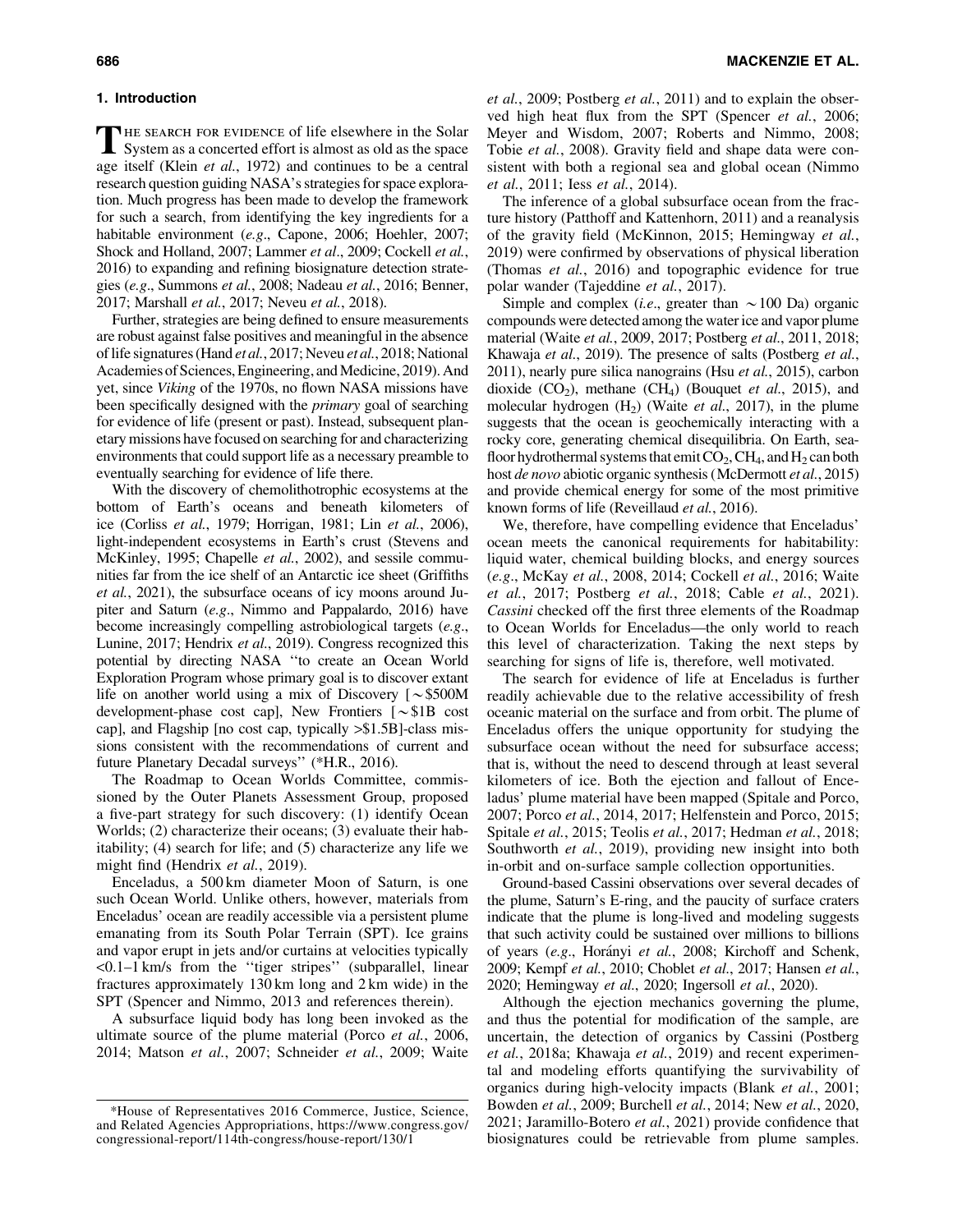## 1. Introduction

The search for evidence of life elsewhere in the Solar System as a concerted effort is almost as old as the space age itself (Klein *et al.*, 1972) and continues to be a central research question guiding NASA's strategies for space exploration. Much progress has been made to develop the framework for such a search, from identifying the key ingredients for a habitable environment (*e.g.*, Capone, 2006; Hoehler, 2007; Shock and Holland, 2007; Lammer *et al.*, 2009; Cockell *et al.*, 2016) to expanding and refining biosignature detection strategies (*e.g.*, Summons *et al.*, 2008; Nadeau *et al.*, 2016; Benner, 2017; Marshall *et al.*, 2017; Neveu *et al.*, 2018).

Further, strategies are being defined to ensure measurements are robust against false positives and meaningful in the absence of life signatures (Hand *et al.*, 2017; Neveu *et al.*, 2018; National Academies of Sciences, Engineering, and Medicine, 2019). And yet, since *Viking* of the 1970s, no flown NASA missions have been specifically designed with the *primary* goal of searching for evidence of life (present or past). Instead, subsequent planetary missions have focused on searching for and characterizing environments that could support life as a necessary preamble to eventually searching for evidence of life there.

With the discovery of chemolithotrophic ecosystems at the bottom of Earth's oceans and beneath kilometers of ice (Corliss *et al.*, 1979; Horrigan, 1981; Lin *et al.*, 2006), light-independent ecosystems in Earth's crust (Stevens and McKinley, 1995; Chapelle *et al.*, 2002), and sessile communities far from the ice shelf of an Antarctic ice sheet (Griffiths *et al.*, 2021), the subsurface oceans of icy moons around Jupiter and Saturn (*e.g.*, Nimmo and Pappalardo, 2016) have become increasingly compelling astrobiological targets (*e.g.*, Lunine, 2017; Hendrix *et al.*, 2019). Congress recognized this potential by directing NASA ''to create an Ocean World Exploration Program whose primary goal is to discover extant life on another world using a mix of Discovery [~\$500M development-phase cost cap], New Frontiers [~\$1B cost cap], and Flagship [no cost cap, typically >\$1.5B]-class missions consistent with the recommendations of current and future Planetary Decadal surveys'' (*H.R., 2016).

The Roadmap to Ocean Worlds Committee, commissioned by the Outer Planets Assessment Group, proposed a five-part strategy for such discovery: (1) identify Ocean Worlds; (2) characterize their oceans; (3) evaluate their habitability; (4) search for life; and (5) characterize any life we might find (Hendrix *et al.*, 2019).

Enceladus, a 500 km diameter Moon of Saturn, is one such Ocean World. Unlike others, however, materials from Enceladus' ocean are readily accessible via a persistent plume emanating from its South Polar Terrain (SPT). Ice grains and vapor erupt in jets and/or curtains at velocities typically <0.1–1 km/s from the ''tiger stripes'' (subparallel, linear fractures approximately 130 km long and 2 km wide) in the SPT (Spencer and Nimmo, 2013 and references therein).

A subsurface liquid body has long been invoked as the ultimate source of the plume material (Porco *et al.*, 2006, 2014; Matson *et al.*, 2007; Schneider *et al.*, 2009; Waite *et al.*, 2009; Postberg *et al.*, 2011) and to explain the observed high heat flux from the SPT (Spencer *et al.*, 2006; Meyer and Wisdom, 2007; Roberts and Nimmo, 2008; Tobie *et al.*, 2008). Gravity field and shape data were consistent with both a regional sea and global ocean (Nimmo *et al.*, 2011; Iess *et al.*, 2014).

The inference of a global subsurface ocean from the fracture history (Patthoff and Kattenhorn, 2011) and a reanalysis of the gravity field (McKinnon, 2015; Hemingway *et al.*, 2019) were confirmed by observations of physical liberation (Thomas *et al.*, 2016) and topographic evidence for true polar wander (Tajeddine *et al.*, 2017).

Simple and complex (*i.e.*, greater than ~100 Da) organic compounds were detected among the water ice and vapor plume material (Waite *et al.*, 2009, 2017; Postberg *et al.*, 2011, 2018; Khawaja *et al.*, 2019). The presence of salts (Postberg *et al.*, 2011), nearly pure silica nanograins (Hsu *et al.*, 2015), carbon dioxide ($CO_2$), methane ($CH_4$) (Bouquet *et al.*, 2015), and molecular hydrogen ($H_2$) (Waite *et al.*, 2017), in the plume suggests that the ocean is geochemically interacting with a rocky core, generating chemical disequilibria. On Earth, seafloor hydrothermal systems that emit $CO_2$, $CH_4$, and $H_2$ can both host *de novo* abiotic organic synthesis (McDermott *et al.*, 2015) and provide chemical energy for some of the most primitive known forms of life (Reveillaud *et al.*, 2016).

We, therefore, have compelling evidence that Enceladus' ocean meets the canonical requirements for habitability: liquid water, chemical building blocks, and energy sources (*e.g.*, McKay *et al.*, 2008, 2014; Cockell *et al.*, 2016; Waite *et al.*, 2017; Postberg *et al.*, 2018; Cable *et al.*, 2021). *Cassini* checked off the first three elements of the Roadmap to Ocean Worlds for Enceladus—the only world to reach this level of characterization. Taking the next steps by searching for signs of life is, therefore, well motivated.

The search for evidence of life at Enceladus is further readily achievable due to the relative accessibility of fresh oceanic material on the surface and from orbit. The plume of Enceladus offers the unique opportunity for studying the subsurface ocean without the need for subsurface access; that is, without the need to descend through at least several kilometers of ice. Both the ejection and fallout of Enceladus' plume material have been mapped (Spitale and Porco, 2007; Porco *et al.*, 2014, 2017; Helfenstein and Porco, 2015; Spitale *et al.*, 2015; Teolis *et al.*, 2017; Hedman *et al.*, 2018; Southworth *et al.*, 2019), providing new insight into both in-orbit and on-surface sample collection opportunities.

Ground-based Cassini observations over several decades of the plume, Saturn's E-ring, and the paucity of surface craters indicate that the plume is long-lived and modeling suggests that such activity could be sustained over millions to billions of years (*e.g.*, Horányi *et al.*, 2008; Kirchoff and Schenk, 2009; Kempf *et al.*, 2010; Choblet *et al.*, 2017; Hansen *et al.*, 2020; Hemingway *et al.*, 2020; Ingersoll *et al.*, 2020).

Although the ejection mechanics governing the plume, and thus the potential for modification of the sample, are uncertain, the detection of organics by Cassini (Postberg *et al.*, 2018a; Khawaja *et al.*, 2019) and recent experimental and modeling efforts quantifying the survivability of organics during high-velocity impacts (Blank *et al.*, 2001; Bowden *et al.*, 2009; Burchell *et al.*, 2014; New *et al.*, 2020, 2021; Jaramillo-Botero *et al.*, 2021) provide confidence that biosignatures could be retrievable from plume samples.

*House of Representatives 2016 Commerce, Justice, Science, and Related Agencies Appropriations, https://www.congress.gov/congressional-report/114th-congress/house-report/130/1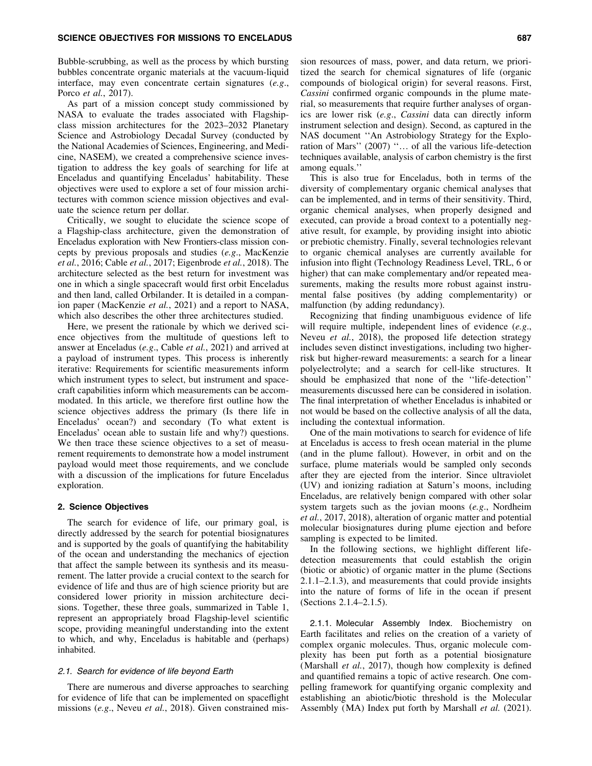Bubble-scrubbing, as well as the process by which bursting bubbles concentrate organic materials at the vacuum-liquid interface, may even concentrate certain signatures (*e.g*., Porco *et al.*, 2017).

As part of a mission concept study commissioned by NASA to evaluate the trades associated with Flagship-class mission architectures for the 2023–2032 Planetary Science and Astrobiology Decadal Survey (conducted by the National Academies of Sciences, Engineering, and Medicine, NASEM), we created a comprehensive science investigation to address the key goals of searching for life at Enceladus and quantifying Enceladus' habitability. These objectives were used to explore a set of four mission architectures with common science mission objectives and evaluate the science return per dollar.

Critically, we sought to elucidate the science scope of a Flagship-class architecture, given the demonstration of Enceladus exploration with New Frontiers-class mission concepts by previous proposals and studies (*e.g*., MacKenzie *et al.*, 2016; Cable *et al.*, 2017; Eigenbrode *et al.*, 2018). The architecture selected as the best return for investment was one in which a single spacecraft would first orbit Enceladus and then land, called Orbilander. It is detailed in a companion paper (MacKenzie *et al.*, 2021) and a report to NASA, which also describes the other three architectures studied.

Here, we present the rationale by which we derived science objectives from the multitude of questions left to answer at Enceladus (*e.g*., Cable *et al.*, 2021) and arrived at a payload of instrument types. This process is inherently iterative: Requirements for scientific measurements inform which instrument types to select, but instrument and spacecraft capabilities inform which measurements can be accommodated. In this article, we therefore first outline how the science objectives address the primary (Is there life in Enceladus' ocean?) and secondary (To what extent is Enceladus' ocean able to sustain life and why?) questions. We then trace these science objectives to a set of measurement requirements to demonstrate how a model instrument payload would meet those requirements, and we conclude with a discussion of the implications for future Enceladus exploration.

## 2. Science Objectives

The search for evidence of life, our primary goal, is directly addressed by the search for potential biosignatures and is supported by the goals of quantifying the habitability of the ocean and understanding the mechanics of ejection that affect the sample between its synthesis and its measurement. The latter provide a crucial context to the search for evidence of life and thus are of high science priority but are considered lower priority in mission architecture decisions. Together, these three goals, summarized in Table 1, represent an appropriately broad Flagship-level scientific scope, providing meaningful understanding into the extent to which, and why, Enceladus is habitable and (perhaps) inhabited.

### *2.1. Search for evidence of life beyond Earth*

There are numerous and diverse approaches to searching for evidence of life that can be implemented on spaceflight missions (*e.g*., Neveu *et al.*, 2018). Given constrained mission resources of mass, power, and data return, we prioritized the search for chemical signatures of life (organic compounds of biological origin) for several reasons. First, *Cassini* confirmed organic compounds in the plume material, so measurements that require further analyses of organics are lower risk (*e.g*., *Cassini* data can directly inform instrument selection and design). Second, as captured in the NAS document ''An Astrobiology Strategy for the Exploration of Mars'' (2007) ''… of all the various life-detection techniques available, analysis of carbon chemistry is the first among equals.''

This is also true for Enceladus, both in terms of the diversity of complementary organic chemical analyses that can be implemented, and in terms of their sensitivity. Third, organic chemical analyses, when properly designed and executed, can provide a broad context to a potentially negative result, for example, by providing insight into abiotic or prebiotic chemistry. Finally, several technologies relevant to organic chemical analyses are currently available for infusion into flight (Technology Readiness Level, TRL, 6 or higher) that can make complementary and/or repeated measurements, making the results more robust against instrumental false positives (by adding complementarity) or malfunction (by adding redundancy).

Recognizing that finding unambiguous evidence of life will require multiple, independent lines of evidence (*e.g*., Neveu *et al.*, 2018), the proposed life detection strategy includes seven distinct investigations, including two higher-risk but higher-reward measurements: a search for a linear polyelectrolyte; and a search for cell-like structures. It should be emphasized that none of the ''life-detection'' measurements discussed here can be considered in isolation. The final interpretation of whether Enceladus is inhabited or not would be based on the collective analysis of all the data, including the contextual information.

One of the main motivations to search for evidence of life at Enceladus is access to fresh ocean material in the plume (and in the plume fallout). However, in orbit and on the surface, plume materials would be sampled only seconds after they are ejected from the interior. Since ultraviolet (UV) and ionizing radiation at Saturn's moons, including Enceladus, are relatively benign compared with other solar system targets such as the jovian moons (*e.g*., Nordheim *et al.*, 2017, 2018), alteration of organic matter and potential molecular biosignatures during plume ejection and before sampling is expected to be limited.

In the following sections, we highlight different life-detection measurements that could establish the origin (biotic or abiotic) of organic matter in the plume (Sections 2.1.1–2.1.3), and measurements that could provide insights into the nature of forms of life in the ocean if present (Sections 2.1.4–2.1.5).

#### 2.1.1. Molecular Assembly Index.

Biochemistry on Earth facilitates and relies on the creation of a variety of complex organic molecules. Thus, organic molecule complexity has been put forth as a potential biosignature (Marshall *et al.*, 2017), though how complexity is defined and quantified remains a topic of active research. One compelling framework for quantifying organic complexity and establishing an abiotic/biotic threshold is the Molecular Assembly (MA) Index put forth by Marshall *et al.* (2021).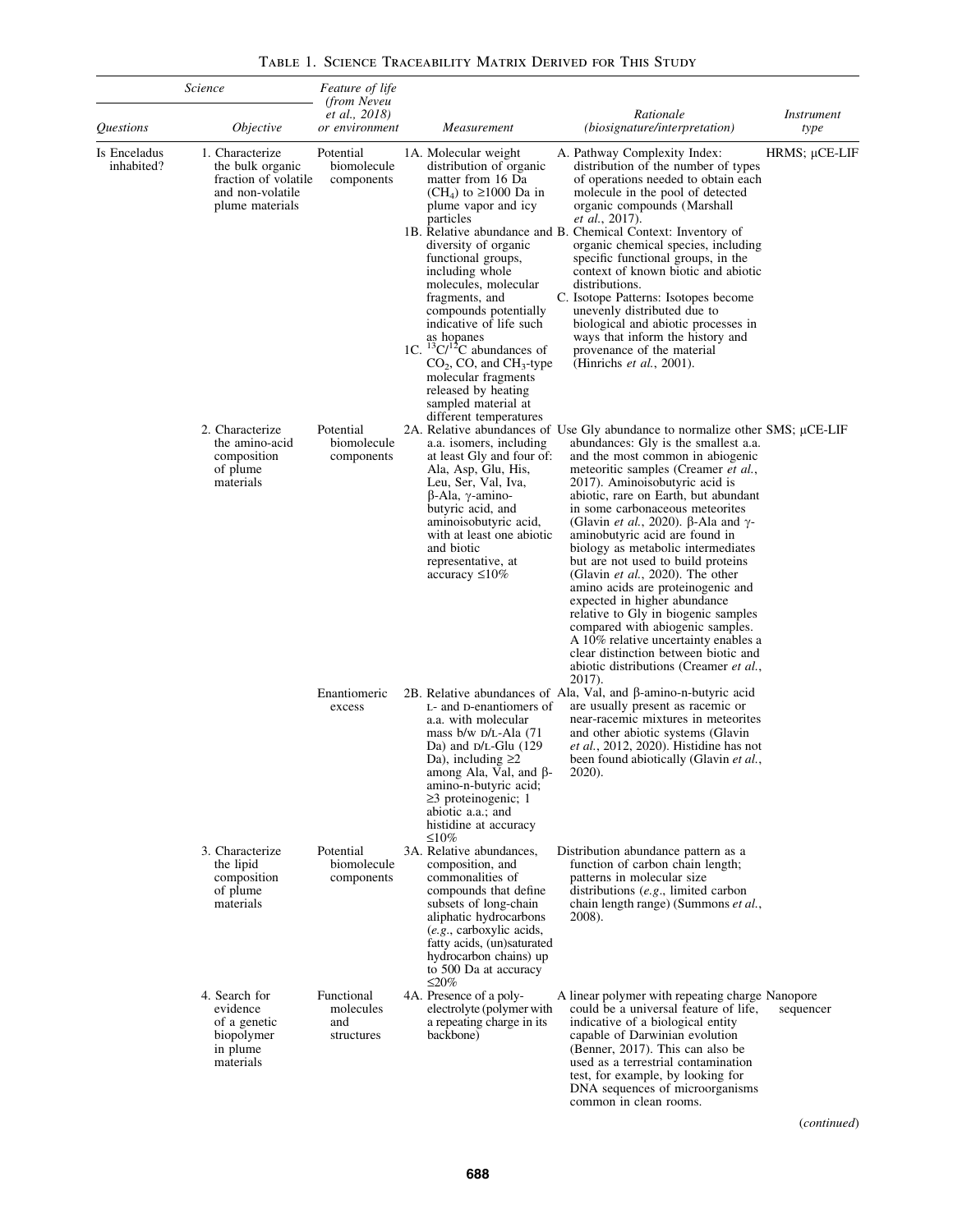Table 1. Science Traceability Matrix Derived for This Study

| Science | | Feature of life (from Neveu et al., 2018) or environment | Measurement | Rationale (biosignature/interpretation) | Instrument type |
|---|---|---|---|---|---|
| *Questions* | *Objective* | | | | |
| Is Enceladus inhabited? | 1. Characterize the bulk organic fraction of volatile and non-volatile plume materials | Potential biomolecule components | 1A. Molecular weight distribution of organic matter from 16 Da ($CH_4$) to ≥1000 Da in plume vapor and icy particles<br>1B. Relative abundance and diversity of organic functional groups, including whole molecules, molecular fragments, and compounds potentially indicative of life such as hopanes<br>1C. $^{13}C/^{12}C$ abundances of $CO_2$, CO, and $CH_3$-type molecular fragments released by heating sampled material at different temperatures | A. Pathway Complexity Index: distribution of the number of types of operations needed to obtain each molecule in the pool of detected organic compounds (Marshall *et al.*, 2017).<br>B. Chemical Context: Inventory of organic chemical species, including specific functional groups, in the context of known biotic and abiotic distributions.<br>C. Isotope Patterns: Isotopes become unevenly distributed due to biological and abiotic processes in ways that inform the history and provenance of the material (Hinrichs *et al.*, 2001). | HRMS; μCE-LIF |
| | 2. Characterize the amino-acid composition of plume materials | Potential biomolecule components | 2A. Relative abundances of a.a. isomers, including at least Gly and four of: Ala, Asp, Glu, His, Leu, Ser, Val, Iva, β-Ala, γ-amino-butyric acid, and aminoisobutyric acid, with at least one abiotic and biotic representative, at accuracy ≤10% | Use Gly abundance to normalize other abundances: Gly is the smallest a.a. and the most common in abiogenic meteoritic samples (Creamer *et al.*, 2017). Aminoisobutyric acid is abiotic, rare on Earth, but abundant in some carbonaceous meteorites (Glavin *et al.*, 2020). β-Ala and γ-aminobutyric acid are found in biology as metabolic intermediates but are not used to build proteins (Glavin *et al.*, 2020). The other amino acids are proteinogenic and expected in higher abundance relative to Gly in biogenic samples compared with abiogenic samples. A 10% relative uncertainty enables a clear distinction between biotic and abiotic distributions (Creamer *et al.*, 2017). | SMS; μCE-LIF |
| | | Enantiomeric excess | 2B. Relative abundances of L- and D-enantiomers of a.a. with molecular mass b/w D/L-Ala (71 Da) and D/L-Glu (129 Da), including ≥2 among Ala, Val, and β-amino-n-butyric acid; ≥3 proteinogenic; 1 abiotic a.a.; and histidine at accuracy ≤10% | Ala, Val, and β-amino-n-butyric acid are usually present as racemic or near-racemic mixtures in meteorites and other abiotic systems (Glavin *et al.*, 2012, 2020). Histidine has not been found abiotically (Glavin *et al.*, 2020). | |
| | 3. Characterize the lipid composition of plume materials | Potential biomolecule components | 3A. Relative abundances, composition, and commonalities of compounds that define subsets of long-chain aliphatic hydrocarbons (*e.g.*, carboxylic acids, fatty acids, (un)saturated hydrocarbon chains) up to 500 Da at accuracy ≤20% | Distribution abundance pattern as a function of carbon chain length; patterns in molecular size distributions (*e.g.*, limited carbon chain length range) (Summons *et al.*, 2008). | |
| | 4. Search for evidence of a genetic biopolymer in plume materials | Functional molecules and structures | 4A. Presence of a poly-electrolyte (polymer with a repeating charge in its backbone) | A linear polymer with repeating charge could be a universal feature of life, indicative of a biological entity capable of Darwinian evolution (Benner, 2017). This can also be used as a terrestrial contamination test, for example, by looking for DNA sequences of microorganisms common in clean rooms. | Nanopore sequencer |

(*continued*)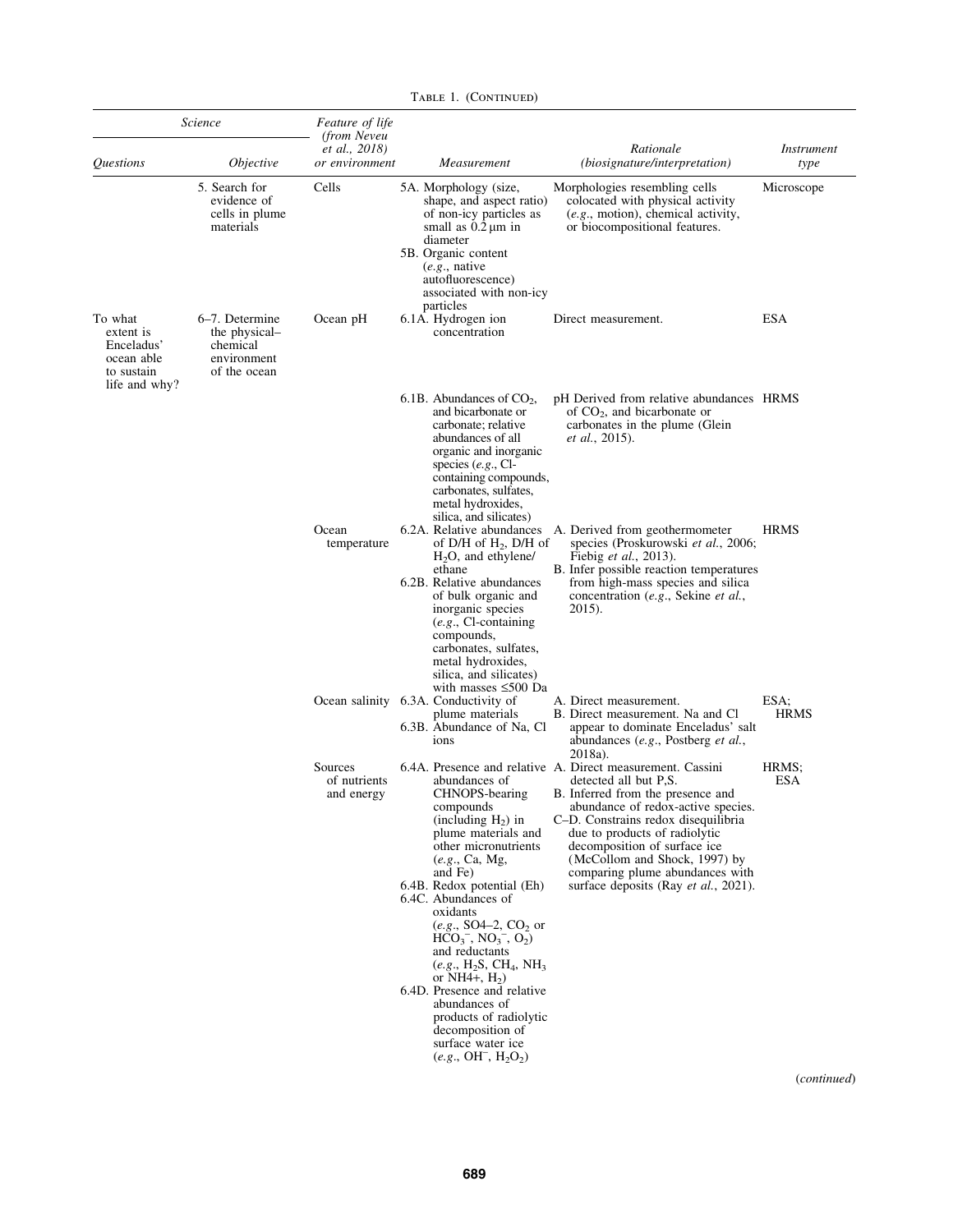Table 1. (Continued)

| Science | | Feature of life (from Neveu et al., 2018) or environment | | | |
|---|---|---|---|---|---|
| *Questions* | *Objective* | | *Measurement* | *Rationale (biosignature/interpretation)* | *Instrument type* |
| | 5. Search for evidence of cells in plume materials | Cells | 5A. Morphology (size, shape, and aspect ratio) of non-icy particles as small as 0.2 μm in diameter<br>5B. Organic content (*e.g.*, native autofluorescence) associated with non-icy particles | Morphologies resembling cells colocated with physical activity (*e.g.*, motion), chemical activity, or biocompositional features. | Microscope |
| To what extent is Enceladus' ocean able to sustain life and why? | 6–7. Determine the physical–chemical environment of the ocean | Ocean pH | 6.1A. Hydrogen ion concentration | Direct measurement. | ESA |
| | | | 6.1B. Abundances of $CO_2$, and bicarbonate or carbonate; relative abundances of all organic and inorganic species (*e.g.*, Cl-containing compounds, carbonates, sulfates, metal hydroxides, silica, and silicates) | pH Derived from relative abundances of $CO_2$, and bicarbonate or carbonates in the plume (Glein *et al.*, 2015). | HRMS |
| | | Ocean temperature | 6.2A. Relative abundances of D/H of $H_2$, D/H of $H_2O$, and ethylene/ethane<br>6.2B. Relative abundances of bulk organic and inorganic species (*e.g.*, Cl-containing compounds, carbonates, sulfates, metal hydroxides, silica, and silicates) with masses ≤500 Da | A. Derived from geothermometer species (Proskurowski *et al.*, 2006; Fiebig *et al.*, 2013).<br>B. Infer possible reaction temperatures from high-mass species and silica concentration (*e.g.*, Sekine *et al.*, 2015). | HRMS |
| | | Ocean salinity | 6.3A. Conductivity of plume materials<br>6.3B. Abundance of Na, Cl ions | A. Direct measurement.<br>B. Direct measurement. Na and Cl appear to dominate Enceladus' salt abundances (*e.g.*, Postberg *et al.*, 2018a). | ESA; HRMS |
| | | Sources of nutrients and energy | 6.4A. Presence and relative abundances of CHNOPS-bearing compounds (including $H_2$) in plume materials and other micronutrients (*e.g.*, Ca, Mg, and Fe)<br>6.4B. Redox potential (Eh)<br>6.4C. Abundances of oxidants (*e.g.*, SO4–2, $CO_2$ or $HCO_3^-$, $NO_3^-$, $O_2$) and reductants (*e.g.*, $H_2S$, $CH_4$, $NH_3$ or NH4+, $H_2$)<br>6.4D. Presence and relative abundances of products of radiolytic decomposition of surface water ice (*e.g.*, $OH^-$, $H_2O_2$) | A. Direct measurement. Cassini detected all but P,S.<br>B. Inferred from the presence and abundance of redox-active species.<br>C–D. Constrains redox disequilibria due to products of radiolytic decomposition of surface ice (McCollom and Shock, 1997) by comparing plume abundances with surface deposits (Ray *et al.*, 2021). | HRMS; ESA |

(*continued*)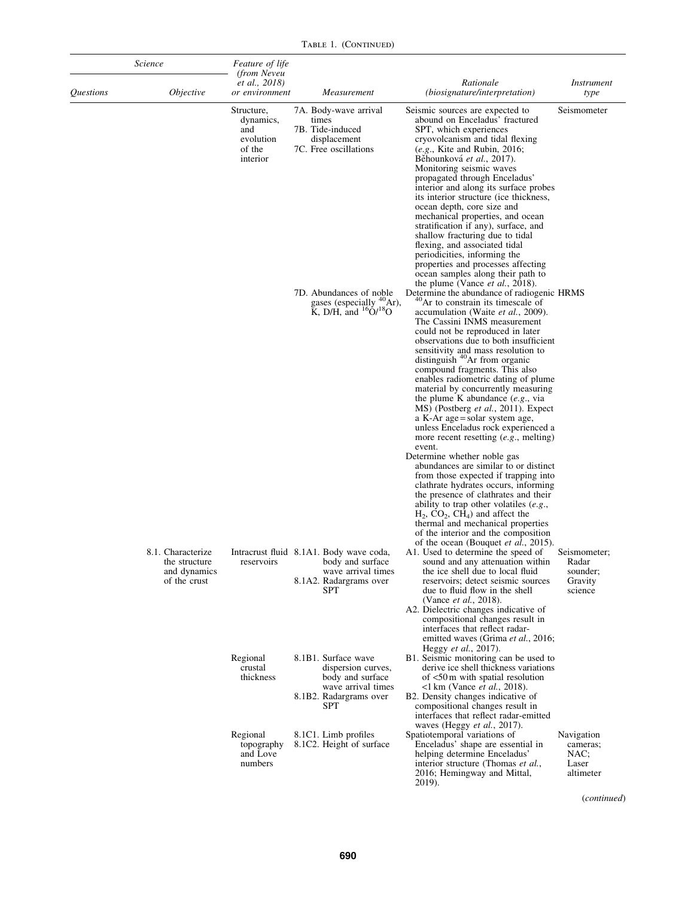TABLE 1. (CONTINUED)

| Science | | Feature of life (from Neveu et al., 2018) or environment | Measurement | Rationale (biosignature/interpretation) | Instrument type |
|---|---|---|---|---|---|
| *Questions* | *Objective* | | | | |
| | | Structure, dynamics, and evolution of the interior | 7A. Body-wave arrival times<br>7B. Tide-induced displacement<br>7C. Free oscillations | Seismic sources are expected to abound on Enceladus' fractured SPT, which experiences cryovolcanism and tidal flexing (*e.g.*, Kite and Rubin, 2016; Běhounková *et al.*, 2017). Monitoring seismic waves propagated through Enceladus' interior and along its surface probes its interior structure (ice thickness, ocean depth, core size and mechanical properties, and ocean stratification if any), surface, and shallow fracturing due to tidal flexing, and associated tidal periodicities, informing the properties and processes affecting ocean samples along their path to the plume (Vance *et al.*, 2018). | Seismometer |
| | | | 7D. Abundances of noble gases (especially $^{40}Ar$), K, D/H, and $^{16}O/^{18}O$ | Determine the abundance of radiogenic $^{40}Ar$ to constrain its timescale of accumulation (Waite *et al.*, 2009). The Cassini INMS measurement could not be reproduced in later observations due to both insufficient sensitivity and mass resolution to distinguish $^{40}Ar$ from organic compound fragments. This also enables radiometric dating of plume material by concurrently measuring the plume K abundance (*e.g.*, via MS) (Postberg *et al.*, 2011). Expect a K-Ar age = solar system age, unless Enceladus rock experienced a more recent resetting (*e.g.*, melting) event.<br>Determine whether noble gas abundances are similar to or distinct from those expected if trapping into clathrate hydrates occurs, informing the presence of clathrates and their ability to trap other volatiles (*e.g.*, $H_2$, $CO_2$, $CH_4$) and affect the thermal and mechanical properties of the interior and the composition of the ocean (Bouquet *et al.*, 2015). | HRMS |
| | 8.1. Characterize the structure and dynamics of the crust | Intracrust fluid reservoirs | 8.1A1. Body wave coda, body and surface wave arrival times<br>8.1A2. Radargrams over SPT | A1. Used to determine the speed of sound and any attenuation within the ice shell due to local fluid reservoirs; detect seismic sources due to fluid flow in the shell (Vance *et al.*, 2018).<br>A2. Dielectric changes indicative of compositional changes result in interfaces that reflect radar-emitted waves (Grima *et al.*, 2016; Heggy *et al.*, 2017). | Seismometer; Radar sounder; Gravity science |
| | | Regional crustal thickness | 8.1B1. Surface wave dispersion curves, body and surface wave arrival times<br>8.1B2. Radargrams over SPT | B1. Seismic monitoring can be used to derive ice shell thickness variations of <50 m with spatial resolution <1 km (Vance *et al.*, 2018).<br>B2. Density changes indicative of compositional changes result in interfaces that reflect radar-emitted waves (Heggy *et al.*, 2017). | |
| | | Regional topography and Love numbers | 8.1C1. Limb profiles<br>8.1C2. Height of surface | Spatiotemporal variations of Enceladus' shape are essential in helping determine Enceladus' interior structure (Thomas *et al.*, 2016; Hemingway and Mittal, 2019). | Navigation cameras; NAC; Laser altimeter |

(*continued*)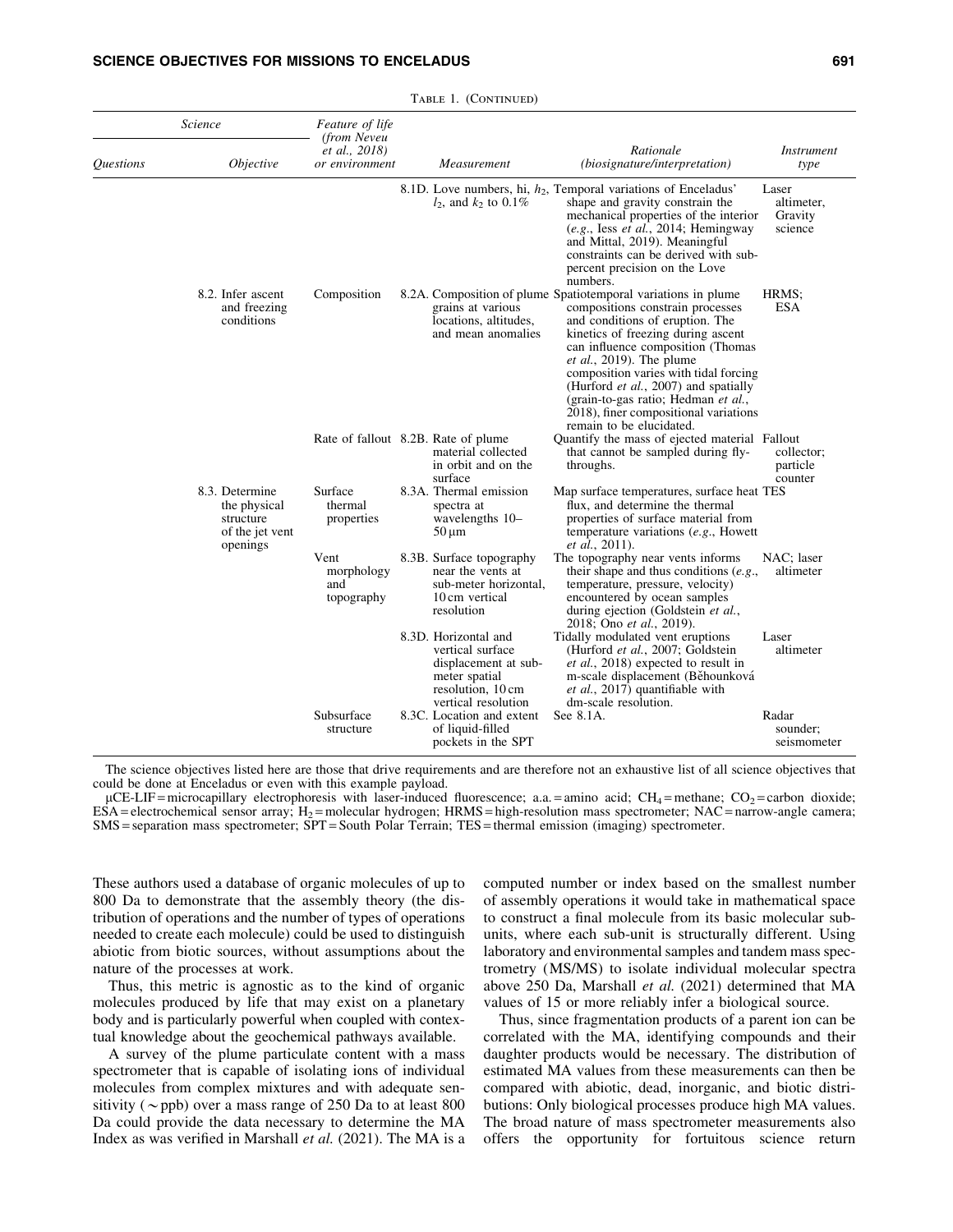Table 1. (Continued)

| Science | | Feature of life (from Neveu et al., 2018) or environment | Measurement | Rationale (biosignature/interpretation) | Instrument type |
|---|---|---|---|---|---|
| *Questions* | *Objective* | | | | |
| | | | 8.1D. Love numbers, hi, $h_2$, $l_2$, and $k_2$ to 0.1% | Temporal variations of Enceladus' shape and gravity constrain the mechanical properties of the interior (*e.g.*, Iess *et al.*, 2014; Hemingway and Mittal, 2019). Meaningful constraints can be derived with sub-percent precision on the Love numbers. | Laser altimeter, Gravity science |
| | 8.2. Infer ascent and freezing conditions | Composition | 8.2A. Composition of plume grains at various locations, altitudes, and mean anomalies | Spatiotemporal variations in plume compositions constrain processes and conditions of eruption. The kinetics of freezing during ascent can influence composition (Thomas *et al.*, 2019). The plume composition varies with tidal forcing (Hurford *et al.*, 2007) and spatially (grain-to-gas ratio; Hedman *et al.*, 2018), finer compositional variations remain to be elucidated. | HRMS; ESA |
| | | Rate of fallout | 8.2B. Rate of plume material collected in orbit and on the surface | Quantify the mass of ejected material that cannot be sampled during fly-throughs. | Fallout collector; particle counter |
| | 8.3. Determine the physical structure of the jet vent openings | Surface thermal properties | 8.3A. Thermal emission spectra at wavelengths 10–50 μm | Map surface temperatures, surface heat flux, and determine the thermal properties of surface material from temperature variations (*e.g.*, Howett *et al.*, 2011). | TES |
| | | Vent morphology and topography | 8.3B. Surface topography near the vents at sub-meter horizontal, 10 cm vertical resolution | The topography near vents informs their shape and thus conditions (*e.g.*, temperature, pressure, velocity) encountered by ocean samples during ejection (Goldstein *et al.*, 2018; Ono *et al.*, 2019). | NAC; laser altimeter |
| | | | 8.3D. Horizontal and vertical surface displacement at sub-meter spatial resolution, 10 cm vertical resolution | Tidally modulated vent eruptions (Hurford *et al.*, 2007; Goldstein *et al.*, 2018) expected to result in m-scale displacement (Běhounková *et al.*, 2017) quantifiable with dm-scale resolution. | Laser altimeter |
| | | Subsurface structure | 8.3C. Location and extent of liquid-filled pockets in the SPT | See 8.1A. | Radar sounder; seismometer |

The science objectives listed here are those that drive requirements and are therefore not an exhaustive list of all science objectives that could be done at Enceladus or even with this example payload.

μCE-LIF = microcapillary electrophoresis with laser-induced fluorescence; a.a. = amino acid; $CH_4$ = methane; $CO_2$ = carbon dioxide; ESA = electrochemical sensor array; $H_2$ = molecular hydrogen; HRMS = high-resolution mass spectrometer; NAC = narrow-angle camera; SMS = separation mass spectrometer; SPT = South Polar Terrain; TES = thermal emission (imaging) spectrometer.

These authors used a database of organic molecules of up to 800 Da to demonstrate that the assembly theory (the distribution of operations and the number of types of operations needed to create each molecule) could be used to distinguish abiotic from biotic sources, without assumptions about the nature of the processes at work.

Thus, this metric is agnostic as to the kind of organic molecules produced by life that may exist on a planetary body and is particularly powerful when coupled with contextual knowledge about the geochemical pathways available.

A survey of the plume particulate content with a mass spectrometer that is capable of isolating ions of individual molecules from complex mixtures and with adequate sensitivity ($\sim$ppb) over a mass range of 250 Da to at least 800 Da could provide the data necessary to determine the MA Index as was verified in Marshall *et al.* (2021). The MA is a computed number or index based on the smallest number of assembly operations it would take in mathematical space to construct a final molecule from its basic molecular subunits, where each sub-unit is structurally different. Using laboratory and environmental samples and tandem mass spectrometry (MS/MS) to isolate individual molecular species above 250 Da, Marshall *et al.* (2021) determined that MA values of 15 or more reliably infer a biological source.

Thus, since fragmentation products of a parent ion can be correlated with the MA, identifying compounds and their daughter products would be necessary. The distribution of estimated MA values from these measurements can then be compared with abiotic, dead, inorganic, and biotic distributions: Only biological processes produce high MA values. The broad nature of mass spectrometer measurements also offers the opportunity for fortuitous science return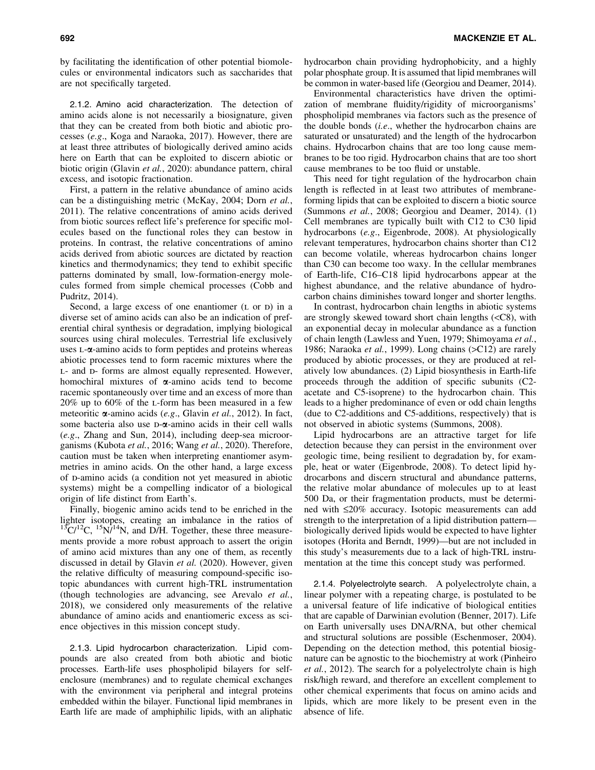by facilitating the identification of other potential biomolecules or environmental indicators such as saccharides that are not specifically targeted.

#### 2.1.2. Amino acid characterization.

The detection of amino acids alone is not necessarily a biosignature, given that they can be created from both biotic and abiotic processes (*e.g*., Koga and Naraoka, 2017). However, there are at least three attributes of biologically derived amino acids here on Earth that can be exploited to discern abiotic or biotic origin (Glavin *et al.*, 2020): abundance pattern, chiral excess, and isotopic fractionation.

First, a pattern in the relative abundance of amino acids can be a distinguishing metric (McKay, 2004; Dorn *et al.*, 2011). The relative concentrations of amino acids derived from biotic sources reflect life's preference for specific molecules based on the functional roles they can bestow in proteins. In contrast, the relative concentrations of amino acids derived from abiotic sources are dictated by reaction kinetics and thermodynamics; they tend to exhibit specific patterns dominated by small, low-formation-energy molecules formed from simple chemical processes (Cobb and Pudritz, 2014).

Second, a large excess of one enantiomer (L or D) in a diverse set of amino acids can also be an indication of preferential chiral synthesis or degradation, implying biological sources using chiral molecules. Terrestrial life exclusively uses L-α-amino acids to form peptides and proteins whereas abiotic processes tend to form racemic mixtures where the L- and D- forms are almost equally represented. However, homochiral mixtures of α-amino acids tend to become racemic spontaneously over time and an excess of more than 20% up to 60% of the L-form has been measured in a few meteoritic α-amino acids (*e.g*., Glavin *et al.*, 2012). In fact, some bacteria also use D-α-amino acids in their cell walls (*e.g*., Zhang and Sun, 2014), including deep-sea microorganisms (Kubota *et al.*, 2016; Wang *et al.*, 2020). Therefore, caution must be taken when interpreting enantiomer asymmetries in amino acids. On the other hand, a large excess of D-amino acids (a condition not yet measured in abiotic systems) might be a compelling indicator of a biological origin of life distinct from Earth's.

Finally, biogenic amino acids tend to be enriched in the lighter isotopes, creating an imbalance in the ratios of $^{13}C/^{12}C$, $^{15}N/^{14}N$, and D/H. Together, these three measurements provide a more robust approach to assert the origin of amino acid mixtures than any one of them, as recently discussed in detail by Glavin *et al.* (2020). However, given the relative difficulty of measuring compound-specific isotopic abundances with current high-TRL instrumentation (though technologies are advancing, see Arevalo *et al.*, 2018), we considered only measurements of the relative abundance of amino acids and enantiomeric excess as science objectives in this mission concept study.

#### 2.1.3. Lipid hydrocarbon characterization.

Lipid compounds are also created from both abiotic and biotic processes. Earth-life uses phospholipid bilayers for self-enclosure (membranes) and to regulate chemical exchanges with the environment via peripheral and integral proteins embedded within the bilayer. Functional lipid membranes in Earth life are made of amphiphilic lipids, with an aliphatic hydrocarbon chain providing hydrophobicity, and a highly polar phosphate group. It is assumed that lipid membranes will be common in water-based life (Georgiou and Deamer, 2014).

Environmental characteristics have driven the optimization of membrane fluidity/rigidity of microorganisms' phospholipid membranes via factors such as the presence of the double bonds (*i.e*., whether the hydrocarbon chains are saturated or unsaturated) and the length of the hydrocarbon chains. Hydrocarbon chains that are too long cause membranes to be too rigid. Hydrocarbon chains that are too short cause membranes to be too fluid or unstable.

This need for tight regulation of the hydrocarbon chain length is reflected in at least two attributes of membrane-forming lipids that can be exploited to discern a biotic source (Summons *et al.*, 2008; Georgiou and Deamer, 2014). (1) Cell membranes are typically built with C12 to C30 lipid hydrocarbons (*e.g*., Eigenbrode, 2008). At physiologically relevant temperatures, hydrocarbon chains shorter than C12 can become volatile, whereas hydrocarbon chains longer than C30 can become too waxy. In the cellular membranes of Earth-life, C16–C18 lipid hydrocarbons appear at the highest abundance, and the relative abundance of hydrocarbon chains diminishes toward longer and shorter lengths.

In contrast, hydrocarbon chain lengths in abiotic systems are strongly skewed toward short chain lengths (<C8), with an exponential decay in molecular abundance as a function of chain length (Lawless and Yuen, 1979; Shimoyama *et al.*, 1986; Naraoka *et al.*, 1999). Long chains (>C12) are rarely produced by abiotic processes, or they are produced at relatively low abundances. (2) Lipid biosynthesis in Earth-life proceeds through the addition of specific subunits (C2-acetate and C5-isoprene) to the hydrocarbon chain. This leads to a higher predominance of even or odd chain lengths (due to C2-additions and C5-additions, respectively) that is not observed in abiotic systems (Summons, 2008).

Lipid hydrocarbons are an attractive target for life detection because they can persist in the environment over geologic time, being resilient to degradation by, for example, heat or water (Eigenbrode, 2008). To detect lipid hydrocarbons and discern structural and abundance patterns, the relative molar abundance of molecules up to at least 500 Da, or their fragmentation products, must be determined with ≤20% accuracy. Isotopic measurements can add strength to the interpretation of a lipid distribution pattern—biologically derived lipids would be expected to have lighter isotopes (Horita and Berndt, 1999)—but are not included in this study's measurements due to a lack of high-TRL instrumentation at the time this concept study was performed.

#### 2.1.4. Polyelectrolyte search.

A polyelectrolyte chain, a linear polymer with a repeating charge, is postulated to be a universal feature of life indicative of biological entities that are capable of Darwinian evolution (Benner, 2017). Life on Earth universally uses DNA/RNA, but other chemical and structural solutions are possible (Eschenmoser, 2004). Depending on the detection method, this potential biosignature can be agnostic to the biochemistry at work (Pinheiro *et al.*, 2012). The search for a polyelectrolyte chain is high risk/high reward, and therefore an excellent complement to other chemical experiments that focus on amino acids and lipids, which are more likely to be present even in the absence of life.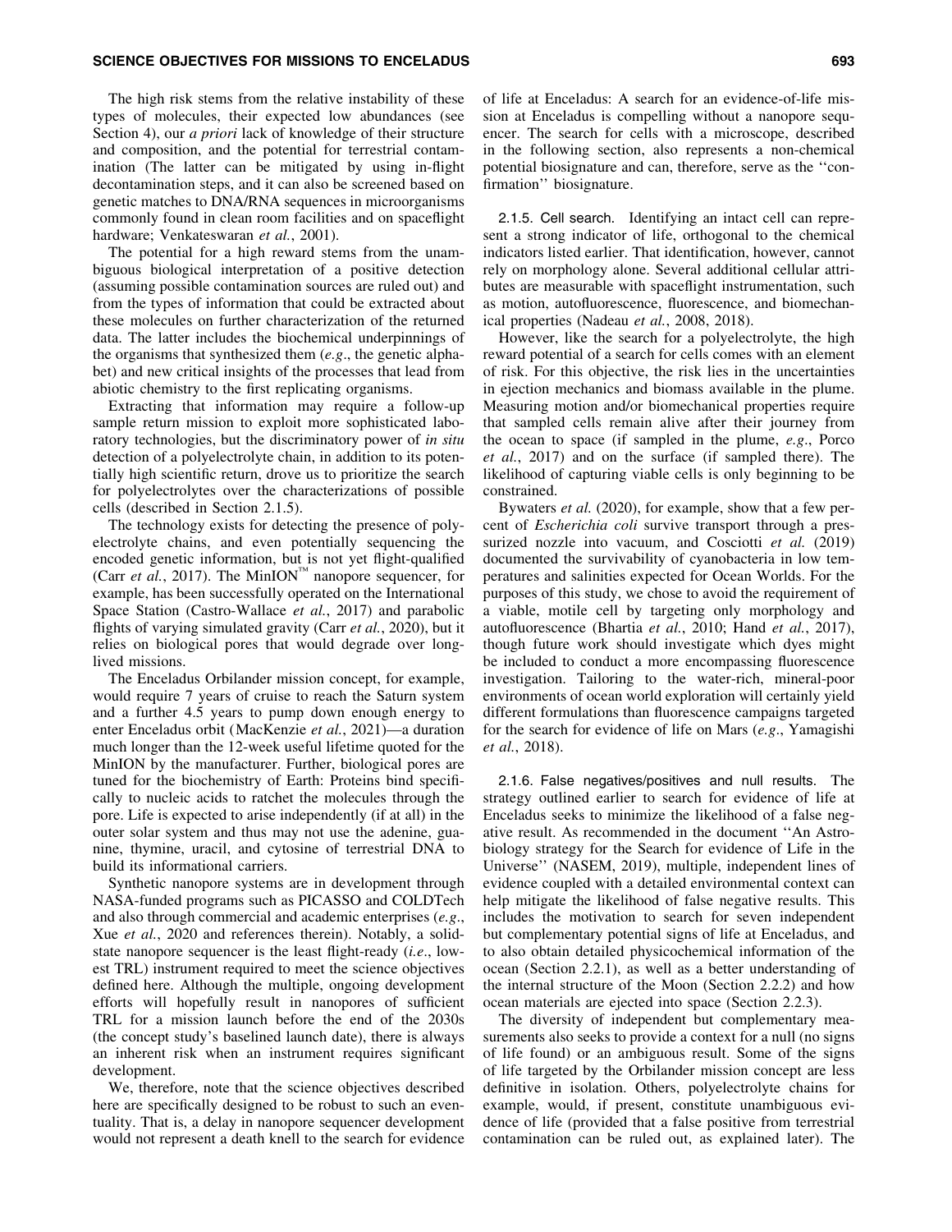The high risk stems from the relative instability of these types of molecules, their expected low abundances (see Section 4), our *a priori* lack of knowledge of their structure and composition, and the potential for terrestrial contamination (The latter can be mitigated by using in-flight decontamination steps, and it can also be screened based on genetic matches to DNA/RNA sequences in microorganisms commonly found in clean room facilities and on spaceflight hardware; Venkateswaran *et al.*, 2001).

The potential for a high reward stems from the unambiguous biological interpretation of a positive detection (assuming possible contamination sources are ruled out) and from the types of information that could be extracted about these molecules on further characterization of the returned data. The latter includes the biochemical underpinnings of the organisms that synthesized them (*e.g.*, the genetic alphabet) and new critical insights of the processes that lead from abiotic chemistry to the first replicating organisms.

Extracting that information may require a follow-up sample return mission to exploit more sophisticated laboratory technologies, but the discriminatory power of *in situ* detection of a polyelectrolyte chain, in addition to its potentially high scientific return, drove us to prioritize the search for polyelectrolytes over the characterizations of possible cells (described in Section 2.1.5).

The technology exists for detecting the presence of polyelectrolyte chains, and even potentially sequencing the encoded genetic information, but is not yet flight-qualified (Carr *et al.*, 2017). The MinION™ nanopore sequencer, for example, has been successfully operated on the International Space Station (Castro-Wallace *et al.*, 2017) and parabolic flights of varying simulated gravity (Carr *et al.*, 2020), but it relies on biological pores that would degrade over long-lived missions.

The Enceladus Orbilander mission concept, for example, would require 7 years of cruise to reach the Saturn system and a further 4.5 years to pump down enough energy to enter Enceladus orbit (MacKenzie *et al.*, 2021)—a duration much longer than the 12-week useful lifetime quoted for the MinION by the manufacturer. Further, biological pores are tuned for the biochemistry of Earth: Proteins bind specifically to nucleic acids to ratchet the molecules through the pore. Life is expected to arise independently (if at all) in the outer solar system and thus may not use the adenine, guanine, thymine, uracil, and cytosine of terrestrial DNA to build its informational carriers.

Synthetic nanopore systems are in development through NASA-funded programs such as PICASSO and COLDTech and also through commercial and academic enterprises (*e.g.*, Xue *et al.*, 2020 and references therein). Notably, a solid-state nanopore sequencer is the least flight-ready (*i.e.*, lowest TRL) instrument required to meet the science objectives defined here. Although the multiple, ongoing development efforts will hopefully result in nanopores of sufficient TRL for a mission launch before the end of the 2030s (the concept study's baselined launch date), there is always an inherent risk when an instrument requires significant development.

We, therefore, note that the science objectives described here are specifically designed to be robust to such an eventuality. That is, a delay in nanopore sequencer development would not represent a death knell to the search for evidence of life at Enceladus: A search for an evidence-of-life mission at Enceladus is compelling without a nanopore sequencer. The search for cells with a microscope, described in the following section, also represents a non-chemical potential biosignature and can, therefore, serve as the ''confirmation'' biosignature.

### 2.1.5. Cell search.

Identifying an intact cell can represent a strong indicator of life, orthogonal to the chemical indicators listed earlier. That identification, however, cannot rely on morphology alone. Several additional cellular attributes are measurable with spaceflight instrumentation, such as motion, autofluorescence, fluorescence, and biomechanical properties (Nadeau *et al.*, 2008, 2018).

However, like the search for a polyelectrolyte, the high reward potential of a search for cells comes with an element of risk. For this objective, the risk lies in the uncertainties in ejection mechanics and biomass available in the plume. Measuring motion and/or biomechanical properties require that sampled cells remain alive after their journey from the ocean to space (if sampled in the plume, *e.g.*, Porco *et al.*, 2017) and on the surface (if sampled there). The likelihood of capturing viable cells is only beginning to be constrained.

Bywaters *et al.* (2020), for example, show that a few percent of *Escherichia coli* survive transport through a pressurized nozzle into vacuum, and Cosciotti *et al.* (2019) documented the survivability of cyanobacteria in low temperatures and salinities expected for Ocean Worlds. For the purposes of this study, we chose to avoid the requirement of a viable, motile cell by targeting only morphology and autofluorescence (Bhartia *et al.*, 2010; Hand *et al.*, 2017), though future work should investigate which dyes might be included to conduct a more encompassing fluorescence investigation. Tailoring to the water-rich, mineral-poor environments of ocean world exploration will certainly yield different formulations than fluorescence campaigns targeted for the search for evidence of life on Mars (*e.g.*, Yamagishi *et al.*, 2018).

### 2.1.6. False negatives/positives and null results.

The strategy outlined earlier to search for evidence of life at Enceladus seeks to minimize the likelihood of a false negative result. As recommended in the document ''An Astrobiology strategy for the Search for evidence of Life in the Universe'' (NASEM, 2019), multiple, independent lines of evidence coupled with a detailed environmental context can help mitigate the likelihood of false negative results. This includes the motivation to search for seven independent but complementary potential signs of life at Enceladus, and to also obtain detailed physicochemical information of the ocean (Section 2.2.1), as well as a better understanding of the internal structure of the Moon (Section 2.2.2) and how ocean materials are ejected into space (Section 2.2.3).

The diversity of independent but complementary measurements also seeks to provide a context for a null (no signs of life found) or an ambiguous result. Some of the signs of life targeted by the Orbilander mission concept are less definitive in isolation. Others, polyelectrolyte chains for example, would, if present, constitute unambiguous evidence of life (provided that a false positive from terrestrial contamination can be ruled out, as explained later). The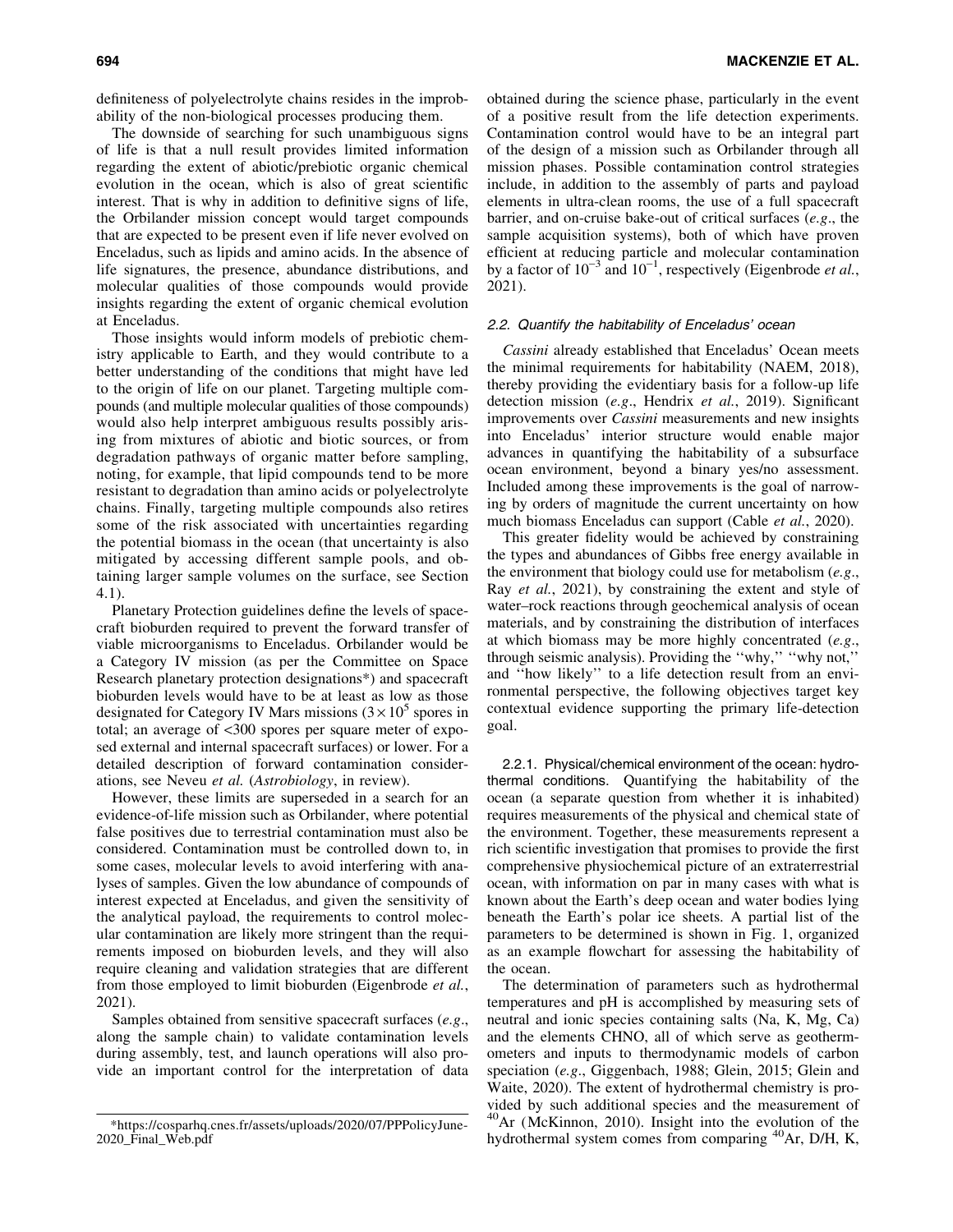definiteness of polyelectrolyte chains resides in the improbability of the non-biological processes producing them.

The downside of searching for such unambiguous signs of life is that a null result provides limited information regarding the extent of abiotic/prebiotic organic chemical evolution in the ocean, which is also of great scientific interest. That is why in addition to definitive signs of life, the Orbilander mission concept would target compounds that are expected to be present even if life never evolved on Enceladus, such as lipids and amino acids. In the absence of life signatures, the presence, abundance distributions, and molecular qualities of those compounds would provide insights regarding the extent of organic chemical evolution at Enceladus.

Those insights would inform models of prebiotic chemistry applicable to Earth, and they would contribute to a better understanding of the conditions that might have led to the origin of life on our planet. Targeting multiple compounds (and multiple molecular qualities of those compounds) would also help interpret ambiguous results possibly arising from mixtures of abiotic and biotic sources, or from degradation pathways of organic matter before sampling, noting, for example, that lipid compounds tend to be more resistant to degradation than amino acids or polyelectrolyte chains. Finally, targeting multiple compounds also retires some of the risk associated with uncertainties regarding the potential biomass in the ocean (that uncertainty is also mitigated by accessing different sample pools, and obtaining larger sample volumes on the surface, see Section 4.1).

Planetary Protection guidelines define the levels of spacecraft bioburden required to prevent the forward transfer of viable microorganisms to Enceladus. Orbilander would be a Category IV mission (as per the Committee on Space Research planetary protection designations*) and spacecraft bioburden levels would have to be at least as low as those designated for Category IV Mars missions ($3 \times 10^5$ spores in total; an average of <300 spores per square meter of exposed external and internal spacecraft surfaces) or lower. For a detailed description of forward contamination considerations, see Neveu *et al.* (*Astrobiology*, in review).

However, these limits are superseded in a search for an evidence-of-life mission such as Orbilander, where potential false positives due to terrestrial contamination must also be considered. Contamination must be controlled down to, in some cases, molecular levels to avoid interfering with analyses of samples. Given the low abundance of compounds of interest expected at Enceladus, and given the sensitivity of the analytical payload, the requirements to control molecular contamination are likely more stringent than the requirements imposed on bioburden levels, and they will also require cleaning and validation strategies that are different from those employed to limit bioburden (Eigenbrode *et al.*, 2021).

Samples obtained from sensitive spacecraft surfaces (*e.g.*, along the sample chain) to validate contamination levels during assembly, test, and launch operations will also provide an important control for the interpretation of data obtained during the science phase, particularly in the event of a positive result from the life detection experiments. Contamination control would have to be an integral part of the design of a mission such as Orbilander through all mission phases. Possible contamination control strategies include, in addition to the assembly of parts and payload elements in ultra-clean rooms, the use of a full spacecraft barrier, and on-cruise bake-out of critical surfaces (*e.g.*, the sample acquisition systems), both of which have proven efficient at reducing particle and molecular contamination by a factor of $10^{-3}$ and $10^{-1}$, respectively (Eigenbrode *et al.*, 2021).

### 2.2. Quantify the habitability of Enceladus' ocean

*Cassini* already established that Enceladus' Ocean meets the minimal requirements for habitability (NAEM, 2018), thereby providing the evidentiary basis for a follow-up life detection mission (*e.g.*, Hendrix *et al.*, 2019). Significant improvements over *Cassini* measurements and new insights into Enceladus' interior structure would enable major advances in quantifying the habitability of a subsurface ocean environment, beyond a binary yes/no assessment. Included among these improvements is the goal of narrowing by orders of magnitude the current uncertainty on how much biomass Enceladus can support (Cable *et al.*, 2020).

This greater fidelity would be achieved by constraining the types and abundances of Gibbs free energy available in the environment that biology could use for metabolism (*e.g.*, Ray *et al.*, 2021), by constraining the extent and style of water–rock reactions through geochemical analysis of ocean materials, and by constraining the distribution of interfaces at which biomass may be more highly concentrated (*e.g.*, through seismic analysis). Providing the ''why,'' ''why not,'' and ''how likely'' to a life detection result from an environmental perspective, the following objectives target key contextual evidence supporting the primary life-detection goal.

#### 2.2.1. Physical/chemical environment of the ocean: hydrothermal conditions.

Quantifying the habitability of the ocean (a separate question from whether it is inhabited) requires measurements of the physical and chemical state of the environment. Together, these measurements represent a rich scientific investigation that promises to provide the first comprehensive physiochemical picture of an extraterrestrial ocean, with information on par in many cases with what is known about the Earth's deep ocean and water bodies lying beneath the Earth's polar ice sheets. A partial list of the parameters to be determined is shown in Fig. 1, organized as an example flowchart for assessing the habitability of the ocean.

The determination of parameters such as hydrothermal temperatures and pH is accomplished by measuring sets of neutral and ionic species containing salts (Na, K, Mg, Ca) and the elements CHNO, all of which serve as geothermometers and inputs to thermodynamic models of carbon speciation (*e.g.*, Giggenbach, 1988; Glein, 2015; Glein and Waite, 2020). The extent of hydrothermal chemistry is provided by such additional species and the measurement of $^{40}Ar$ (McKinnon, 2010). Insight into the evolution of the hydrothermal system comes from comparing $^{40}Ar$, D/H, K,

*https://cosparhq.cnes.fr/assets/uploads/2020/07/PPPolicyJune-2020_Final_Web.pdf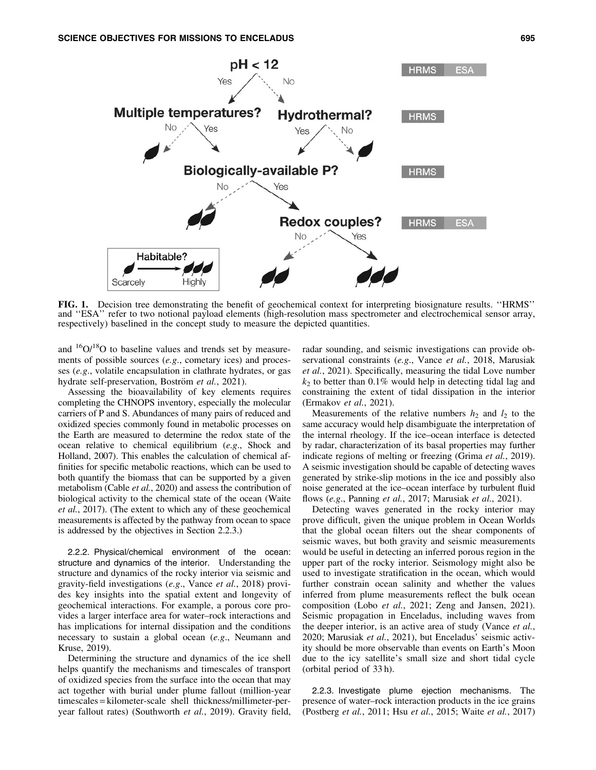FIG. 1. Decision tree demonstrating the benefit of geochemical context for interpreting biosignature results. ''HRMS'' and ''ESA'' refer to two notional payload elements (high-resolution mass spectrometer and electrochemical sensor array, respectively) baselined in the concept study to measure the depicted quantities.

and $^{16}O/^{18}O$ to baseline values and trends set by measurements of possible sources (*e.g.*, cometary ices) and processes (*e.g.*, volatile encapsulation in clathrate hydrates, or gas hydrate self-preservation, Boström *et al.*, 2021).

Assessing the bioavailability of key elements requires completing the CHNOPS inventory, especially the molecular carriers of P and S. Abundances of many pairs of reduced and oxidized species commonly found in metabolic processes on the Earth are measured to determine the redox state of the ocean relative to chemical equilibrium (*e.g.*, Shock and Holland, 2007). This enables the calculation of chemical affinities for specific metabolic reactions, which can be used to both quantify the biomass that can be supported by a given metabolism (Cable *et al.*, 2020) and assess the contribution of biological activity to the chemical state of the ocean (Waite *et al.*, 2017). (The extent to which any of these geochemical measurements is affected by the pathway from ocean to space is addressed by the objectives in Section 2.2.3.)

#### 2.2.2. Physical/chemical environment of the ocean: structure and dynamics of the interior.

Understanding the structure and dynamics of the rocky interior via seismic and gravity-field investigations (*e.g.*, Vance *et al.*, 2018) provides key insights into the spatial extent and longevity of geochemical interactions. For example, a porous core provides a larger interface area for water–rock interactions and has implications for internal dissipation and the conditions necessary to sustain a global ocean (*e.g.*, Neumann and Kruse, 2019).

Determining the structure and dynamics of the ice shell helps quantify the mechanisms and timescales of transport of oxidized species from the surface into the ocean that may act together with burial under plume fallout (million-year timescales = kilometer-scale shell thickness/millimeter-per-year fallout rates) (Southworth *et al.*, 2019). Gravity field, radar sounding, and seismic investigations can provide observational constraints (*e.g.*, Vance *et al.*, 2018, Marusiak *et al.*, 2021). Specifically, measuring the tidal Love number $k_2$ to better than 0.1% would help in detecting tidal lag and constraining the extent of tidal dissipation in the interior (Ermakov *et al.*, 2021).

Measurements of the relative numbers $h_2$ and $l_2$ to the same accuracy would help disambiguate the interpretation of the internal rheology. If the ice–ocean interface is detected by radar, characterization of its basal properties may further indicate regions of melting or freezing (Grima *et al.*, 2019). A seismic investigation should be capable of detecting waves generated by strike-slip motions in the ice and possibly also noise generated at the ice–ocean interface by turbulent fluid flows (*e.g.*, Panning *et al.*, 2017; Marusiak *et al.*, 2021).

Detecting waves generated in the rocky interior may prove difficult, given the unique problem in Ocean Worlds that the global ocean filters out the shear components of seismic waves, but both gravity and seismic measurements would be useful in detecting an inferred porous region in the upper part of the rocky interior. Seismology might also be used to investigate stratification in the ocean, which would further constrain ocean salinity and whether the values inferred from plume measurements reflect the bulk ocean composition (Lobo *et al.*, 2021; Zeng and Jansen, 2021). Seismic propagation in Enceladus, including waves from the deeper interior, is an active area of study (Vance *et al.*, 2020; Marusiak *et al.*, 2021), but Enceladus' seismic activity should be more observable than events on Earth's Moon due to the icy satellite's small size and short tidal cycle (orbital period of 33 h).

#### 2.2.3. Investigate plume ejection mechanisms.

The presence of water–rock interaction products in the ice grains (Postberg *et al.*, 2011; Hsu *et al.*, 2015; Waite *et al.*, 2017)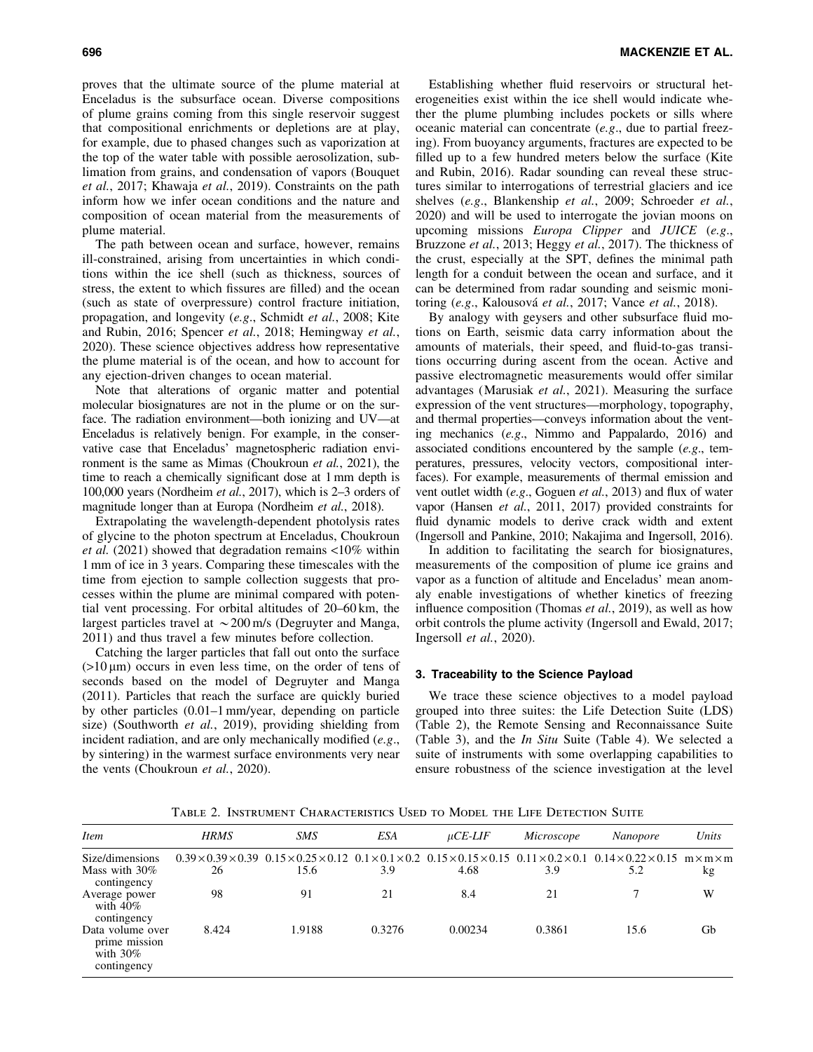proves that the ultimate source of the plume material at Enceladus is the subsurface ocean. Diverse compositions of plume grains coming from this single reservoir suggest that compositional enrichments or depletions are at play, for example, due to phased changes such as vaporization at the top of the water table with possible aerosolization, sublimation from grains, and condensation of vapors (Bouquet *et al.*, 2017; Khawaja *et al.*, 2019). Constraints on the path inform how we infer ocean conditions and the nature and composition of ocean material from the measurements of plume material.

The path between ocean and surface, however, remains ill-constrained, arising from uncertainties in which conditions within the ice shell (such as thickness, sources of stress, the extent to which fissures are filled) and the ocean (such as state of overpressure) control fracture initiation, propagation, and longevity (*e.g.*, Schmidt *et al.*, 2008; Kite and Rubin, 2016; Spencer *et al.*, 2018; Hemingway *et al.*, 2020). These science objectives address how representative the plume material is of the ocean, and how to account for any ejection-driven changes to ocean material.

Note that alterations of organic matter and potential molecular biosignatures are not in the plume or on the surface. The radiation environment—both ionizing and UV—at Enceladus is relatively benign. For example, in the conservative case that Enceladus' magnetospheric radiation environment is the same as Mimas (Choukroun *et al.*, 2021), the time to reach a chemically significant dose at 1 mm depth is 100,000 years (Nordheim *et al.*, 2017), which is 2–3 orders of magnitude longer than at Europa (Nordheim *et al.*, 2018).

Extrapolating the wavelength-dependent photolysis rates of glycine to the photon spectrum at Enceladus, Choukroun *et al.* (2021) showed that degradation remains <10% within 1 mm of ice in 3 years. Comparing these timescales with the time from ejection to sample collection suggests that processes within the plume are minimal compared with potential vent processing. For orbital altitudes of 20–60 km, the largest particles travel at ~200 m/s (Degruyter and Manga, 2011) and thus travel a few minutes before collection.

Catching the larger particles that fall out onto the surface (>10 μm) occurs in even less time, on the order of tens of seconds based on the model of Degruyter and Manga (2011). Particles that reach the surface are quickly buried by other particles (0.01–1 mm/year, depending on particle size) (Southworth *et al.*, 2019), providing shielding from incident radiation, and are only mechanically modified (*e.g.*, by sintering) in the warmest surface environments very near the vents (Choukroun *et al.*, 2020).

Establishing whether fluid reservoirs or structural heterogeneities exist within the ice shell would indicate whether the plume plumbing includes pockets or sills where oceanic material can concentrate (*e.g.*, due to partial freezing). From buoyancy arguments, fractures are expected to be filled up to a few hundred meters below the surface (Kite and Rubin, 2016). Radar sounding can reveal these structures similar to interrogations of terrestrial glaciers and ice shelves (*e.g.*, Blankenship *et al.*, 2009; Schroeder *et al.*, 2020) and will be used to interrogate the jovian moons on upcoming missions *Europa Clipper* and *JUICE* (*e.g.*, Bruzzone *et al.*, 2013; Heggy *et al.*, 2017). The thickness of the crust, especially at the SPT, defines the minimal path length for a conduit between the ocean and surface, and it can be determined from radar sounding and seismic monitoring (*e.g.*, Kalousová *et al.*, 2017; Vance *et al.*, 2018).

By analogy with geysers and other subsurface fluid motions on Earth, seismic data carry information about the amounts of materials, their speed, and fluid-to-gas transitions occurring during ascent from the ocean. Active and passive electromagnetic measurements would offer similar advantages (Marusiak *et al.*, 2021). Measuring the surface expression of the vent structures—morphology, topography, and thermal properties—conveys information about the venting mechanics (*e.g.*, Nimmo and Pappalardo, 2016) and associated conditions encountered by the sample (*e.g.*, temperatures, pressures, velocity vectors, compositional interfaces). For example, measurements of thermal emission and vent outlet width (*e.g.*, Goguen *et al.*, 2013) and flux of water vapor (Hansen *et al.*, 2011, 2017) provided constraints for fluid dynamic models to derive crack width and extent (Ingersoll and Pankine, 2010; Nakajima and Ingersoll, 2016).

In addition to facilitating the search for biosignatures, measurements of the composition of plume ice grains and vapor as a function of altitude and Enceladus' mean anomaly enable investigations of whether kinetics of freezing influence composition (Thomas *et al.*, 2019), as well as how orbit controls the plume activity (Ingersoll and Ewald, 2017; Ingersoll *et al.*, 2020).

### 3. Traceability to the Science Payload

We trace these science objectives to a model payload grouped into three suites: the Life Detection Suite (LDS) (Table 2), the Remote Sensing and Reconnaissance Suite (Table 3), and the *In Situ* Suite (Table 4). We selected a suite of instruments with some overlapping capabilities to ensure robustness of the science investigation at the level

Table 2. Instrument Characteristics Used to Model the Life Detection Suite

| *Item* | *HRMS* | *SMS* | *ESA* | *μCE-LIF* | *Microscope* | *Nanopore* | *Units* |
|---|---|---|---|---|---|---|---|
| Size/dimensions | 0.39×0.39×0.39 | 0.15×0.25×0.12 | 0.1×0.1×0.2 | 0.15×0.15×0.15 | 0.11×0.2×0.1 | 0.14×0.22×0.15 | m×m×m |
| Mass with 30% contingency | 26 | 15.6 | 3.9 | 4.68 | 3.9 | 5.2 | kg |
| Average power with 40% contingency | 98 | 91 | 21 | 8.4 | 21 | 7 | W |
| Data volume over prime mission with 30% contingency | 8.424 | 1.9188 | 0.3276 | 0.00234 | 0.3861 | 15.6 | Gb |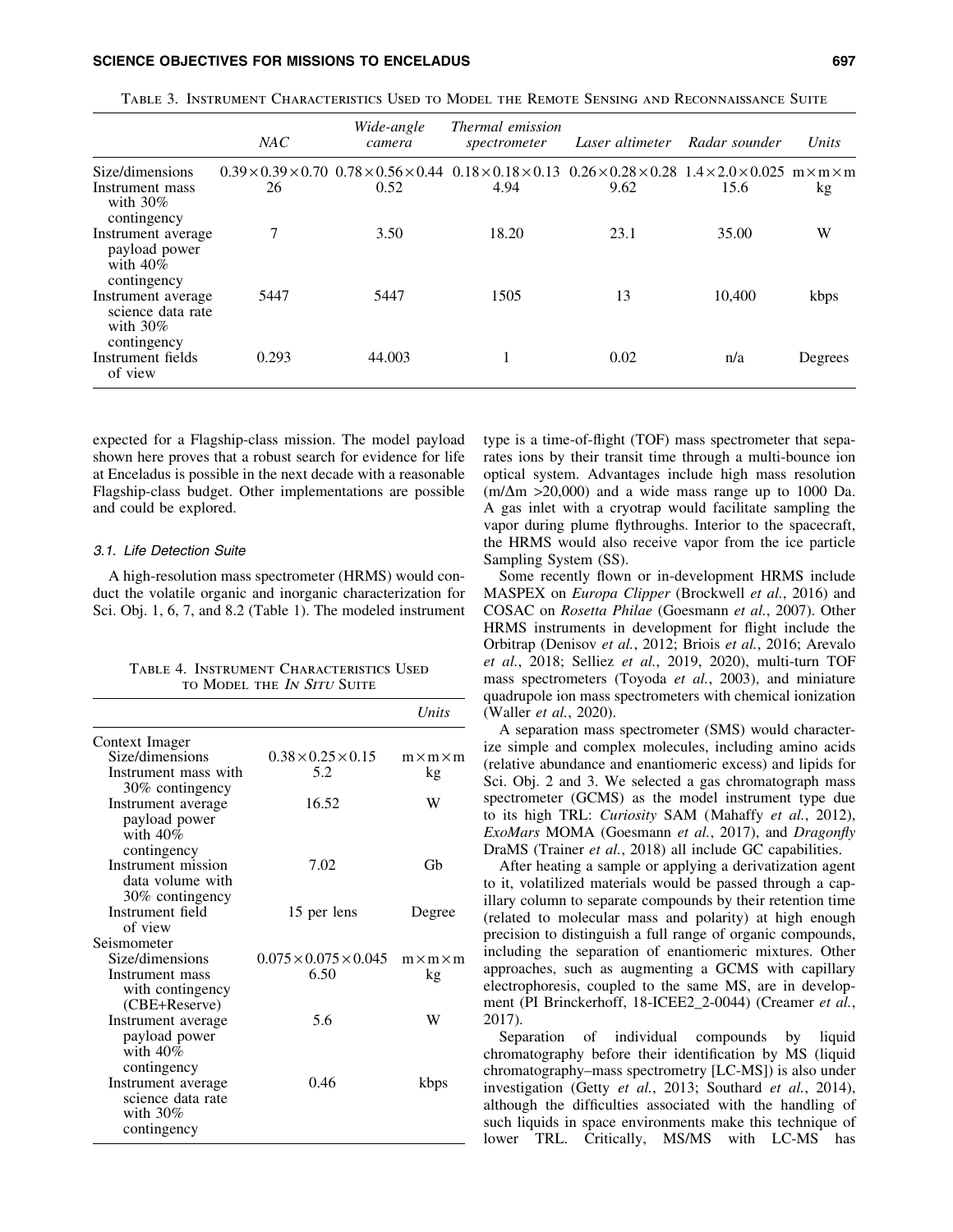Table 3. Instrument Characteristics Used to Model the Remote Sensing and Reconnaissance Suite

| | *NAC* | *Wide-angle camera* | *Thermal emission spectrometer* | *Laser altimeter* | *Radar sounder* | *Units* |
|---|---|---|---|---|---|---|
| Size/dimensions | 0.39 × 0.39 × 0.70 | 0.78 × 0.56 × 0.44 | 0.18 × 0.18 × 0.13 | 0.26 × 0.28 × 0.28 | 1.4 × 2.0 × 0.025 | m × m × m |
| Instrument mass with 30% contingency | 26 | 0.52 | 4.94 | 9.62 | 15.6 | kg |
| Instrument average payload power with 40% contingency | 7 | 3.50 | 18.20 | 23.1 | 35.00 | W |
| Instrument average science data rate with 30% contingency | 5447 | 5447 | 1505 | 13 | 10,400 | kbps |
| Instrument fields of view | 0.293 | 44.003 | 1 | 0.02 | n/a | Degrees |

expected for a Flagship-class mission. The model payload shown here proves that a robust search for evidence for life at Enceladus is possible in the next decade with a reasonable Flagship-class budget. Other implementations are possible and could be explored.

### 3.1. Life Detection Suite

A high-resolution mass spectrometer (HRMS) would conduct the volatile organic and inorganic characterization for Sci. Obj. 1, 6, 7, and 8.2 (Table 1). The modeled instrument type is a time-of-flight (TOF) mass spectrometer that separates ions by their transit time through a multi-bounce ion optical system. Advantages include high mass resolution ($m/\Delta m$ >20,000) and a wide mass range up to 1000 Da. A gas inlet with a cryotrap would facilitate sampling the vapor during plume flythroughs. Interior to the spacecraft, the HRMS would also receive vapor from the ice particle Sampling System (SS).

Table 4. Instrument Characteristics Used to Model the *In Situ* Suite

| | | *Units* |
|---|---|---|
| Context Imager | | |
| Size/dimensions | 0.38 × 0.25 × 0.15 | m × m × m |
| Instrument mass with 30% contingency | 5.2 | kg |
| Instrument average payload power with 40% contingency | 16.52 | W |
| Instrument mission data volume with 30% contingency | 7.02 | Gb |
| Instrument field of view | 15 per lens | Degree |
| Seismometer | | |
| Size/dimensions | 0.075 × 0.075 × 0.045 | m × m × m |
| Instrument mass with contingency (CBE+Reserve) | 6.50 | kg |
| Instrument average payload power with 40% contingency | 5.6 | W |
| Instrument average science data rate with 30% contingency | 0.46 | kbps |

Some recently flown or in-development HRMS include MASPEX on *Europa Clipper* (Brockwell *et al.*, 2016) and COSAC on *Rosetta Philae* (Goesmann *et al.*, 2007). Other HRMS instruments in development for flight include the Orbitrap (Denisov *et al.*, 2012; Briois *et al.*, 2016; Arevalo *et al.*, 2018; Selliez *et al.*, 2019, 2020), multi-turn TOF mass spectrometers (Toyoda *et al.*, 2003), and miniature quadrupole ion mass spectrometers with chemical ionization (Waller *et al.*, 2020).

A separation mass spectrometer (SMS) would characterize simple and complex molecules, including amino acids (relative abundance and enantiomeric excess) and lipids for Sci. Obj. 2 and 3. We selected a gas chromatograph mass spectrometer (GCMS) as the model instrument type due to its high TRL: *Curiosity* SAM (Mahaffy *et al.*, 2012), *ExoMars* MOMA (Goesmann *et al.*, 2017), and *Dragonfly* DraMS (Trainer *et al.*, 2018) all include GC capabilities.

After heating a sample or applying a derivatization agent to it, volatilized materials would be passed through a capillary column to separate compounds by their retention time (related to molecular mass and polarity) at high enough precision to distinguish a full range of organic compounds, including the separation of enantiomeric mixtures. Other approaches, such as augmenting a GCMS with capillary electrophoresis, coupled to the same MS, are in development (PI Brinckerhoff, 18-ICEE2_2-0044) (Creamer *et al.*, 2017).

Separation of individual compounds by liquid chromatography before their identification by MS (liquid chromatography–mass spectrometry [LC-MS]) is also under investigation (Getty *et al.*, 2013; Southard *et al.*, 2014), although the difficulties associated with the handling of such liquids in space environments make this technique of lower TRL. Critically, MS/MS with LC-MS has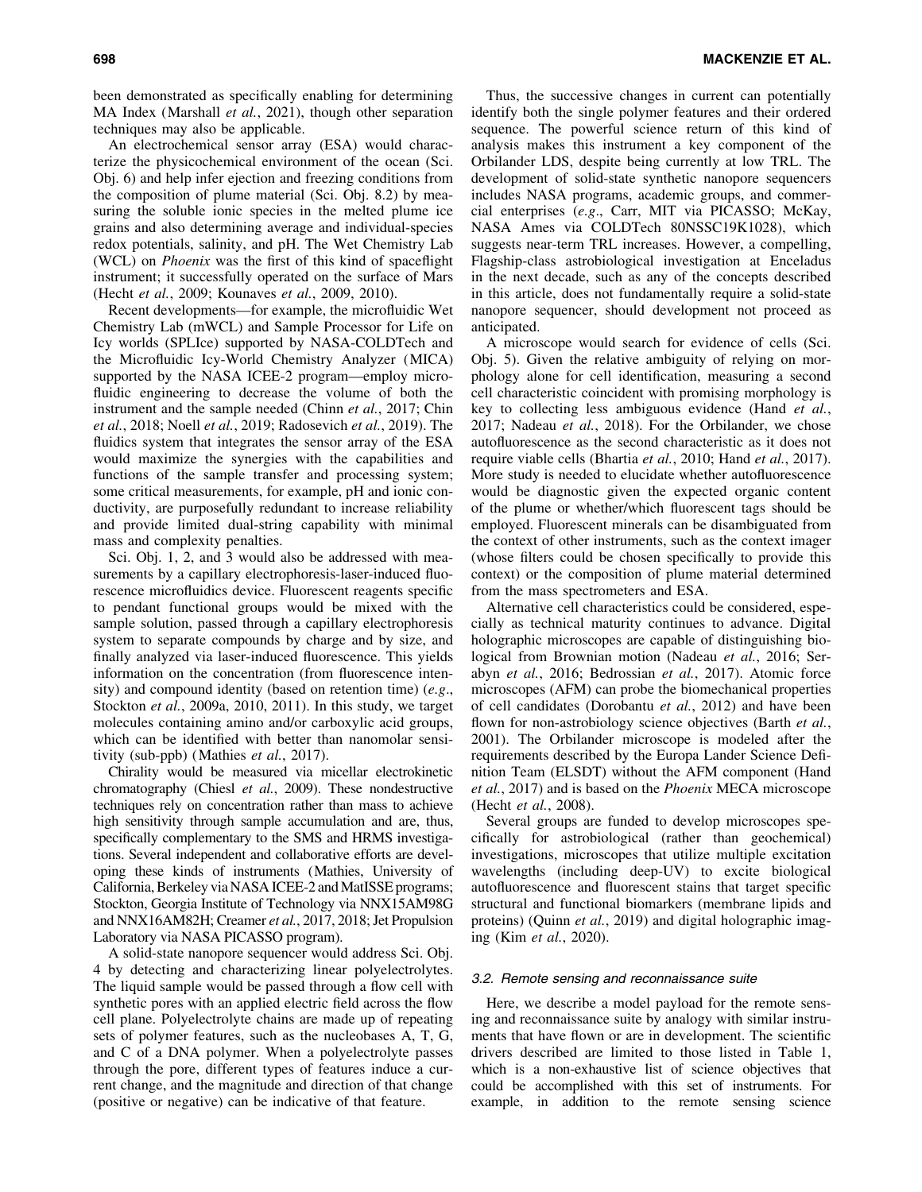been demonstrated as specifically enabling for determining MA Index (Marshall *et al.*, 2021), though other separation techniques may also be applicable.

An electrochemical sensor array (ESA) would characterize the physicochemical environment of the ocean (Sci. Obj. 6) and help infer ejection and freezing conditions from the composition of plume material (Sci. Obj. 8.2) by measuring the soluble ionic species in the melted plume ice grains and also determining average and individual-species redox potentials, salinity, and pH. The Wet Chemistry Lab (WCL) on *Phoenix* was the first of this kind of spaceflight instrument; it successfully operated on the surface of Mars (Hecht *et al.*, 2009; Kounaves *et al.*, 2009, 2010).

Recent developments—for example, the microfluidic Wet Chemistry Lab (mWCL) and Sample Processor for Life on Icy worlds (SPLIce) supported by NASA-COLDTech and the Microfluidic Icy-World Chemistry Analyzer (MICA) supported by the NASA ICEE-2 program—employ microfluidic engineering to decrease the volume of both the instrument and the sample needed (Chinn *et al.*, 2017; Chin *et al.*, 2018; Noell *et al.*, 2019; Radosevich *et al.*, 2019). The fluidics system that integrates the sensor array of the ESA would maximize the synergies with the capabilities and functions of the sample transfer and processing system; some critical measurements, for example, pH and ionic conductivity, are purposefully redundant to increase reliability and provide limited dual-string capability with minimal mass and complexity penalties.

Sci. Obj. 1, 2, and 3 would also be addressed with measurements by a capillary electrophoresis-laser-induced fluorescence microfluidics device. Fluorescent reagents specific to pendant functional groups would be mixed with the sample solution, passed through a capillary electrophoresis system to separate compounds by charge and by size, and finally analyzed via laser-induced fluorescence. This yields information on the concentration (from fluorescence intensity) and compound identity (based on retention time) (*e.g.*, Stockton *et al.*, 2009a, 2010, 2011). In this study, we target molecules containing amino and/or carboxylic acid groups, which can be identified with better than nanomolar sensitivity (sub-ppb) (Mathies *et al.*, 2017).

Chirality would be measured via micellar electrokinetic chromatography (Chiesl *et al.*, 2009). These nondestructive techniques rely on concentration rather than mass to achieve high sensitivity through sample accumulation and are, thus, specifically complementary to the SMS and HRMS investigations. Several independent and collaborative efforts are developing these kinds of instruments (Mathies, University of California, Berkeley via NASA ICEE-2 and MatISSE programs; Stockton, Georgia Institute of Technology via NNX15AM98G and NNX16AM82H; Creamer *et al.*, 2017, 2018; Jet Propulsion Laboratory via NASA PICASSO program).

A solid-state nanopore sequencer would address Sci. Obj. 4 by detecting and characterizing linear polyelectrolytes. The liquid sample would be passed through a flow cell with synthetic pores with an applied electric field across the flow cell plane. Polyelectrolyte chains are made up of repeating sets of polymer features, such as the nucleobases A, T, G, and C of a DNA polymer. When a polyelectrolyte passes through the pore, different types of features induce a current change, and the magnitude and direction of that change (positive or negative) can be indicative of that feature.

Thus, the successive changes in current can potentially identify both the single polymer features and their ordered sequence. The powerful science return of this kind of analysis makes this instrument a key component of the Orbilander LDS, despite being currently at low TRL. The development of solid-state synthetic nanopore sequencers includes NASA programs, academic groups, and commercial enterprises (*e.g.*, Carr, MIT via PICASSO; McKay, NASA Ames via COLDTech 80NSSC19K1028), which suggests near-term TRL increases. However, a compelling, Flagship-class astrobiological investigation at Enceladus in the next decade, such as any of the concepts described in this article, does not fundamentally require a solid-state nanopore sequencer, should development not proceed as anticipated.

A microscope would search for evidence of cells (Sci. Obj. 5). Given the relative ambiguity of relying on morphology alone for cell identification, measuring a second cell characteristic coincident with promising morphology is key to collecting less ambiguous evidence (Hand *et al.*, 2017; Nadeau *et al.*, 2018). For the Orbilander, we chose autofluorescence as the second characteristic as it does not require viable cells (Bhartia *et al.*, 2010; Hand *et al.*, 2017). More study is needed to elucidate whether autofluorescence would be diagnostic given the expected organic content of the plume or whether/which fluorescent tags should be employed. Fluorescent minerals can be disambiguated from the context of other instruments, such as the context imager (whose filters could be chosen specifically to provide this context) or the composition of plume material determined from the mass spectrometers and ESA.

Alternative cell characteristics could be considered, especially as technical maturity continues to advance. Digital holographic microscopes are capable of distinguishing biological from Brownian motion (Nadeau *et al.*, 2016; Serabyn *et al.*, 2016; Bedrossian *et al.*, 2017). Atomic force microscopes (AFM) can probe the biomechanical properties of cell candidates (Dorobantu *et al.*, 2012) and have been flown for non-astrobiology science objectives (Barth *et al.*, 2001). The Orbilander microscope is modeled after the requirements described by the Europa Lander Science Definition Team (ELSDT) without the AFM component (Hand *et al.*, 2017) and is based on the *Phoenix* MECA microscope (Hecht *et al.*, 2008).

Several groups are funded to develop microscopes specifically for astrobiological (rather than geochemical) investigations, microscopes that utilize multiple excitation wavelengths (including deep-UV) to excite biological autofluorescence and fluorescent stains that target specific structural and functional biomarkers (membrane lipids and proteins) (Quinn *et al.*, 2019) and digital holographic imaging (Kim *et al.*, 2020).

### 3.2. Remote sensing and reconnaissance suite

Here, we describe a model payload for the remote sensing and reconnaissance suite by analogy with similar instruments that have flown or are in development. The scientific drivers described are limited to those listed in Table 1, which is a non-exhaustive list of science objectives that could be accomplished with this set of instruments. For example, in addition to the remote sensing science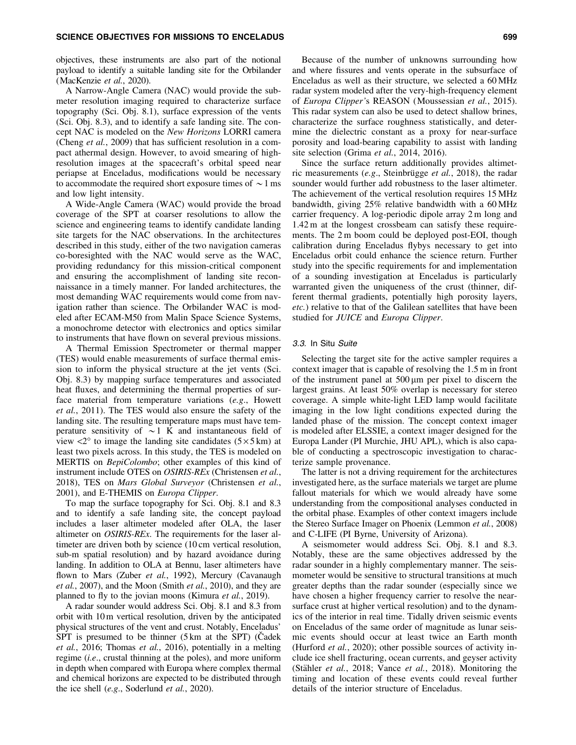objectives, these instruments are also part of the notional payload to identify a suitable landing site for the Orbilander (MacKenzie *et al.*, 2020).

A Narrow-Angle Camera (NAC) would provide the submeter resolution imaging required to characterize surface topography (Sci. Obj. 8.1), surface expression of the vents (Sci. Obj. 8.3), and to identify a safe landing site. The concept NAC is modeled on the *New Horizons* LORRI camera (Cheng *et al.*, 2009) that has sufficient resolution in a compact athermal design. However, to avoid smearing of high-resolution images at the spacecraft's orbital speed near periapse at Enceladus, modifications would be necessary to accommodate the required short exposure times of $\sim 1$ ms and low light intensity.

A Wide-Angle Camera (WAC) would provide the broad coverage of the SPT at coarser resolutions to allow the science and engineering teams to identify candidate landing site targets for the NAC observations. In the architectures described in this study, either of the two navigation cameras co-boresighted with the NAC would serve as the WAC, providing redundancy for this mission-critical component and ensuring the accomplishment of landing site reconnaissance in a timely manner. For landed architectures, the most demanding WAC requirements would come from navigation rather than science. The Orbilander WAC is modeled after ECAM-M50 from Malin Space Science Systems, a monochrome detector with electronics and optics similar to instruments that have flown on several previous missions.

A Thermal Emission Spectrometer or thermal mapper (TES) would enable measurements of surface thermal emission to inform the physical structure at the jet vents (Sci. Obj. 8.3) by mapping surface temperatures and associated heat fluxes, and determining the thermal properties of surface material from temperature variations (*e.g.*, Howett *et al.*, 2011). The TES would also ensure the safety of the landing site. The resulting temperature maps must have temperature sensitivity of $\sim 1$ K and instantaneous field of view $<2°$ to image the landing site candidates ($5 \times 5$ km) at least two pixels across. In this study, the TES is modeled on MERTIS on *BepiColombo*; other examples of this kind of instrument include OTES on *OSIRIS-REx* (Christensen *et al.*, 2018), TES on *Mars Global Surveyor* (Christensen *et al.*, 2001), and E-THEMIS on *Europa Clipper*.

To map the surface topography for Sci. Obj. 8.1 and 8.3 and to identify a safe landing site, the concept payload includes a laser altimeter modeled after OLA, the laser altimeter on *OSIRIS-REx*. The requirements for the laser altimeter are driven both by science (10 cm vertical resolution, sub-m spatial resolution) and by hazard avoidance during landing. In addition to OLA at Bennu, laser altimeters have flown to Mars (Zuber *et al.*, 1992), Mercury (Cavanaugh *et al.*, 2007), and the Moon (Smith *et al.*, 2010), and they are planned to fly to the jovian moons (Kimura *et al.*, 2019).

A radar sounder would address Sci. Obj. 8.1 and 8.3 from orbit with 10 m vertical resolution, driven by the anticipated physical structures of the vent and crust. Notably, Enceladus' SPT is presumed to be thinner (5 km at the SPT) (Čadek *et al.*, 2016; Thomas *et al.*, 2016), potentially in a melting regime (*i.e.*, crustal thinning at the poles), and more uniform in depth when compared with Europa where complex thermal and chemical horizons are expected to be distributed through the ice shell (*e.g.*, Soderlund *et al.*, 2020).

Because of the number of unknowns surrounding how and where fissures and vents operate in the subsurface of Enceladus as well as their structure, we selected a 60 MHz radar system modeled after the very-high-frequency element of *Europa Clipper's* REASON (Moussessian *et al.*, 2015). This radar system can also be used to detect shallow brines, characterize the surface roughness statistically, and determine the dielectric constant as a proxy for near-surface porosity and load-bearing capability to assist with landing site selection (Grima *et al.*, 2014, 2016).

Since the surface return additionally provides altimetric measurements (*e.g.*, Steinbrügge *et al.*, 2018), the radar sounder would further add robustness to the laser altimeter. The achievement of the vertical resolution requires 15 MHz bandwidth, giving 25% relative bandwidth with a 60 MHz carrier frequency. A log-periodic dipole array 2 m long and 1.42 m at the longest crossbeam can satisfy these requirements. The 2 m boom could be deployed post-EOI, though calibration during Enceladus flybys necessary to get into Enceladus orbit could enhance the science return. Further study into the specific requirements for and implementation of a sounding investigation at Enceladus is particularly warranted given the uniqueness of the crust (thinner, different thermal gradients, potentially high porosity layers, *etc.*) relative to that of the Galilean satellites that have been studied for *JUICE* and *Europa Clipper*.

### 3.3. In Situ *Suite*

Selecting the target site for the active sampler requires a context imager that is capable of resolving the 1.5 m in front of the instrument panel at 500 μm per pixel to discern the largest grains. At least 50% overlap is necessary for stereo coverage. A simple white-light LED lamp would facilitate imaging in the low light conditions expected during the landed phase of the mission. The concept context imager is modeled after ELSSIE, a context imager designed for the Europa Lander (PI Murchie, JHU APL), which is also capable of conducting a spectroscopic investigation to characterize sample provenance.

The latter is not a driving requirement for the architectures investigated here, as the surface materials we target are plume fallout materials for which we would already have some understanding from the compositional analyses conducted in the orbital phase. Examples of other context imagers include the Stereo Surface Imager on Phoenix (Lemmon *et al.*, 2008) and C-LIFE (PI Byrne, University of Arizona).

A seismometer would address Sci. Obj. 8.1 and 8.3. Notably, these are the same objectives addressed by the radar sounder in a highly complementary manner. The seismometer would be sensitive to structural transitions at much greater depths than the radar sounder (especially since we have chosen a higher frequency carrier to resolve the near-surface crust at higher vertical resolution) and to the dynamics of the interior in real time. Tidally driven seismic events on Enceladus of the same order of magnitude as lunar seismic events should occur at least twice an Earth month (Hurford *et al.*, 2020); other possible sources of activity include ice shell fracturing, ocean currents, and geyser activity (Stähler *et al.*, 2018; Vance *et al.*, 2018). Monitoring the timing and location of these events could reveal further details of the interior structure of Enceladus.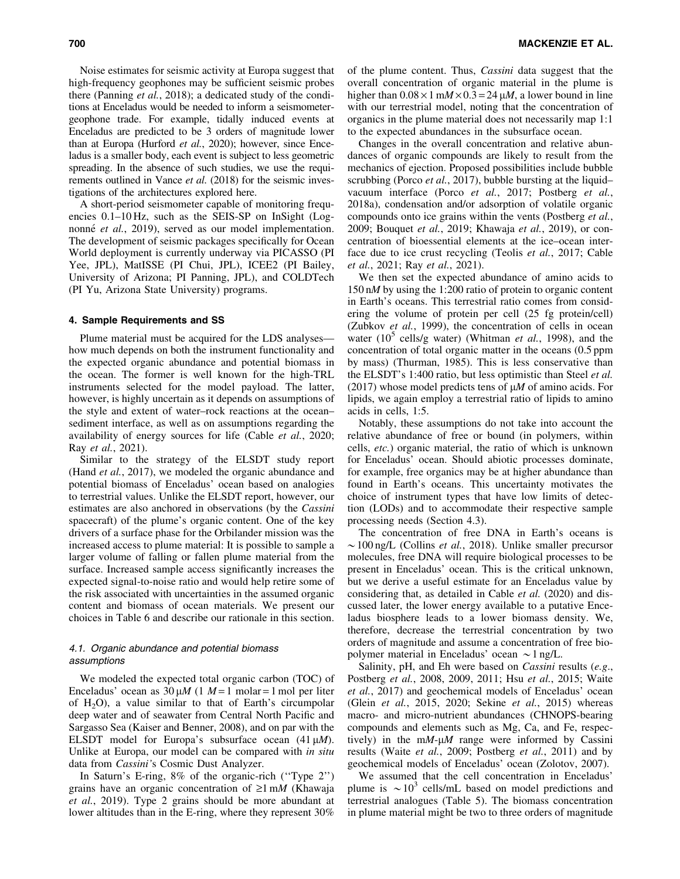Noise estimates for seismic activity at Europa suggest that high-frequency geophones may be sufficient seismic probes there (Panning *et al.*, 2018); a dedicated study of the conditions at Enceladus would be needed to inform a seismometer-geophone trade. For example, tidally induced events at Enceladus are predicted to be 3 orders of magnitude lower than at Europa (Hurford *et al.*, 2020); however, since Enceladus is a smaller body, each event is subject to less geometric spreading. In the absence of such studies, we use the requirements outlined in Vance *et al.* (2018) for the seismic investigations of the architectures explored here.

A short-period seismometer capable of monitoring frequencies 0.1–10 Hz, such as the SEIS-SP on InSight (Lognonné *et al.*, 2019), served as our model implementation. The development of seismic packages specifically for Ocean World deployment is currently underway via PICASSO (PI Yee, JPL), MatISSE (PI Chui, JPL), ICEE2 (PI Bailey, University of Arizona; PI Panning, JPL), and COLDTech (PI Yu, Arizona State University) programs.

## 4. Sample Requirements and SS

Plume material must be acquired for the LDS analyses—how much depends on both the instrument functionality and the expected organic abundance and potential biomass in the ocean. The former is well known for the high-TRL instruments selected for the model payload. The latter, however, is highly uncertain as it depends on assumptions of the style and extent of water–rock reactions at the ocean–sediment interface, as well as on assumptions regarding the availability of energy sources for life (Cable *et al.*, 2020; Ray *et al.*, 2021).

Similar to the strategy of the ELSDT study report (Hand *et al.*, 2017), we modeled the organic abundance and potential biomass of Enceladus' ocean based on analogies to terrestrial values. Unlike the ELSDT report, however, our estimates are also anchored in observations (by the *Cassini* spacecraft) of the plume's organic content. One of the key drivers of a surface phase for the Orbilander mission was the increased access to plume material: It is possible to sample a larger volume of falling or fallen plume material from the surface. Increased sample access significantly increases the expected signal-to-noise ratio and would help retire some of the risk associated with uncertainties in the assumed organic content and biomass of ocean materials. We present our choices in Table 6 and describe our rationale in this section.

### 4.1. Organic abundance and potential biomass assumptions

We modeled the expected total organic carbon (TOC) of Enceladus' ocean as 30 μ*M* (1 *M* = 1 molar = 1 mol per liter of $H_2O$), a value similar to that of Earth's circumpolar deep water and of seawater from Central North Pacific and Sargasso Sea (Kaiser and Benner, 2008), and on par with the ELSDT model for Europa's subsurface ocean (41 μ*M*). Unlike at Europa, our model can be compared with *in situ* data from *Cassini*'s Cosmic Dust Analyzer.

In Saturn's E-ring, 8% of the organic-rich ("Type 2") grains have an organic concentration of ≥1 m*M* (Khawaja *et al.*, 2019). Type 2 grains should be more abundant at lower altitudes than in the E-ring, where they represent 30% of the plume content. Thus, *Cassini* data suggest that the overall concentration of organic material in the plume is higher than $0.08 \times 1$ m*M* $\times 0.3 = 24$ μ*M*, a lower bound in line with our terrestrial model, noting that the concentration of organics in the plume material does not necessarily map 1:1 to the expected abundances in the subsurface ocean.

Changes in the overall concentration and relative abundances of organic compounds are likely to result from the mechanics of ejection. Proposed possibilities include bubble scrubbing (Porco *et al.*, 2017), bubble bursting at the liquid–vacuum interface (Porco *et al.*, 2017; Postberg *et al.*, 2018a), condensation and/or adsorption of volatile organic compounds onto ice grains within the vents (Postberg *et al.*, 2009; Bouquet *et al.*, 2019; Khawaja *et al.*, 2019), or concentration of bioessential elements at the ice–ocean interface due to ice crust recycling (Teolis *et al.*, 2017; Cable *et al.*, 2021; Ray *et al.*, 2021).

We then set the expected abundance of amino acids to 150 n*M* by using the 1:200 ratio of protein to organic content in Earth's oceans. This terrestrial ratio comes from considering the volume of protein per cell (25 fg protein/cell) (Zubkov *et al.*, 1999), the concentration of cells in ocean water ($10^5$ cells/g water) (Whitman *et al.*, 1998), and the concentration of total organic matter in the oceans (0.5 ppm by mass) (Thurman, 1985). This is less conservative than the ELSDT's 1:400 ratio, but less optimistic than Steel *et al.* (2017) whose model predicts tens of μ*M* of amino acids. For lipids, we again employ a terrestrial ratio of lipids to amino acids in cells, 1:5.

Notably, these assumptions do not take into account the relative abundance of free or bound (in polymers, within cells, *etc.*) organic material, the ratio of which is unknown for Enceladus' ocean. Should abiotic processes dominate, for example, free organics may be at higher abundance than found in Earth's oceans. This uncertainty motivates the choice of instrument types that have low limits of detection (LODs) and to accommodate their respective sample processing needs (Section 4.3).

The concentration of free DNA in Earth's oceans is ∼100 ng/L (Collins *et al.*, 2018). Unlike smaller precursor molecules, free DNA will require biological processes to be present in Enceladus' ocean. This is the critical unknown, but we derive a useful estimate for an Enceladus value by considering that, as detailed in Cable *et al.* (2020) and discussed later, the lower energy available to a putative Enceladus biosphere leads to a lower biomass density. We, therefore, decrease the terrestrial concentration by two orders of magnitude and assume a concentration of free biopolymer material in Enceladus' ocean ∼1 ng/L.

Salinity, pH, and Eh were based on *Cassini* results (*e.g.*, Postberg *et al.*, 2008, 2009, 2011; Hsu *et al.*, 2015; Waite *et al.*, 2017) and geochemical models of Enceladus' ocean (Glein *et al.*, 2015, 2020; Sekine *et al.*, 2015) whereas macro- and micro-nutrient abundances (CHNOPS-bearing compounds and elements such as Mg, Ca, and Fe, respectively) in the m*M*-μ*M* range were informed by Cassini results (Waite *et al.*, 2009; Postberg *et al.*, 2011) and by geochemical models of Enceladus' ocean (Zolotov, 2007).

We assumed that the cell concentration in Enceladus' plume is ∼$10^3$ cells/mL based on model predictions and terrestrial analogues (Table 5). The biomass concentration in plume material might be two to three orders of magnitude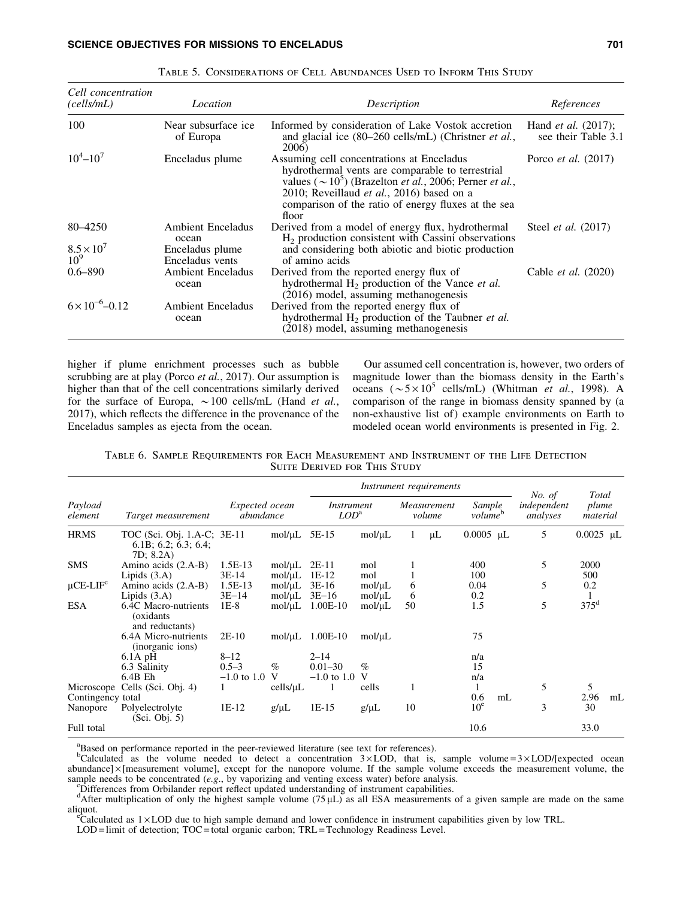Table 5. Considerations of Cell Abundances Used to Inform This Study

| Cell concentration (cells/mL) | Location | Description | References |
|---|---|---|---|
| 100 | Near subsurface ice of Europa | Informed by consideration of Lake Vostok accretion and glacial ice (80–260 cells/mL) (Christner *et al.*, 2006) | Hand *et al.* (2017); see their Table 3.1 |
| $10^4$–$10^7$ | Enceladus plume | Assuming cell concentrations at Enceladus hydrothermal vents are comparable to terrestrial values ($\sim 10^5$) (Brazelton *et al.*, 2006; Perner *et al.*, 2010; Reveillaud *et al.*, 2016) based on a comparison of the ratio of energy fluxes at the sea floor | Porco *et al.* (2017) |
| 80–4250 | Ambient Enceladus ocean | Derived from a model of energy flux, hydrothermal $H_2$ production consistent with Cassini observations and considering both abiotic and biotic production of amino acids | Steel *et al.* (2017) |
| $8.5\times10^7$ | Enceladus plume | | |
| $10^9$ | Enceladus vents | | |
| 0.6–890 | Ambient Enceladus ocean | Derived from the reported energy flux of hydrothermal $H_2$ production of the Vance *et al.* (2016) model, assuming methanogenesis | Cable *et al.* (2020) |
| $6\times10^{-6}$–0.12 | Ambient Enceladus ocean | Derived from the reported energy flux of hydrothermal $H_2$ production of the Taubner *et al.* (2018) model, assuming methanogenesis | |

higher if plume enrichment processes such as bubble scrubbing are at play (Porco *et al.*, 2017). Our assumption is higher than that of the cell concentrations similarly derived for the surface of Europa, ~100 cells/mL (Hand *et al.*, 2017), which reflects the difference in the provenance of the Enceladus samples as ejecta from the ocean.

Our assumed cell concentration is, however, two orders of magnitude lower than the biomass density in the Earth's oceans ($\sim 5\times10^5$ cells/mL) (Whitman *et al.*, 1998). A comparison of the range in biomass density spanned by (a non-exhaustive list of) example environments on Earth to modeled ocean world environments is presented in Fig. 2.

Table 6. Sample Requirements for Each Measurement and Instrument of the Life Detection Suite Derived for This Study

| Payload element | Target measurement | Expected ocean abundance | | Instrument $LOD^a$ | | Measurement volume | | Sample volume[b] | | No. of independent analyses | Total plume material | |
|---|---|---|---|---|---|---|---|---|---|---|---|---|
| HRMS | TOC (Sci. Obj. 1.A-C; 6.1B; 6.2; 6.3; 6.4; 7D; 8.2A) | 3E-11 | mol/μL | 5E-15 | mol/μL | 1 | μL | 0.0005 | μL | 5 | 0.0025 | μL |
| SMS | Amino acids (2.A-B) | 1.5E-13 | mol/μL | 2E-11 | mol | 1 | | 400 | | 5 | 2000 | |
| | Lipids (3.A) | 3E-14 | mol/μL | 1E-12 | mol | 1 | | 100 | | | 500 | |
| μCE-LIF[c] | Amino acids (2.A-B) | 1.5E-13 | mol/μL | 3E-16 | mol/μL | 6 | | 0.04 | | 5 | 0.2 | |
| | Lipids (3.A) | 3E–14 | mol/μL | 3E–16 | mol/μL | 6 | | 0.2 | | | 1 | |
| ESA | 6.4C Macro-nutrients (oxidants and reductants) | 1E-8 | mol/μL | 1.00E-10 | mol/μL | 50 | | 1.5 | | 5 | 375[d] | |
| | 6.4A Micro-nutrients (inorganic ions) | 2E-10 | mol/μL | 1.00E-10 | mol/μL | | | 75 | | | | |
| | 6.1A pH | 8–12 | | 2–14 | | | | n/a | | | | |
| | 6.3 Salinity | 0.5–3 | % | 0.01–30 | % | | | 15 | | | | |
| | 6.4B Eh | −1.0 to 1.0 | V | −1.0 to 1.0 | V | | | n/a | | | | |
| Microscope | Cells (Sci. Obj. 4) | 1 | cells/μL | 1 | cells | 1 | | 1 | | 5 | 5 | |
| Contingency total | | | | | | | | 0.6 | mL | | 2.96 | mL |
| Nanopore | Polyelectrolyte (Sci. Obj. 5) | 1E-12 | g/μL | 1E-15 | g/μL | 10 | | $10^e$ | | 3 | 30 | |
| Full total | | | | | | | | 10.6 | | | 33.0 | |

[a]Based on performance reported in the peer-reviewed literature (see text for references).
[b]Calculated as the volume needed to detect a concentration 3×LOD, that is, sample volume = 3×LOD/[expected ocean abundance]×[measurement volume], except for the nanopore volume. If the sample volume exceeds the measurement volume, the sample needs to be concentrated (*e.g.*, by vaporizing and venting excess water) before analysis.
[c]Differences from Orbilander report reflect updated understanding of instrument capabilities.
[d]After multiplication of only the highest sample volume (75 μL) as all ESA measurements of a given sample are made on the same aliquot.
[e]Calculated as 1×LOD due to high sample demand and lower confidence in instrument capabilities given by low TRL.
LOD = limit of detection; TOC = total organic carbon; TRL = Technology Readiness Level.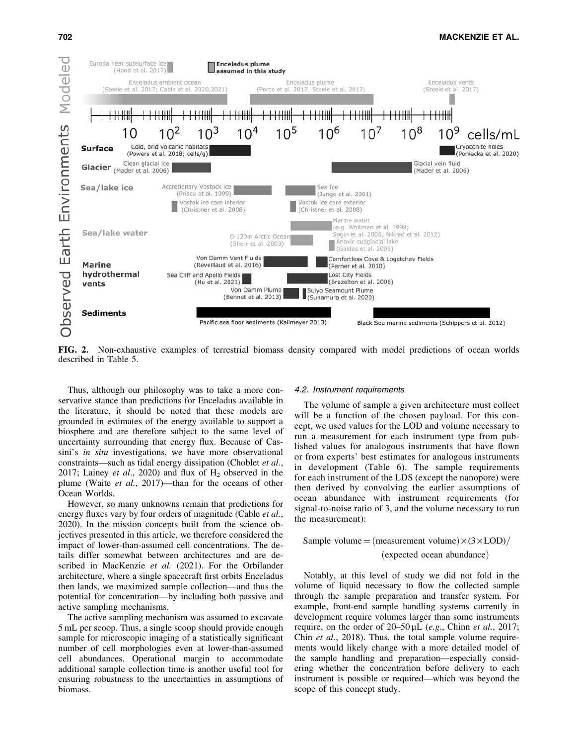**FIG. 2.** Non-exhaustive examples of terrestrial biomass density compared with model predictions of ocean worlds described in Table 5.

Thus, although our philosophy was to take a more conservative stance than predictions for Enceladus available in the literature, it should be noted that these models are grounded in estimates of the energy available to support a biosphere and are therefore subject to the same level of uncertainty surrounding that energy flux. Because of Cassini's *in situ* investigations, we have more observational constraints—such as tidal energy dissipation (Choblet *et al.*, 2017; Lainey *et al.*, 2020) and flux of $H_2$ observed in the plume (Waite *et al.*, 2017)—than for the oceans of other Ocean Worlds.

However, so many unknowns remain that predictions for energy fluxes vary by four orders of magnitude (Cable *et al.*, 2020). In the mission concepts built from the science objectives presented in this article, we therefore considered the impact of lower-than-assumed cell concentrations. The details differ somewhat between architectures and are described in MacKenzie *et al.* (2021). For the Orbilander architecture, where a single spacecraft first orbits Enceladus then lands, we maximized sample collection—and thus the potential for concentration—by including both passive and active sampling mechanisms.

The active sampling mechanism was assumed to excavate 5 mL per scoop. Thus, a single scoop should provide enough sample for microscopic imaging of a statistically significant number of cell morphologies even at lower-than-assumed cell abundances. Operational margin to accommodate additional sample collection time is another useful tool for ensuring robustness to the uncertainties in assumptions of biomass.

### 4.2. Instrument requirements

The volume of sample a given architecture must collect will be a function of the chosen payload. For this concept, we used values for the LOD and volume necessary to run a measurement for each instrument type from published values for analogous instruments that have flown or from experts' best estimates for analogous instruments in development (Table 6). The sample requirements for each instrument of the LDS (except the nanopore) were then derived by convolving the earlier assumptions of ocean abundance with instrument requirements (for signal-to-noise ratio of 3, and the volume necessary to run the measurement):

$$\text{Sample volume} = (\text{measurement volume}) \times (3 \times \text{LOD}) / (\text{expected ocean abundance})$$

Notably, at this level of study we did not fold in the volume of liquid necessary to flow the collected sample through the sample preparation and transfer system. For example, front-end sample handling systems currently in development require volumes larger than some instruments require, on the order of 20–50 μL (*e.g.*, Chinn *et al.*, 2017; Chin *et al.*, 2018). Thus, the total sample volume requirements would likely change with a more detailed model of the sample handling and preparation—especially considering whether the concentration before delivery to each instrument is possible or required—which was beyond the scope of this concept study.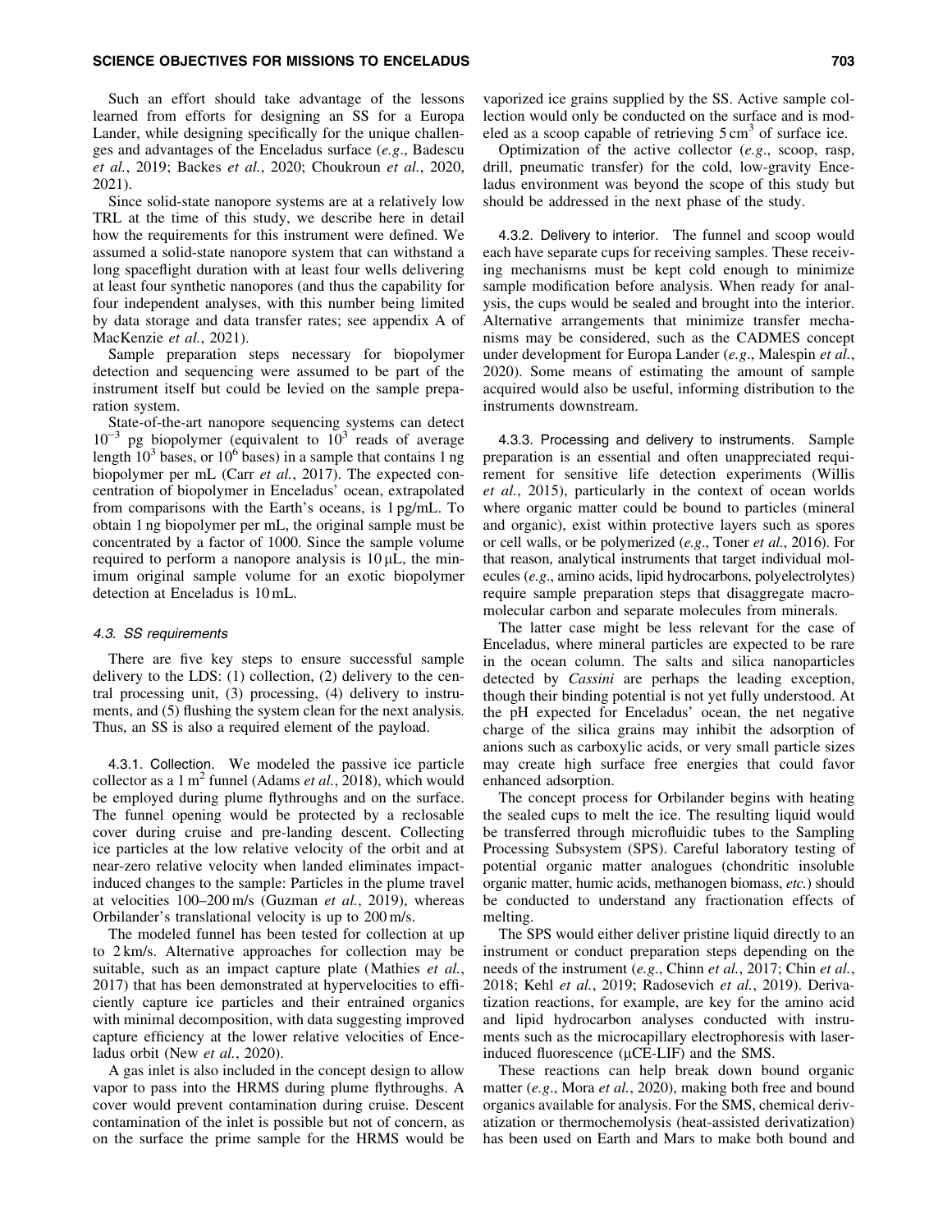Such an effort should take advantage of the lessons learned from efforts for designing an SS for a Europa Lander, while designing specifically for the unique challenges and advantages of the Enceladus surface (*e.g.*, Badescu *et al.*, 2019; Backes *et al.*, 2020; Choukroun *et al.*, 2020, 2021).

Since solid-state nanopore systems are at a relatively low TRL at the time of this study, we describe here in detail how the requirements for this instrument were defined. We assumed a solid-state nanopore system that can withstand a long spaceflight duration with at least four wells delivering at least four synthetic nanopores (and thus the capability for four independent analyses, with this number being limited by data storage and data transfer rates; see appendix A of MacKenzie *et al.*, 2021).

Sample preparation steps necessary for biopolymer detection and sequencing were assumed to be part of the instrument itself but could be levied on the sample preparation system.

State-of-the-art nanopore sequencing systems can detect $10^{-3}$ pg biopolymer (equivalent to $10^3$ reads of average length $10^3$ bases, or $10^6$ bases) in a sample that contains 1 ng biopolymer per mL (Carr *et al.*, 2017). The expected concentration of biopolymer in Enceladus' ocean, extrapolated from comparisons with the Earth's oceans, is 1 pg/mL. To obtain 1 ng biopolymer per mL, the original sample must be concentrated by a factor of 1000. Since the sample volume required to perform a nanopore analysis is 10 μL, the minimum original sample volume for an exotic biopolymer detection at Enceladus is 10 mL.

### 4.3. SS requirements

There are five key steps to ensure successful sample delivery to the LDS: (1) collection, (2) delivery to the central processing unit, (3) processing, (4) delivery to instruments, and (5) flushing the system clean for the next analysis. Thus, an SS is also a required element of the payload.

#### 4.3.1. Collection.

We modeled the passive ice particle collector as a 1 $m^2$ funnel (Adams *et al.*, 2018), which would be employed during plume flythroughs and on the surface. The funnel opening would be protected by a reclosable cover during cruise and pre-landing descent. Collecting ice particles at the low relative velocity of the orbit and at near-zero relative velocity when landed eliminates impact-induced changes to the sample: Particles in the plume travel at velocities 100–200 m/s (Guzman *et al.*, 2019), whereas Orbilander's translational velocity is up to 200 m/s.

The modeled funnel has been tested for collection at up to 2 km/s. Alternative approaches for collection may be suitable, such as an impact capture plate (Mathies *et al.*, 2017) that has been demonstrated at hypervelocities to efficiently capture ice particles and their entrained organics with minimal decomposition, with data suggesting improved capture efficiency at the lower relative velocities of Enceladus orbit (New *et al.*, 2020).

A gas inlet is also included in the concept design to allow vapor to pass into the HRMS during plume flythroughs. A cover would prevent contamination during cruise. Descent contamination of the inlet is possible but not of concern, as on the surface the prime sample for the HRMS would be vaporized ice grains supplied by the SS. Active sample collection would only be conducted on the surface and is modeled as a scoop capable of retrieving 5 $cm^3$ of surface ice.

Optimization of the active collector (*e.g.*, scoop, rasp, drill, pneumatic transfer) for the cold, low-gravity Enceladus environment was beyond the scope of this study but should be addressed in the next phase of the study.

#### 4.3.2. Delivery to interior.

The funnel and scoop would each have separate cups for receiving samples. These receiving mechanisms must be kept cold enough to minimize sample modification before analysis. When ready for analysis, the cups would be sealed and brought into the interior. Alternative arrangements that minimize transfer mechanisms may be considered, such as the CADMES concept under development for Europa Lander (*e.g.*, Malespin *et al.*, 2020). Some means of estimating the amount of sample acquired would also be useful, informing distribution to the instruments downstream.

#### 4.3.3. Processing and delivery to instruments.

Sample preparation is an essential and often unappreciated requirement for sensitive life detection experiments (Willis *et al.*, 2015), particularly in the context of ocean worlds where organic matter could be bound to particles (mineral and organic), exist within protective layers such as spores or cell walls, or be polymerized (*e.g.*, Toner *et al.*, 2016). For that reason, analytical instruments that target individual molecules (*e.g.*, amino acids, lipid hydrocarbons, polyelectrolytes) require sample preparation steps that disaggregate macromolecular carbon and separate molecules from minerals.

The latter case might be less relevant for the case of Enceladus, where mineral particles are expected to be rare in the ocean column. The salts and silica nanoparticles detected by *Cassini* are perhaps the leading exception, though their binding potential is not yet fully understood. At the pH expected for Enceladus' ocean, the net negative charge of the silica grains may inhibit the adsorption of anions such as carboxylic acids, or very small particle sizes may create high surface free energies that could favor enhanced adsorption.

The concept process for Orbilander begins with heating the sealed cups to melt the ice. The resulting liquid would be transferred through microfluidic tubes to the Sampling Processing Subsystem (SPS). Careful laboratory testing of potential organic matter analogues (chondritic insoluble organic matter, humic acids, methanogen biomass, *etc.*) should be conducted to understand any fractionation effects of melting.

The SPS would either deliver pristine liquid directly to an instrument or conduct preparation steps depending on the needs of the instrument (*e.g.*, Chinn *et al.*, 2017; Chin *et al.*, 2018; Kehl *et al.*, 2019; Radosevich *et al.*, 2019). Derivatization reactions, for example, are key for the amino acid and lipid hydrocarbon analyses conducted with instruments such as the microcapillary electrophoresis with laser-induced fluorescence (μCE-LIF) and the SMS.

These reactions can help break down bound organic matter (*e.g.*, Mora *et al.*, 2020), making both free and bound organics available for analysis. For the SMS, chemical derivatization or thermochemolysis (heat-assisted derivatization) has been used on Earth and Mars to make both bound and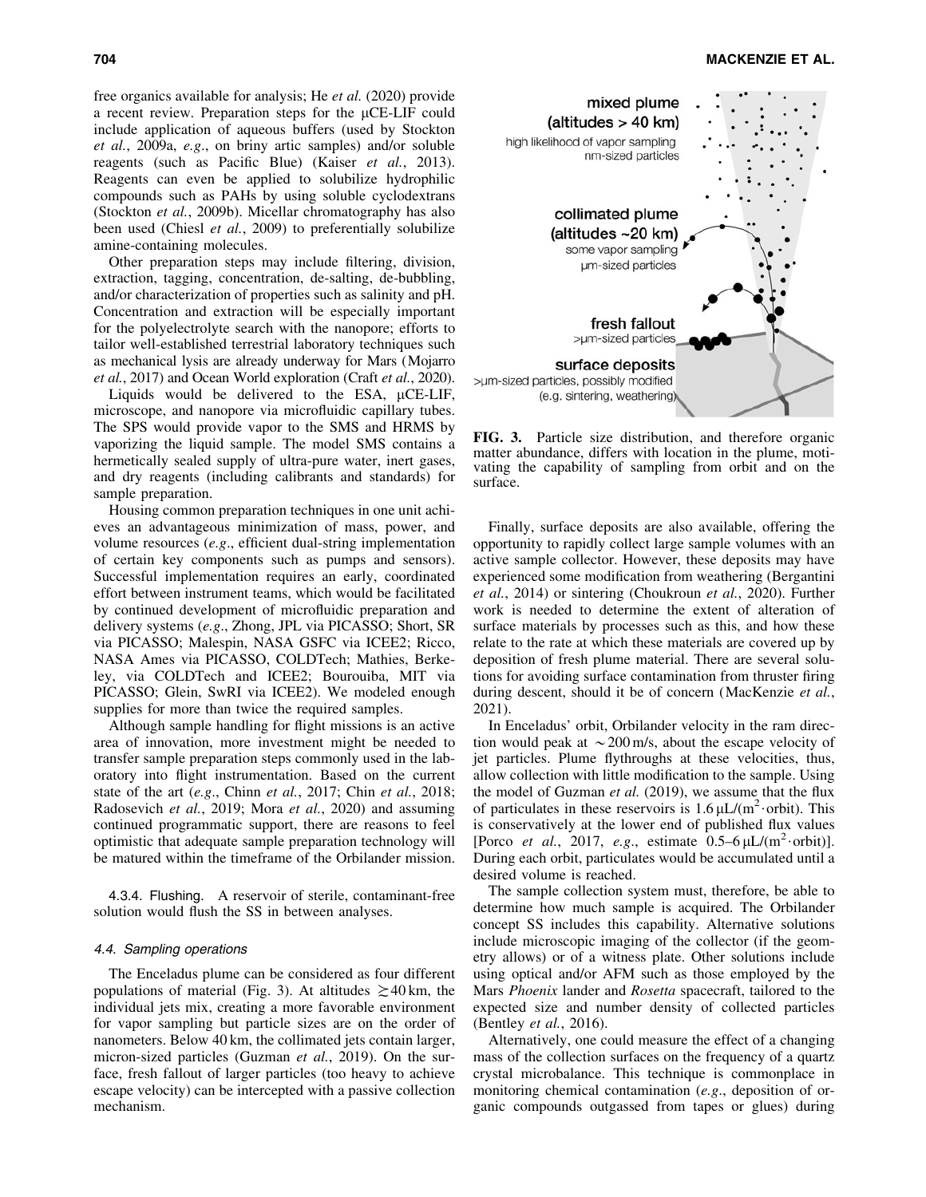free organics available for analysis; He *et al.* (2020) provide a recent review. Preparation steps for the μCE-LIF could include application of aqueous buffers (used by Stockton *et al.*, 2009a, *e.g.*, on briny artic samples) and/or soluble reagents (such as Pacific Blue) (Kaiser *et al.*, 2013). Reagents can even be applied to solubilize hydrophilic compounds such as PAHs by using soluble cyclodextrans (Stockton *et al.*, 2009b). Micellar chromatography has also been used (Chiesl *et al.*, 2009) to preferentially solubilize amine-containing molecules.

Other preparation steps may include filtering, division, extraction, tagging, concentration, de-salting, de-bubbling, and/or characterization of properties such as salinity and pH. Concentration and extraction will be especially important for the polyelectrolyte search with the nanopore; efforts to tailor well-established terrestrial laboratory techniques such as mechanical lysis are already underway for Mars (Mojarro *et al.*, 2017) and Ocean World exploration (Craft *et al.*, 2020).

Liquids would be delivered to the ESA, μCE-LIF, microscope, and nanopore via microfluidic capillary tubes. The SPS would provide vapor to the SMS and HRMS by vaporizing the liquid sample. The model SMS contains a hermetically sealed supply of ultra-pure water, inert gases, and dry reagents (including calibrants and standards) for sample preparation.

Housing common preparation techniques in one unit achieves an advantageous minimization of mass, power, and volume resources (*e.g.*, efficient dual-string implementation of certain key components such as pumps and sensors). Successful implementation requires an early, coordinated effort between instrument teams, which would be facilitated by continued development of microfluidic preparation and delivery systems (*e.g.*, Zhong, JPL via PICASSO; Short, SR via PICASSO; Malespin, NASA GSFC via ICEE2; Ricco, NASA Ames via PICASSO, COLDTech; Mathies, Berkeley, via COLDTech and ICEE2; Bourouiba, MIT via PICASSO; Glein, SwRI via ICEE2). We modeled enough supplies for more than twice the required samples.

Although sample handling for flight missions is an active area of innovation, more investment might be needed to transfer sample preparation steps commonly used in the laboratory into flight instrumentation. Based on the current state of the art (*e.g.*, Chinn *et al.*, 2017; Chin *et al.*, 2018; Radosevich *et al.*, 2019; Mora *et al.*, 2020) and assuming continued programmatic support, there are reasons to feel optimistic that adequate sample preparation technology will be matured within the timeframe of the Orbilander mission.

#### 4.3.4. Flushing.

A reservoir of sterile, contaminant-free solution would flush the SS in between analyses.

### 4.4. Sampling operations

The Enceladus plume can be considered as four different populations of material (Fig. 3). At altitudes $\gtrsim 40$ km, the individual jets mix, creating a more favorable environment for vapor sampling but particle sizes are on the order of nanometers. Below 40 km, the collimated jets contain larger, micron-sized particles (Guzman *et al.*, 2019). On the surface, fresh fallout of larger particles (too heavy to achieve escape velocity) can be intercepted with a passive collection mechanism.

mixed plume (altitudes > 40 km) high likelihood of vapor sampling nm-sized particles

collimated plume (altitudes ~20 km) some vapor sampling μm-sized particles

fresh fallout >μm-sized particles

surface deposits >μm-sized particles, possibly modified (e.g. sintering, weathering)

**FIG. 3.** Particle size distribution, and therefore organic matter abundance, differs with location in the plume, motivating the capability of sampling from orbit and on the surface.

Finally, surface deposits are also available, offering the opportunity to rapidly collect large sample volumes with an active sample collector. However, these deposits may have experienced some modification from weathering (Bergantini *et al.*, 2014) or sintering (Choukroun *et al.*, 2020). Further work is needed to determine the extent of alteration of surface materials by processes such as this, and how these relate to the rate at which these materials are covered up by deposition of fresh plume material. There are several solutions for avoiding surface contamination from thruster firing during descent, should it be of concern (MacKenzie *et al.*, 2021).

In Enceladus' orbit, Orbilander velocity in the ram direction would peak at $\sim 200$ m/s, about the escape velocity of jet particles. Plume flythroughs at these velocities, thus, allow collection with little modification to the sample. Using the model of Guzman *et al.* (2019), we assume that the flux of particulates in these reservoirs is $1.6\,\mu L/(m^2 \cdot \text{orbit})$. This is conservatively at the lower end of published flux values [Porco *et al.*, 2017, *e.g.*, estimate $0.5$–$6\,\mu L/(m^2 \cdot \text{orbit})$]. During each orbit, particulates would be accumulated until a desired volume is reached.

The sample collection system must, therefore, be able to determine how much sample is acquired. The Orbilander concept SS includes this capability. Alternative solutions include microscopic imaging of the collector (if the geometry allows) or of a witness plate. Other solutions include using optical and/or AFM such as those employed by the Mars *Phoenix* lander and *Rosetta* spacecraft, tailored to the expected size and number density of collected particles (Bentley *et al.*, 2016).

Alternatively, one could measure the effect of a changing mass of the collection surfaces on the frequency of a quartz crystal microbalance. This technique is commonplace in monitoring chemical contamination (*e.g.*, deposition of organic compounds outgassed from tapes or glues) during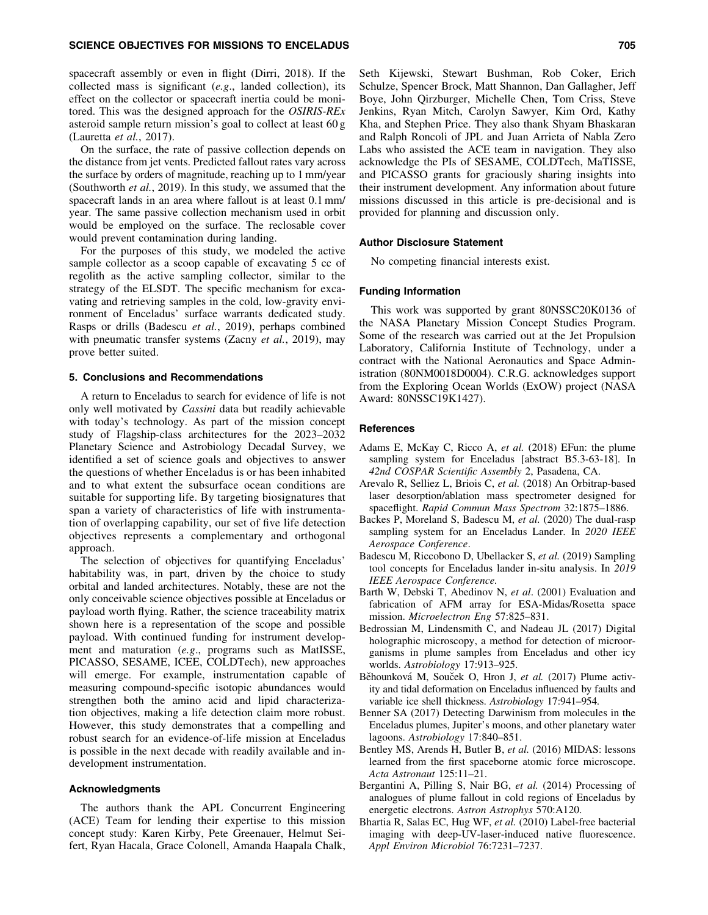spacecraft assembly or even in flight (Dirri, 2018). If the collected mass is significant (*e.g.*, landed collection), its effect on the collector or spacecraft inertia could be monitored. This was the designed approach for the *OSIRIS-REx* asteroid sample return mission's goal to collect at least 60 g (Lauretta *et al.*, 2017).

On the surface, the rate of passive collection depends on the distance from jet vents. Predicted fallout rates vary across the surface by orders of magnitude, reaching up to 1 mm/year (Southworth *et al.*, 2019). In this study, we assumed that the spacecraft lands in an area where fallout is at least 0.1 mm/year. The same passive collection mechanism used in orbit would be employed on the surface. The reclosable cover would prevent contamination during landing.

For the purposes of this study, we modeled the active sample collector as a scoop capable of excavating 5 cc of regolith as the active sampling collector, similar to the strategy of the ELSDT. The specific mechanism for excavating and retrieving samples in the cold, low-gravity environment of Enceladus' surface warrants dedicated study. Rasps or drills (Badescu *et al.*, 2019), perhaps combined with pneumatic transfer systems (Zacny *et al.*, 2019), may prove better suited.

## 5. Conclusions and Recommendations

A return to Enceladus to search for evidence of life is not only well motivated by *Cassini* data but readily achievable with today's technology. As part of the mission concept study of Flagship-class architectures for the 2023–2032 Planetary Science and Astrobiology Decadal Survey, we identified a set of science goals and objectives to answer the questions of whether Enceladus is or has been inhabited and to what extent the subsurface ocean conditions are suitable for supporting life. By targeting biosignatures that span a variety of characteristics of life with instrumentation of overlapping capability, our set of five life detection objectives represents a complementary and orthogonal approach.

The selection of objectives for quantifying Enceladus' habitability was, in part, driven by the choice to study orbital and landed architectures. Notably, these are not the only conceivable science objectives possible at Enceladus or payload worth flying. Rather, the science traceability matrix shown here is a representation of the scope and possible payload. With continued funding for instrument development and maturation (*e.g.*, programs such as MatISSE, PICASSO, SESAME, ICEE, COLDTech), new approaches will emerge. For example, instrumentation capable of measuring compound-specific isotopic abundances would strengthen both the amino acid and lipid characterization objectives, making a life detection claim more robust. However, this study demonstrates that a compelling and robust search for an evidence-of-life mission at Enceladus is possible in the next decade with readily available and in-development instrumentation.

## Acknowledgments

The authors thank the APL Concurrent Engineering (ACE) Team for lending their expertise to this mission concept study: Karen Kirby, Pete Greenauer, Helmut Seifert, Ryan Hacala, Grace Colonell, Amanda Haapala Chalk, Seth Kijewski, Stewart Bushman, Rob Coker, Erich Schulze, Spencer Brock, Matt Shannon, Dan Gallagher, Jeff Boye, John Qirzburger, Michelle Chen, Tom Criss, Steve Jenkins, Ryan Mitch, Carolyn Sawyer, Kim Ord, Kathy Kha, and Stephen Price. They also thank Shyam Bhaskaran and Ralph Roncoli of JPL and Juan Arrieta of Nabla Zero Labs who assisted the ACE team in navigation. They also acknowledge the PIs of SESAME, COLDTech, MaTISSE, and PICASSO grants for graciously sharing insights into their instrument development. Any information about future missions discussed in this article is pre-decisional and is provided for planning and discussion only.

## Author Disclosure Statement

No competing financial interests exist.

## Funding Information

This work was supported by grant 80NSSC20K0136 of the NASA Planetary Mission Concept Studies Program. Some of the research was carried out at the Jet Propulsion Laboratory, California Institute of Technology, under a contract with the National Aeronautics and Space Administration (80NM0018D0004). C.R.G. acknowledges support from the Exploring Ocean Worlds (ExOW) project (NASA Award: 80NSSC19K1427).

## References

Adams E, McKay C, Ricco A, *et al.* (2018) EFun: the plume sampling system for Enceladus [abstract B5.3-63-18]. In *42nd COSPAR Scientific Assembly* 2, Pasadena, CA.

Arevalo R, Selliez L, Briois C, *et al.* (2018) An Orbitrap-based laser desorption/ablation mass spectrometer designed for spaceflight. *Rapid Commun Mass Spectrom* 32:1875–1886.

Backes P, Moreland S, Badescu M, *et al.* (2020) The dual-rasp sampling system for an Enceladus Lander. In *2020 IEEE Aerospace Conference*.

Badescu M, Riccobono D, Ubellacker S, *et al.* (2019) Sampling tool concepts for Enceladus lander in-situ analysis. In *2019 IEEE Aerospace Conference*.

Barth W, Debski T, Abedinov N, *et al*. (2001) Evaluation and fabrication of AFM array for ESA-Midas/Rosetta space mission. *Microelectron Eng* 57:825–831.

Bedrossian M, Lindensmith C, and Nadeau JL (2017) Digital holographic microscopy, a method for detection of microorganisms in plume samples from Enceladus and other icy worlds. *Astrobiology* 17:913–925.

Běhounková M, Souček O, Hron J, *et al.* (2017) Plume activity and tidal deformation on Enceladus influenced by faults and variable ice shell thickness. *Astrobiology* 17:941–954.

Benner SA (2017) Detecting Darwinism from molecules in the Enceladus plumes, Jupiter's moons, and other planetary water lagoons. *Astrobiology* 17:840–851.

Bentley MS, Arends H, Butler B, *et al.* (2016) MIDAS: lessons learned from the first spaceborne atomic force microscope. *Acta Astronaut* 125:11–21.

Bergantini A, Pilling S, Nair BG, *et al.* (2014) Processing of analogues of plume fallout in cold regions of Enceladus by energetic electrons. *Astron Astrophys* 570:A120.

Bhartia R, Salas EC, Hug WF, *et al.* (2010) Label-free bacterial imaging with deep-UV-laser-induced native fluorescence. *Appl Environ Microbiol* 76:7231–7237.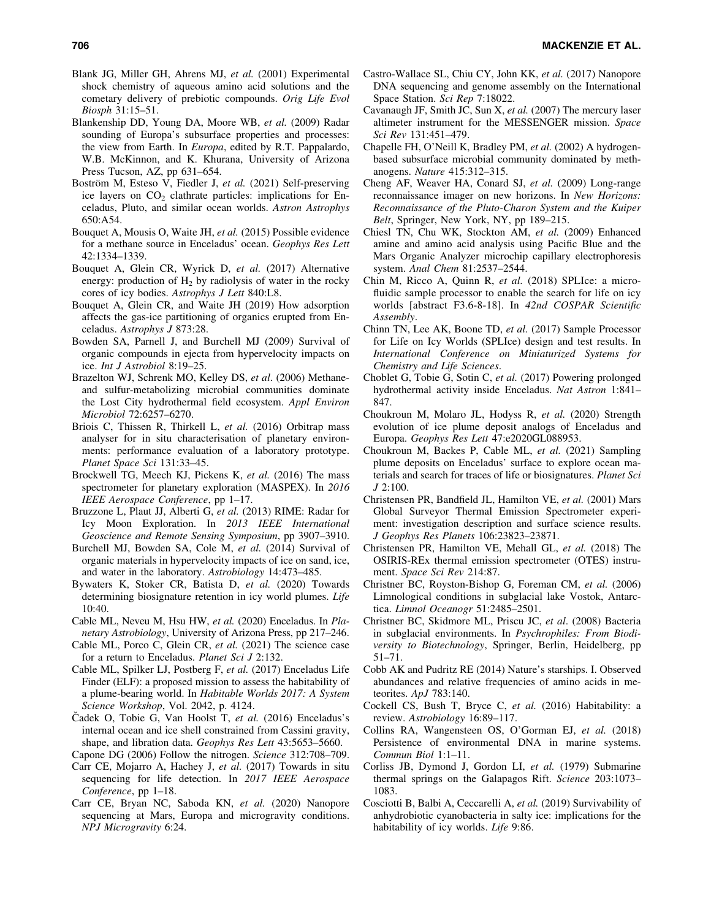Blank JG, Miller GH, Ahrens MJ, *et al.* (2001) Experimental shock chemistry of aqueous amino acid solutions and the cometary delivery of prebiotic compounds. *Orig Life Evol Biosph* 31:15–51.

Blankenship DD, Young DA, Moore WB, *et al.* (2009) Radar sounding of Europa's subsurface properties and processes: the view from Earth. In *Europa*, edited by R.T. Pappalardo, W.B. McKinnon, and K. Khurana, University of Arizona Press Tucson, AZ, pp 631–654.

Boström M, Esteso V, Fiedler J, *et al.* (2021) Self-preserving ice layers on $CO_2$ clathrate particles: implications for Enceladus, Pluto, and similar ocean worlds. *Astron Astrophys* 650:A54.

Bouquet A, Mousis O, Waite JH, *et al.* (2015) Possible evidence for a methane source in Enceladus' ocean. *Geophys Res Lett* 42:1334–1339.

Bouquet A, Glein CR, Wyrick D, *et al.* (2017) Alternative energy: production of $H_2$ by radiolysis of water in the rocky cores of icy bodies. *Astrophys J Lett* 840:L8.

Bouquet A, Glein CR, and Waite JH (2019) How adsorption affects the gas-ice partitioning of organics erupted from Enceladus. *Astrophys J* 873:28.

Bowden SA, Parnell J, and Burchell MJ (2009) Survival of organic compounds in ejecta from hypervelocity impacts on ice. *Int J Astrobiol* 8:19–25.

Brazelton WJ, Schrenk MO, Kelley DS, *et al*. (2006) Methane- and sulfur-metabolizing microbial communities dominate the Lost City hydrothermal field ecosystem. *Appl Environ Microbiol* 72:6257–6270.

Briois C, Thissen R, Thirkell L, *et al.* (2016) Orbitrap mass analyser for in situ characterisation of planetary environments: performance evaluation of a laboratory prototype. *Planet Space Sci* 131:33–45.

Brockwell TG, Meech KJ, Pickens K, *et al.* (2016) The mass spectrometer for planetary exploration (MASPEX). In *2016 IEEE Aerospace Conference*, pp 1–17.

Bruzzone L, Plaut JJ, Alberti G, *et al.* (2013) RIME: Radar for Icy Moon Exploration. In *2013 IEEE International Geoscience and Remote Sensing Symposium*, pp 3907–3910.

Burchell MJ, Bowden SA, Cole M, *et al.* (2014) Survival of organic materials in hypervelocity impacts of ice on sand, ice, and water in the laboratory. *Astrobiology* 14:473–485.

Bywaters K, Stoker CR, Batista D, *et al.* (2020) Towards determining biosignature retention in icy world plumes. *Life* 10:40.

Cable ML, Neveu M, Hsu HW, *et al.* (2020) Enceladus. In *Planetary Astrobiology*, University of Arizona Press, pp 217–246.

Cable ML, Porco C, Glein CR, *et al.* (2021) The science case for a return to Enceladus. *Planet Sci J* 2:132.

Cable ML, Spilker LJ, Postberg F, *et al.* (2017) Enceladus Life Finder (ELF): a proposed mission to assess the habitability of a plume-bearing world. In *Habitable Worlds 2017: A System Science Workshop*, Vol. 2042, p. 4124.

Čadek O, Tobie G, Van Hoolst T, *et al.* (2016) Enceladus's internal ocean and ice shell constrained from Cassini gravity, shape, and libration data. *Geophys Res Lett* 43:5653–5660.

Capone DG (2006) Follow the nitrogen. *Science* 312:708–709.

Carr CE, Mojarro A, Hachey J, *et al.* (2017) Towards in situ sequencing for life detection. In *2017 IEEE Aerospace Conference*, pp 1–18.

Carr CE, Bryan NC, Saboda KN, *et al.* (2020) Nanopore sequencing at Mars, Europa and microgravity conditions. *NPJ Microgravity* 6:24.

Castro-Wallace SL, Chiu CY, John KK, *et al.* (2017) Nanopore DNA sequencing and genome assembly on the International Space Station. *Sci Rep* 7:18022.

Cavanaugh JF, Smith JC, Sun X, *et al.* (2007) The mercury laser altimeter instrument for the MESSENGER mission. *Space Sci Rev* 131:451–479.

Chapelle FH, O'Neill K, Bradley PM, *et al.* (2002) A hydrogen-based subsurface microbial community dominated by methanogens. *Nature* 415:312–315.

Cheng AF, Weaver HA, Conard SJ, *et al.* (2009) Long-range reconnaissance imager on new horizons. In *New Horizons: Reconnaissance of the Pluto-Charon System and the Kuiper Belt*, Springer, New York, NY, pp 189–215.

Chiesl TN, Chu WK, Stockton AM, *et al.* (2009) Enhanced amine and amino acid analysis using Pacific Blue and the Mars Organic Analyzer microchip capillary electrophoresis system. *Anal Chem* 81:2537–2544.

Chin M, Ricco A, Quinn R, *et al.* (2018) SPLIce: a microfluidic sample processor to enable the search for life on icy worlds [abstract F3.6-8-18]. In *42nd COSPAR Scientific Assembly*.

Chinn TN, Lee AK, Boone TD, *et al.* (2017) Sample Processor for Life on Icy Worlds (SPLIce) design and test results. In *International Conference on Miniaturized Systems for Chemistry and Life Sciences*.

Choblet G, Tobie G, Sotin C, *et al.* (2017) Powering prolonged hydrothermal activity inside Enceladus. *Nat Astron* 1:841–847.

Choukroun M, Molaro JL, Hodyss R, *et al.* (2020) Strength evolution of ice plume deposit analogs of Enceladus and Europa. *Geophys Res Lett* 47:e2020GL088953.

Choukroun M, Backes P, Cable ML, *et al.* (2021) Sampling plume deposits on Enceladus' surface to explore ocean materials and search for traces of life or biosignatures. *Planet Sci J* 2:100.

Christensen PR, Bandfield JL, Hamilton VE, *et al.* (2001) Mars Global Surveyor Thermal Emission Spectrometer experiment: investigation description and surface science results. *J Geophys Res Planets* 106:23823–23871.

Christensen PR, Hamilton VE, Mehall GL, *et al.* (2018) The OSIRIS-REx thermal emission spectrometer (OTES) instrument. *Space Sci Rev* 214:87.

Christner BC, Royston-Bishop G, Foreman CM, *et al.* (2006) Limnological conditions in subglacial lake Vostok, Antarctica. *Limnol Oceanogr* 51:2485–2501.

Christner BC, Skidmore ML, Priscu JC, *et al.* (2008) Bacteria in subglacial environments. In *Psychrophiles: From Biodiversity to Biotechnology*, Springer, Berlin, Heidelberg, pp 51–71.

Cobb AK and Pudritz RE (2014) Nature's starships. I. Observed abundances and relative frequencies of amino acids in meteorites. *ApJ* 783:140.

Cockell CS, Bush T, Bryce C, *et al.* (2016) Habitability: a review. *Astrobiology* 16:89–117.

Collins RA, Wangensteen OS, O'Gorman EJ, *et al.* (2018) Persistence of environmental DNA in marine systems. *Commun Biol* 1:1–11.

Corliss JB, Dymond J, Gordon LI, *et al.* (1979) Submarine thermal springs on the Galapagos Rift. *Science* 203:1073–1083.

Cosciotti B, Balbi A, Ceccarelli A, *et al.* (2019) Survivability of anhydrobiotic cyanobacteria in salty ice: implications for the habitability of icy worlds. *Life* 9:86.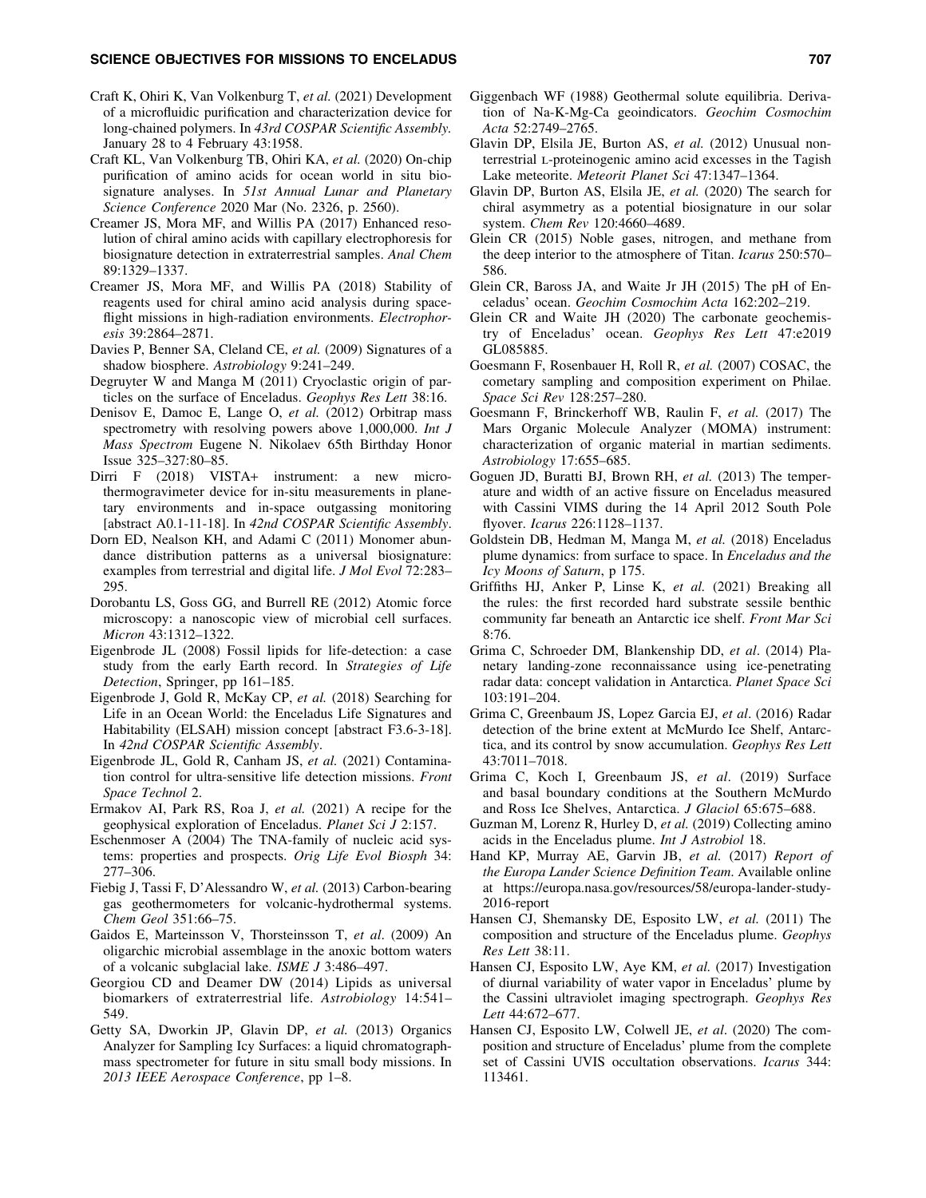Craft K, Ohiri K, Van Volkenburg T, *et al.* (2021) Development of a microfluidic purification and characterization device for long-chained polymers. In *43rd COSPAR Scientific Assembly.* January 28 to 4 February 43:1958.

Craft KL, Van Volkenburg TB, Ohiri KA, *et al.* (2020) On-chip purification of amino acids for ocean world in situ biosignature analyses. In *51st Annual Lunar and Planetary Science Conference* 2020 Mar (No. 2326, p. 2560).

Creamer JS, Mora MF, and Willis PA (2017) Enhanced resolution of chiral amino acids with capillary electrophoresis for biosignature detection in extraterrestrial samples. *Anal Chem* 89:1329–1337.

Creamer JS, Mora MF, and Willis PA (2018) Stability of reagents used for chiral amino acid analysis during spaceflight missions in high-radiation environments. *Electrophoresis* 39:2864–2871.

Davies P, Benner SA, Cleland CE, *et al.* (2009) Signatures of a shadow biosphere. *Astrobiology* 9:241–249.

Degruyter W and Manga M (2011) Cryoclastic origin of particles on the surface of Enceladus. *Geophys Res Lett* 38:16.

Denisov E, Damoc E, Lange O, *et al.* (2012) Orbitrap mass spectrometry with resolving powers above 1,000,000. *Int J Mass Spectrom* Eugene N. Nikolaev 65th Birthday Honor Issue 325–327:80–85.

Dirri F (2018) VISTA+ instrument: a new microthermogravimeter device for in-situ measurements in planetary environments and in-space outgassing monitoring [abstract A0.1-11-18]. In *42nd COSPAR Scientific Assembly*.

Dorn ED, Nealson KH, and Adami C (2011) Monomer abundance distribution patterns as a universal biosignature: examples from terrestrial and digital life. *J Mol Evol* 72:283–295.

Dorobantu LS, Goss GG, and Burrell RE (2012) Atomic force microscopy: a nanoscopic view of microbial cell surfaces. *Micron* 43:1312–1322.

Eigenbrode JL (2008) Fossil lipids for life-detection: a case study from the early Earth record. In *Strategies of Life Detection*, Springer, pp 161–185.

Eigenbrode J, Gold R, McKay CP, *et al.* (2018) Searching for Life in an Ocean World: the Enceladus Life Signatures and Habitability (ELSAH) mission concept [abstract F3.6-3-18]. In *42nd COSPAR Scientific Assembly*.

Eigenbrode JL, Gold R, Canham JS, *et al.* (2021) Contamination control for ultra-sensitive life detection missions. *Front Space Technol* 2.

Ermakov AI, Park RS, Roa J, *et al.* (2021) A recipe for the geophysical exploration of Enceladus. *Planet Sci J* 2:157.

Eschenmoser A (2004) The TNA-family of nucleic acid systems: properties and prospects. *Orig Life Evol Biosph* 34: 277–306.

Fiebig J, Tassi F, D'Alessandro W, *et al.* (2013) Carbon-bearing gas geothermometers for volcanic-hydrothermal systems. *Chem Geol* 351:66–75.

Gaidos E, Marteinsson V, Thorsteinsson T, *et al*. (2009) An oligarchic microbial assemblage in the anoxic bottom waters of a volcanic subglacial lake. *ISME J* 3:486–497.

Georgiou CD and Deamer DW (2014) Lipids as universal biomarkers of extraterrestrial life. *Astrobiology* 14:541–549.

Getty SA, Dworkin JP, Glavin DP, *et al.* (2013) Organics Analyzer for Sampling Icy Surfaces: a liquid chromatograph-mass spectrometer for future in situ small body missions. In *2013 IEEE Aerospace Conference*, pp 1–8.

Giggenbach WF (1988) Geothermal solute equilibria. Derivation of Na-K-Mg-Ca geoindicators. *Geochim Cosmochim Acta* 52:2749–2765.

Glavin DP, Elsila JE, Burton AS, *et al.* (2012) Unusual nonterrestrial L-proteinogenic amino acid excesses in the Tagish Lake meteorite. *Meteorit Planet Sci* 47:1347–1364.

Glavin DP, Burton AS, Elsila JE, *et al.* (2020) The search for chiral asymmetry as a potential biosignature in our solar system. *Chem Rev* 120:4660–4689.

Glein CR (2015) Noble gases, nitrogen, and methane from the deep interior to the atmosphere of Titan. *Icarus* 250:570–586.

Glein CR, Baross JA, and Waite Jr JH (2015) The pH of Enceladus' ocean. *Geochim Cosmochim Acta* 162:202–219.

Glein CR and Waite JH (2020) The carbonate geochemistry of Enceladus' ocean. *Geophys Res Lett* 47:e2019 GL085885.

Goesmann F, Rosenbauer H, Roll R, *et al.* (2007) COSAC, the cometary sampling and composition experiment on Philae. *Space Sci Rev* 128:257–280.

Goesmann F, Brinckerhoff WB, Raulin F, *et al.* (2017) The Mars Organic Molecule Analyzer (MOMA) instrument: characterization of organic material in martian sediments. *Astrobiology* 17:655–685.

Goguen JD, Buratti BJ, Brown RH, *et al.* (2013) The temperature and width of an active fissure on Enceladus measured with Cassini VIMS during the 14 April 2012 South Pole flyover. *Icarus* 226:1128–1137.

Goldstein DB, Hedman M, Manga M, *et al.* (2018) Enceladus plume dynamics: from surface to space. In *Enceladus and the Icy Moons of Saturn*, p 175.

Griffiths HJ, Anker P, Linse K, *et al.* (2021) Breaking all the rules: the first recorded hard substrate sessile benthic community far beneath an Antarctic ice shelf. *Front Mar Sci* 8:76.

Grima C, Schroeder DM, Blankenship DD, *et al*. (2014) Planetary landing-zone reconnaissance using ice-penetrating radar data: concept validation in Antarctica. *Planet Space Sci* 103:191–204.

Grima C, Greenbaum JS, Lopez Garcia EJ, *et al*. (2016) Radar detection of the brine extent at McMurdo Ice Shelf, Antarctica, and its control by snow accumulation. *Geophys Res Lett* 43:7011–7018.

Grima C, Koch I, Greenbaum JS, *et al*. (2019) Surface and basal boundary conditions at the Southern McMurdo and Ross Ice Shelves, Antarctica. *J Glaciol* 65:675–688.

Guzman M, Lorenz R, Hurley D, *et al.* (2019) Collecting amino acids in the Enceladus plume. *Int J Astrobiol* 18.

Hand KP, Murray AE, Garvin JB, *et al.* (2017) *Report of the Europa Lander Science Definition Team*. Available online at https://europa.nasa.gov/resources/58/europa-lander-study-2016-report

Hansen CJ, Shemansky DE, Esposito LW, *et al.* (2011) The composition and structure of the Enceladus plume. *Geophys Res Lett* 38:11.

Hansen CJ, Esposito LW, Aye KM, *et al.* (2017) Investigation of diurnal variability of water vapor in Enceladus' plume by the Cassini ultraviolet imaging spectrograph. *Geophys Res Lett* 44:672–677.

Hansen CJ, Esposito LW, Colwell JE, *et al*. (2020) The composition and structure of Enceladus' plume from the complete set of Cassini UVIS occultation observations. *Icarus* 344: 113461.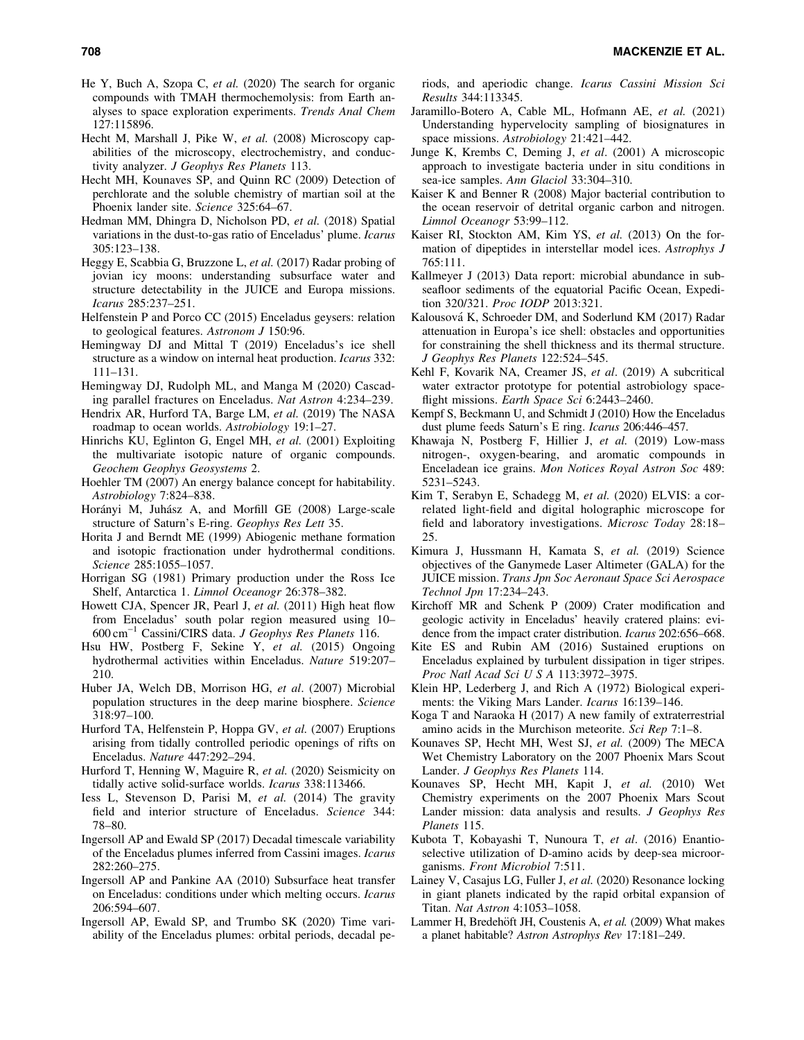He Y, Buch A, Szopa C, *et al.* (2020) The search for organic compounds with TMAH thermochemolysis: from Earth analyses to space exploration experiments. *Trends Anal Chem* 127:115896.

Hecht M, Marshall J, Pike W, *et al.* (2008) Microscopy capabilities of the microscopy, electrochemistry, and conductivity analyzer. *J Geophys Res Planets* 113.

Hecht MH, Kounaves SP, and Quinn RC (2009) Detection of perchlorate and the soluble chemistry of martian soil at the Phoenix lander site. *Science* 325:64–67.

Hedman MM, Dhingra D, Nicholson PD, *et al.* (2018) Spatial variations in the dust-to-gas ratio of Enceladus' plume. *Icarus* 305:123–138.

Heggy E, Scabbia G, Bruzzone L, *et al.* (2017) Radar probing of jovian icy moons: understanding subsurface water and structure detectability in the JUICE and Europa missions. *Icarus* 285:237–251.

Helfenstein P and Porco CC (2015) Enceladus geysers: relation to geological features. *Astronom J* 150:96.

Hemingway DJ and Mittal T (2019) Enceladus's ice shell structure as a window on internal heat production. *Icarus* 332: 111–131.

Hemingway DJ, Rudolph ML, and Manga M (2020) Cascading parallel fractures on Enceladus. *Nat Astron* 4:234–239.

Hendrix AR, Hurford TA, Barge LM, *et al.* (2019) The NASA roadmap to ocean worlds. *Astrobiology* 19:1–27.

Hinrichs KU, Eglinton G, Engel MH, *et al.* (2001) Exploiting the multivariate isotopic nature of organic compounds. *Geochem Geophys Geosystems* 2.

Hoehler TM (2007) An energy balance concept for habitability. *Astrobiology* 7:824–838.

Horányi M, Juhász A, and Morfill GE (2008) Large-scale structure of Saturn's E-ring. *Geophys Res Lett* 35.

Horita J and Berndt ME (1999) Abiogenic methane formation and isotopic fractionation under hydrothermal conditions. *Science* 285:1055–1057.

Horrigan SG (1981) Primary production under the Ross Ice Shelf, Antarctica 1. *Limnol Oceanogr* 26:378–382.

Howett CJA, Spencer JR, Pearl J, *et al.* (2011) High heat flow from Enceladus' south polar region measured using 10–600 $cm^{-1}$ Cassini/CIRS data. *J Geophys Res Planets* 116.

Hsu HW, Postberg F, Sekine Y, *et al.* (2015) Ongoing hydrothermal activities within Enceladus. *Nature* 519:207–210.

Huber JA, Welch DB, Morrison HG, *et al*. (2007) Microbial population structures in the deep marine biosphere. *Science* 318:97–100.

Hurford TA, Helfenstein P, Hoppa GV, *et al.* (2007) Eruptions arising from tidally controlled periodic openings of rifts on Enceladus. *Nature* 447:292–294.

Hurford T, Henning W, Maguire R, *et al.* (2020) Seismicity on tidally active solid-surface worlds. *Icarus* 338:113466.

Iess L, Stevenson D, Parisi M, *et al.* (2014) The gravity field and interior structure of Enceladus. *Science* 344: 78–80.

Ingersoll AP and Ewald SP (2017) Decadal timescale variability of the Enceladus plumes inferred from Cassini images. *Icarus* 282:260–275.

Ingersoll AP and Pankine AA (2010) Subsurface heat transfer on Enceladus: conditions under which melting occurs. *Icarus* 206:594–607.

Ingersoll AP, Ewald SP, and Trumbo SK (2020) Time variability of the Enceladus plumes: orbital periods, decadal periods, and aperiodic change. *Icarus Cassini Mission Sci Results* 344:113345.

Jaramillo-Botero A, Cable ML, Hofmann AE, *et al.* (2021) Understanding hypervelocity sampling of biosignatures in space missions. *Astrobiology* 21:421–442.

Junge K, Krembs C, Deming J, *et al*. (2001) A microscopic approach to investigate bacteria under in situ conditions in sea-ice samples. *Ann Glaciol* 33:304–310.

Kaiser K and Benner R (2008) Major bacterial contribution to the ocean reservoir of detrital organic carbon and nitrogen. *Limnol Oceanogr* 53:99–112.

Kaiser RI, Stockton AM, Kim YS, *et al.* (2013) On the formation of dipeptides in interstellar model ices. *Astrophys J* 765:111.

Kallmeyer J (2013) Data report: microbial abundance in subseafloor sediments of the equatorial Pacific Ocean, Expedition 320/321. *Proc IODP* 2013:321.

Kalousová K, Schroeder DM, and Soderlund KM (2017) Radar attenuation in Europa's ice shell: obstacles and opportunities for constraining the shell thickness and its thermal structure. *J Geophys Res Planets* 122:524–545.

Kehl F, Kovarik NA, Creamer JS, *et al*. (2019) A subcritical water extractor prototype for potential astrobiology spaceflight missions. *Earth Space Sci* 6:2443–2460.

Kempf S, Beckmann U, and Schmidt J (2010) How the Enceladus dust plume feeds Saturn's E ring. *Icarus* 206:446–457.

Khawaja N, Postberg F, Hillier J, *et al.* (2019) Low-mass nitrogen-, oxygen-bearing, and aromatic compounds in Enceladean ice grains. *Mon Notices Royal Astron Soc* 489: 5231–5243.

Kim T, Serabyn E, Schadegg M, *et al.* (2020) ELVIS: a correlated light-field and digital holographic microscope for field and laboratory investigations. *Microsc Today* 28:18–25.

Kimura J, Hussmann H, Kamata S, *et al.* (2019) Science objectives of the Ganymede Laser Altimeter (GALA) for the JUICE mission. *Trans Jpn Soc Aeronaut Space Sci Aerospace Technol Jpn* 17:234–243.

Kirchoff MR and Schenk P (2009) Crater modification and geologic activity in Enceladus' heavily cratered plains: evidence from the impact crater distribution. *Icarus* 202:656–668.

Kite ES and Rubin AM (2016) Sustained eruptions on Enceladus explained by turbulent dissipation in tiger stripes. *Proc Natl Acad Sci U S A* 113:3972–3975.

Klein HP, Lederberg J, and Rich A (1972) Biological experiments: the Viking Mars Lander. *Icarus* 16:139–146.

Koga T and Naraoka H (2017) A new family of extraterrestrial amino acids in the Murchison meteorite. *Sci Rep* 7:1–8.

Kounaves SP, Hecht MH, West SJ, *et al.* (2009) The MECA Wet Chemistry Laboratory on the 2007 Phoenix Mars Scout Lander. *J Geophys Res Planets* 114.

Kounaves SP, Hecht MH, Kapit J, *et al.* (2010) Wet Chemistry experiments on the 2007 Phoenix Mars Scout Lander mission: data analysis and results. *J Geophys Res Planets* 115.

Kubota T, Kobayashi T, Nunoura T, *et al*. (2016) Enantioselective utilization of D-amino acids by deep-sea microorganisms. *Front Microbiol* 7:511.

Lainey V, Casajus LG, Fuller J, *et al.* (2020) Resonance locking in giant planets indicated by the rapid orbital expansion of Titan. *Nat Astron* 4:1053–1058.

Lammer H, Bredehöft JH, Coustenis A, *et al.* (2009) What makes a planet habitable? *Astron Astrophys Rev* 17:181–249.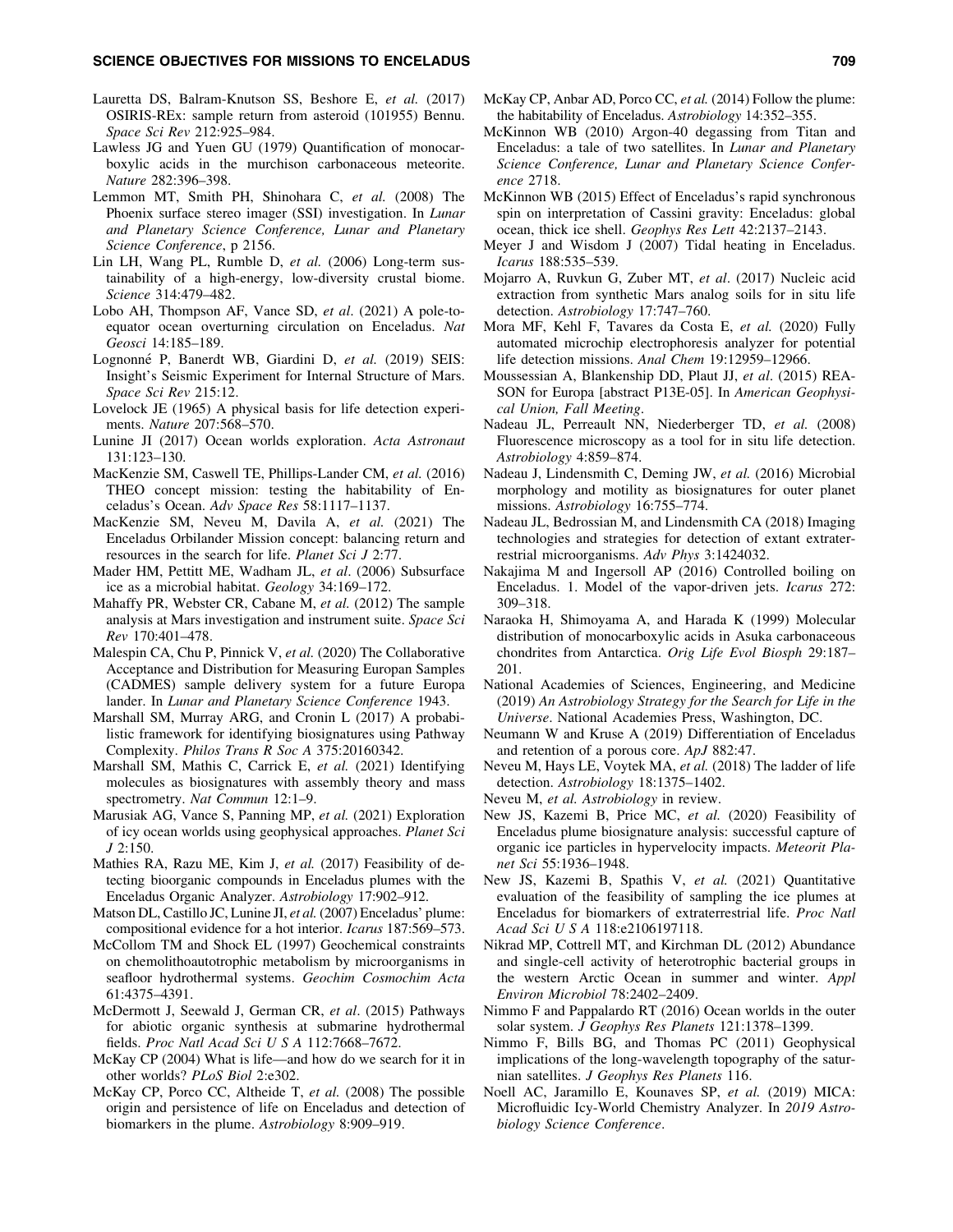Lauretta DS, Balram-Knutson SS, Beshore E, *et al.* (2017) OSIRIS-REx: sample return from asteroid (101955) Bennu. *Space Sci Rev* 212:925–984.

Lawless JG and Yuen GU (1979) Quantification of monocarboxylic acids in the murchison carbonaceous meteorite. *Nature* 282:396–398.

Lemmon MT, Smith PH, Shinohara C, *et al.* (2008) The Phoenix surface stereo imager (SSI) investigation. In *Lunar and Planetary Science Conference, Lunar and Planetary Science Conference*, p 2156.

Lin LH, Wang PL, Rumble D, *et al.* (2006) Long-term sustainability of a high-energy, low-diversity crustal biome. *Science* 314:479–482.

Lobo AH, Thompson AF, Vance SD, *et al*. (2021) A pole-to-equator ocean overturning circulation on Enceladus. *Nat Geosci* 14:185–189.

Lognonné P, Banerdt WB, Giardini D, *et al.* (2019) SEIS: Insight's Seismic Experiment for Internal Structure of Mars. *Space Sci Rev* 215:12.

Lovelock JE (1965) A physical basis for life detection experiments. *Nature* 207:568–570.

Lunine JI (2017) Ocean worlds exploration. *Acta Astronaut* 131:123–130.

MacKenzie SM, Caswell TE, Phillips-Lander CM, *et al.* (2016) THEO concept mission: testing the habitability of Enceladus's Ocean. *Adv Space Res* 58:1117–1137.

MacKenzie SM, Neveu M, Davila A, *et al.* (2021) The Enceladus Orbilander Mission concept: balancing return and resources in the search for life. *Planet Sci J* 2:77.

Mader HM, Pettitt ME, Wadham JL, *et al*. (2006) Subsurface ice as a microbial habitat. *Geology* 34:169–172.

Mahaffy PR, Webster CR, Cabane M, *et al.* (2012) The sample analysis at Mars investigation and instrument suite. *Space Sci Rev* 170:401–478.

Malespin CA, Chu P, Pinnick V, *et al.* (2020) The Collaborative Acceptance and Distribution for Measuring Europan Samples (CADMES) sample delivery system for a future Europa lander. In *Lunar and Planetary Science Conference* 1943.

Marshall SM, Murray ARG, and Cronin L (2017) A probabilistic framework for identifying biosignatures using Pathway Complexity. *Philos Trans R Soc A* 375:20160342.

Marshall SM, Mathis C, Carrick E, *et al.* (2021) Identifying molecules as biosignatures with assembly theory and mass spectrometry. *Nat Commun* 12:1–9.

Marusiak AG, Vance S, Panning MP, *et al.* (2021) Exploration of icy ocean worlds using geophysical approaches. *Planet Sci J* 2:150.

Mathies RA, Razu ME, Kim J, *et al.* (2017) Feasibility of detecting bioorganic compounds in Enceladus plumes with the Enceladus Organic Analyzer. *Astrobiology* 17:902–912.

Matson DL, Castillo JC, Lunine JI, *et al.* (2007) Enceladus' plume: compositional evidence for a hot interior. *Icarus* 187:569–573.

McCollom TM and Shock EL (1997) Geochemical constraints on chemolithoautotrophic metabolism by microorganisms in seafloor hydrothermal systems. *Geochim Cosmochim Acta* 61:4375–4391.

McDermott J, Seewald J, German CR, *et al*. (2015) Pathways for abiotic organic synthesis at submarine hydrothermal fields. *Proc Natl Acad Sci U S A* 112:7668–7672.

McKay CP (2004) What is life—and how do we search for it in other worlds? *PLoS Biol* 2:e302.

McKay CP, Porco CC, Altheide T, *et al.* (2008) The possible origin and persistence of life on Enceladus and detection of biomarkers in the plume. *Astrobiology* 8:909–919.

McKay CP, Anbar AD, Porco CC, *et al.* (2014) Follow the plume: the habitability of Enceladus. *Astrobiology* 14:352–355.

McKinnon WB (2010) Argon-40 degassing from Titan and Enceladus: a tale of two satellites. In *Lunar and Planetary Science Conference, Lunar and Planetary Science Conference* 2718.

McKinnon WB (2015) Effect of Enceladus's rapid synchronous spin on interpretation of Cassini gravity: Enceladus: global ocean, thick ice shell. *Geophys Res Lett* 42:2137–2143.

Meyer J and Wisdom J (2007) Tidal heating in Enceladus. *Icarus* 188:535–539.

Mojarro A, Ruvkun G, Zuber MT, *et al*. (2017) Nucleic acid extraction from synthetic Mars analog soils for in situ life detection. *Astrobiology* 17:747–760.

Mora MF, Kehl F, Tavares da Costa E, *et al.* (2020) Fully automated microchip electrophoresis analyzer for potential life detection missions. *Anal Chem* 19:12959–12966.

Moussessian A, Blankenship DD, Plaut JJ, *et al*. (2015) REASON for Europa [abstract P13E-05]. In *American Geophysical Union, Fall Meeting*.

Nadeau JL, Perreault NN, Niederberger TD, *et al.* (2008) Fluorescence microscopy as a tool for in situ life detection. *Astrobiology* 4:859–874.

Nadeau J, Lindensmith C, Deming JW, *et al.* (2016) Microbial morphology and motility as biosignatures for outer planet missions. *Astrobiology* 16:755–774.

Nadeau JL, Bedrossian M, and Lindensmith CA (2018) Imaging technologies and strategies for detection of extant extraterrestrial microorganisms. *Adv Phys* 3:1424032.

Nakajima M and Ingersoll AP (2016) Controlled boiling on Enceladus. 1. Model of the vapor-driven jets. *Icarus* 272: 309–318.

Naraoka H, Shimoyama A, and Harada K (1999) Molecular distribution of monocarboxylic acids in Asuka carbonaceous chondrites from Antarctica. *Orig Life Evol Biosph* 29:187–201.

National Academies of Sciences, Engineering, and Medicine (2019) *An Astrobiology Strategy for the Search for Life in the Universe*. National Academies Press, Washington, DC.

Neumann W and Kruse A (2019) Differentiation of Enceladus and retention of a porous core. *ApJ* 882:47.

Neveu M, Hays LE, Voytek MA, *et al.* (2018) The ladder of life detection. *Astrobiology* 18:1375–1402.

Neveu M, *et al. Astrobiology* in review.

New JS, Kazemi B, Price MC, *et al.* (2020) Feasibility of Enceladus plume biosignature analysis: successful capture of organic ice particles in hypervelocity impacts. *Meteorit Planet Sci* 55:1936–1948.

New JS, Kazemi B, Spathis V, *et al.* (2021) Quantitative evaluation of the feasibility of sampling the ice plumes at Enceladus for biomarkers of extraterrestrial life. *Proc Natl Acad Sci U S A* 118:e2106197118.

Nikrad MP, Cottrell MT, and Kirchman DL (2012) Abundance and single-cell activity of heterotrophic bacterial groups in the western Arctic Ocean in summer and winter. *Appl Environ Microbiol* 78:2402–2409.

Nimmo F and Pappalardo RT (2016) Ocean worlds in the outer solar system. *J Geophys Res Planets* 121:1378–1399.

Nimmo F, Bills BG, and Thomas PC (2011) Geophysical implications of the long-wavelength topography of the saturnian satellites. *J Geophys Res Planets* 116.

Noell AC, Jaramillo E, Kounaves SP, *et al.* (2019) MICA: Microfluidic Icy-World Chemistry Analyzer. In *2019 Astrobiology Science Conference*.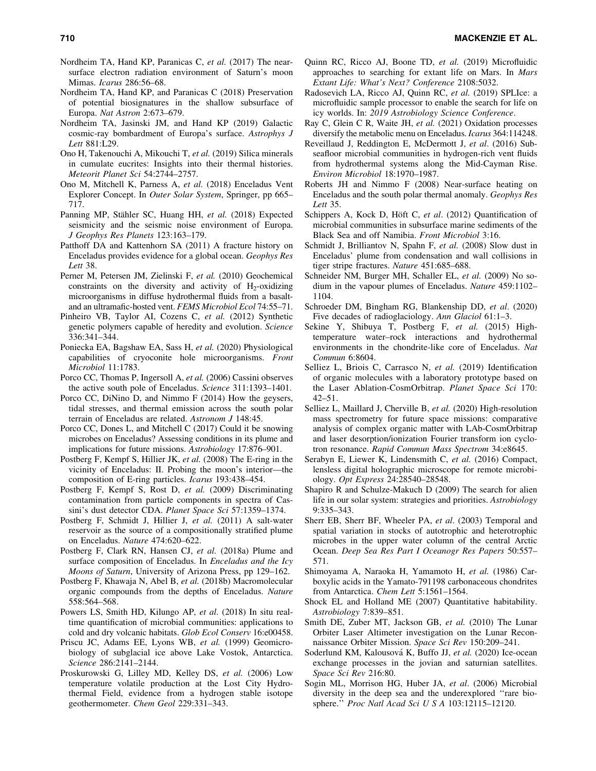Nordheim TA, Hand KP, Paranicas C, *et al.* (2017) The near-surface electron radiation environment of Saturn's moon Mimas. *Icarus* 286:56–68.

Nordheim TA, Hand KP, and Paranicas C (2018) Preservation of potential biosignatures in the shallow subsurface of Europa. *Nat Astron* 2:673–679.

Nordheim TA, Jasinski JM, and Hand KP (2019) Galactic cosmic-ray bombardment of Europa's surface. *Astrophys J Lett* 881:L29.

Ono H, Takenouchi A, Mikouchi T, *et al.* (2019) Silica minerals in cumulate eucrites: Insights into their thermal histories. *Meteorit Planet Sci* 54:2744–2757.

Ono M, Mitchell K, Parness A, *et al.* (2018) Enceladus Vent Explorer Concept. In *Outer Solar System*, Springer, pp 665–717.

Panning MP, Stähler SC, Huang HH, *et al.* (2018) Expected seismicity and the seismic noise environment of Europa. *J Geophys Res Planets* 123:163–179.

Patthoff DA and Kattenhorn SA (2011) A fracture history on Enceladus provides evidence for a global ocean. *Geophys Res Lett* 38.

Perner M, Petersen JM, Zielinski F, *et al.* (2010) Geochemical constraints on the diversity and activity of $H_2$-oxidizing microorganisms in diffuse hydrothermal fluids from a basalt- and an ultramafic-hosted vent. *FEMS Microbiol Ecol* 74:55–71.

Pinheiro VB, Taylor AI, Cozens C, *et al.* (2012) Synthetic genetic polymers capable of heredity and evolution. *Science* 336:341–344.

Poniecka EA, Bagshaw EA, Sass H, *et al.* (2020) Physiological capabilities of cryoconite hole microorganisms. *Front Microbiol* 11:1783.

Porco CC, Thomas P, Ingersoll A, *et al.* (2006) Cassini observes the active south pole of Enceladus. *Science* 311:1393–1401.

Porco CC, DiNino D, and Nimmo F (2014) How the geysers, tidal stresses, and thermal emission across the south polar terrain of Enceladus are related. *Astronom J* 148:45.

Porco CC, Dones L, and Mitchell C (2017) Could it be snowing microbes on Enceladus? Assessing conditions in its plume and implications for future missions. *Astrobiology* 17:876–901.

Postberg F, Kempf S, Hillier JK, *et al.* (2008) The E-ring in the vicinity of Enceladus: II. Probing the moon's interior—the composition of E-ring particles. *Icarus* 193:438–454.

Postberg F, Kempf S, Rost D, *et al.* (2009) Discriminating contamination from particle components in spectra of Cassini's dust detector CDA. *Planet Space Sci* 57:1359–1374.

Postberg F, Schmidt J, Hillier J, *et al.* (2011) A salt-water reservoir as the source of a compositionally stratified plume on Enceladus. *Nature* 474:620–622.

Postberg F, Clark RN, Hansen CJ, *et al.* (2018a) Plume and surface composition of Enceladus. In *Enceladus and the Icy Moons of Saturn*, University of Arizona Press, pp 129–162.

Postberg F, Khawaja N, Abel B, *et al.* (2018b) Macromolecular organic compounds from the depths of Enceladus. *Nature* 558:564–568.

Powers LS, Smith HD, Kilungo AP, *et al*. (2018) In situ real-time quantification of microbial communities: applications to cold and dry volcanic habitats. *Glob Ecol Conserv* 16:e00458.

Priscu JC, Adams EE, Lyons WB, *et al.* (1999) Geomicrobiology of subglacial ice above Lake Vostok, Antarctica. *Science* 286:2141–2144.

Proskurowski G, Lilley MD, Kelley DS, *et al.* (2006) Low temperature volatile production at the Lost City Hydrothermal Field, evidence from a hydrogen stable isotope geothermometer. *Chem Geol* 229:331–343.

Quinn RC, Ricco AJ, Boone TD, *et al.* (2019) Microfluidic approaches to searching for extant life on Mars. In *Mars Extant Life: What's Next? Conference* 2108:5032.

Radosevich LA, Ricco AJ, Quinn RC, *et al.* (2019) SPLIce: a microfluidic sample processor to enable the search for life on icy worlds. In: *2019 Astrobiology Science Conference*.

Ray C, Glein C R, Waite JH, *et al.* (2021) Oxidation processes diversify the metabolic menu on Enceladus. *Icarus* 364:114248.

Reveillaud J, Reddington E, McDermott J, *et al*. (2016) Subseafloor microbial communities in hydrogen-rich vent fluids from hydrothermal systems along the Mid-Cayman Rise. *Environ Microbiol* 18:1970–1987.

Roberts JH and Nimmo F (2008) Near-surface heating on Enceladus and the south polar thermal anomaly. *Geophys Res Lett* 35.

Schippers A, Kock D, Höft C, *et al*. (2012) Quantification of microbial communities in subsurface marine sediments of the Black Sea and off Namibia. *Front Microbiol* 3:16.

Schmidt J, Brilliantov N, Spahn F, *et al.* (2008) Slow dust in Enceladus' plume from condensation and wall collisions in tiger stripe fractures. *Nature* 451:685–688.

Schneider NM, Burger MH, Schaller EL, *et al.* (2009) No sodium in the vapour plumes of Enceladus. *Nature* 459:1102–1104.

Schroeder DM, Bingham RG, Blankenship DD, *et al*. (2020) Five decades of radioglaciology. *Ann Glaciol* 61:1–3.

Sekine Y, Shibuya T, Postberg F, *et al.* (2015) High-temperature water–rock interactions and hydrothermal environments in the chondrite-like core of Enceladus. *Nat Commun* 6:8604.

Selliez L, Briois C, Carrasco N, *et al.* (2019) Identification of organic molecules with a laboratory prototype based on the Laser Ablation-CosmOrbitrap. *Planet Space Sci* 170: 42–51.

Selliez L, Maillard J, Cherville B, *et al.* (2020) High-resolution mass spectrometry for future space missions: comparative analysis of complex organic matter with LAb-CosmOrbitrap and laser desorption/ionization Fourier transform ion cyclotron resonance. *Rapid Commun Mass Spectrom* 34:e8645.

Serabyn E, Liewer K, Lindensmith C, *et al.* (2016) Compact, lensless digital holographic microscope for remote microbiology. *Opt Express* 24:28540–28548.

Shapiro R and Schulze-Makuch D (2009) The search for alien life in our solar system: strategies and priorities. *Astrobiology* 9:335–343.

Sherr EB, Sherr BF, Wheeler PA, *et al*. (2003) Temporal and spatial variation in stocks of autotrophic and heterotrophic microbes in the upper water column of the central Arctic Ocean. *Deep Sea Res Part I Oceanogr Res Papers* 50:557–571.

Shimoyama A, Naraoka H, Yamamoto H, *et al.* (1986) Carboxylic acids in the Yamato-791198 carbonaceous chondrites from Antarctica. *Chem Lett* 5:1561–1564.

Shock EL and Holland ME (2007) Quantitative habitability. *Astrobiology* 7:839–851.

Smith DE, Zuber MT, Jackson GB, *et al.* (2010) The Lunar Orbiter Laser Altimeter investigation on the Lunar Reconnaissance Orbiter Mission. *Space Sci Rev* 150:209–241.

Soderlund KM, Kalousová K, Buffo JJ, *et al.* (2020) Ice-ocean exchange processes in the jovian and saturnian satellites. *Space Sci Rev* 216:80.

Sogin ML, Morrison HG, Huber JA, *et al*. (2006) Microbial diversity in the deep sea and the underexplored ''rare biosphere.'' *Proc Natl Acad Sci U S A* 103:12115–12120.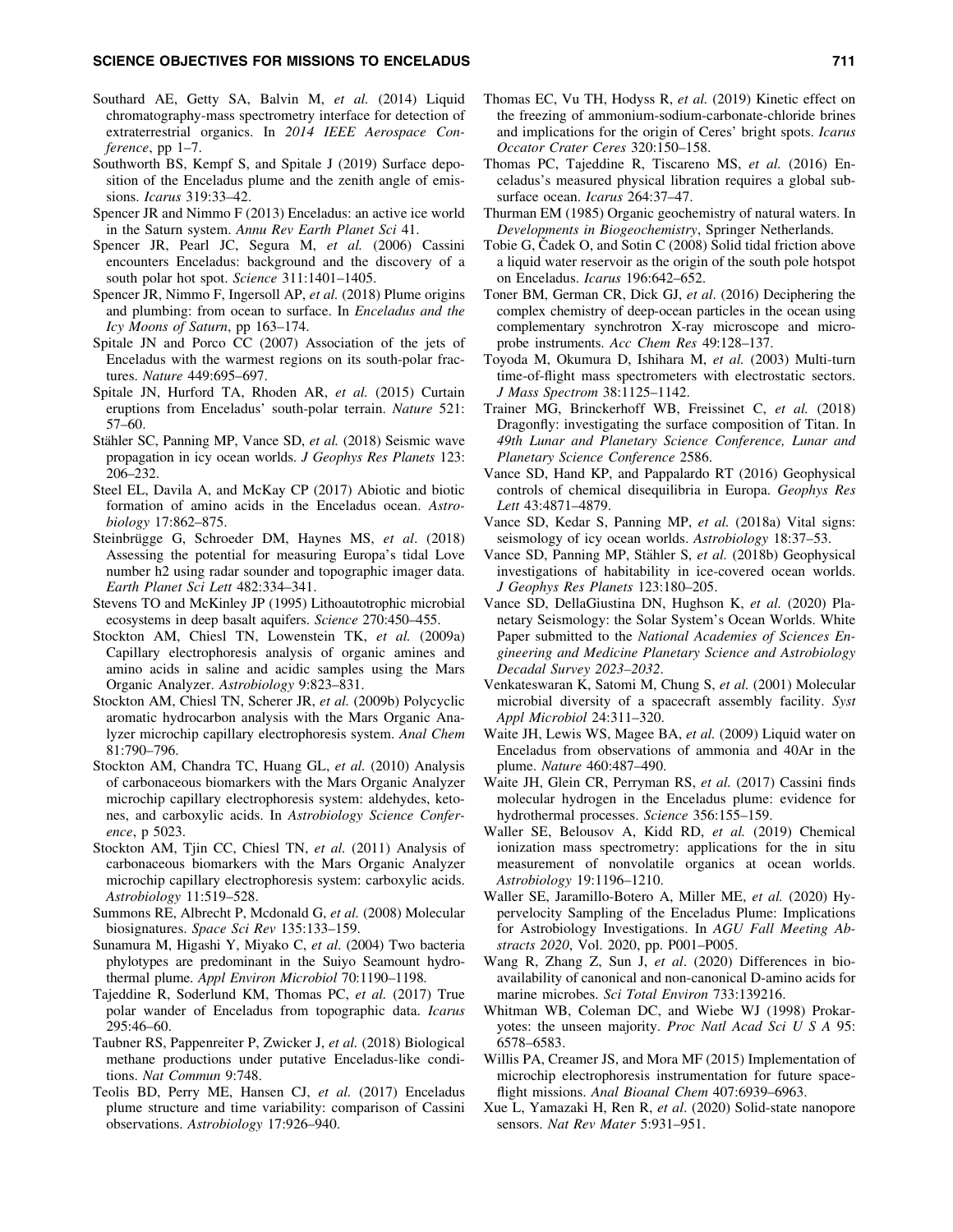Southard AE, Getty SA, Balvin M, *et al.* (2014) Liquid chromatography-mass spectrometry interface for detection of extraterrestrial organics. In *2014 IEEE Aerospace Conference*, pp 1–7.

Southworth BS, Kempf S, and Spitale J (2019) Surface deposition of the Enceladus plume and the zenith angle of emissions. *Icarus* 319:33–42.

Spencer JR and Nimmo F (2013) Enceladus: an active ice world in the Saturn system. *Annu Rev Earth Planet Sci* 41.

Spencer JR, Pearl JC, Segura M, *et al.* (2006) Cassini encounters Enceladus: background and the discovery of a south polar hot spot. *Science* 311:1401–1405.

Spencer JR, Nimmo F, Ingersoll AP, *et al.* (2018) Plume origins and plumbing: from ocean to surface. In *Enceladus and the Icy Moons of Saturn*, pp 163–174.

Spitale JN and Porco CC (2007) Association of the jets of Enceladus with the warmest regions on its south-polar fractures. *Nature* 449:695–697.

Spitale JN, Hurford TA, Rhoden AR, *et al.* (2015) Curtain eruptions from Enceladus' south-polar terrain. *Nature* 521: 57–60.

Stähler SC, Panning MP, Vance SD, *et al.* (2018) Seismic wave propagation in icy ocean worlds. *J Geophys Res Planets* 123: 206–232.

Steel EL, Davila A, and McKay CP (2017) Abiotic and biotic formation of amino acids in the Enceladus ocean. *Astrobiology* 17:862–875.

Steinbrügge G, Schroeder DM, Haynes MS, *et al*. (2018) Assessing the potential for measuring Europa's tidal Love number h2 using radar sounder and topographic imager data. *Earth Planet Sci Lett* 482:334–341.

Stevens TO and McKinley JP (1995) Lithoautotrophic microbial ecosystems in deep basalt aquifers. *Science* 270:450–455.

Stockton AM, Chiesl TN, Lowenstein TK, *et al.* (2009a) Capillary electrophoresis analysis of organic amines and amino acids in saline and acidic samples using the Mars Organic Analyzer. *Astrobiology* 9:823–831.

Stockton AM, Chiesl TN, Scherer JR, *et al.* (2009b) Polycyclic aromatic hydrocarbon analysis with the Mars Organic Analyzer microchip capillary electrophoresis system. *Anal Chem* 81:790–796.

Stockton AM, Chandra TC, Huang GL, *et al.* (2010) Analysis of carbonaceous biomarkers with the Mars Organic Analyzer microchip capillary electrophoresis system: aldehydes, ketones, and carboxylic acids. In *Astrobiology Science Conference*, p 5023.

Stockton AM, Tjin CC, Chiesl TN, *et al.* (2011) Analysis of carbonaceous biomarkers with the Mars Organic Analyzer microchip capillary electrophoresis system: carboxylic acids. *Astrobiology* 11:519–528.

Summons RE, Albrecht P, Mcdonald G, *et al.* (2008) Molecular biosignatures. *Space Sci Rev* 135:133–159.

Sunamura M, Higashi Y, Miyako C, *et al.* (2004) Two bacteria phylotypes are predominant in the Suiyo Seamount hydrothermal plume. *Appl Environ Microbiol* 70:1190–1198.

Tajeddine R, Soderlund KM, Thomas PC, *et al.* (2017) True polar wander of Enceladus from topographic data. *Icarus* 295:46–60.

Taubner RS, Pappenreiter P, Zwicker J, *et al.* (2018) Biological methane productions under putative Enceladus-like conditions. *Nat Commun* 9:748.

Teolis BD, Perry ME, Hansen CJ, *et al.* (2017) Enceladus plume structure and time variability: comparison of Cassini observations. *Astrobiology* 17:926–940.

Thomas EC, Vu TH, Hodyss R, *et al.* (2019) Kinetic effect on the freezing of ammonium-sodium-carbonate-chloride brines and implications for the origin of Ceres' bright spots. *Icarus Occator Crater Ceres* 320:150–158.

Thomas PC, Tajeddine R, Tiscareno MS, *et al.* (2016) Enceladus's measured physical libration requires a global subsurface ocean. *Icarus* 264:37–47.

Thurman EM (1985) Organic geochemistry of natural waters. In *Developments in Biogeochemistry*, Springer Netherlands.

Tobie G, Čadek O, and Sotin C (2008) Solid tidal friction above a liquid water reservoir as the origin of the south pole hotspot on Enceladus. *Icarus* 196:642–652.

Toner BM, German CR, Dick GJ, *et al*. (2016) Deciphering the complex chemistry of deep-ocean particles in the ocean using complementary synchrotron X-ray microscope and microprobe instruments. *Acc Chem Res* 49:128–137.

Toyoda M, Okumura D, Ishihara M, *et al.* (2003) Multi-turn time-of-flight mass spectrometers with electrostatic sectors. *J Mass Spectrom* 38:1125–1142.

Trainer MG, Brinckerhoff WB, Freissinet C, *et al.* (2018) Dragonfly: investigating the surface composition of Titan. In *49th Lunar and Planetary Science Conference, Lunar and Planetary Science Conference* 2586.

Vance SD, Hand KP, and Pappalardo RT (2016) Geophysical controls of chemical disequilibria in Europa. *Geophys Res Lett* 43:4871–4879.

Vance SD, Kedar S, Panning MP, *et al.* (2018a) Vital signs: seismology of icy ocean worlds. *Astrobiology* 18:37–53.

Vance SD, Panning MP, Stähler S, *et al.* (2018b) Geophysical investigations of habitability in ice-covered ocean worlds. *J Geophys Res Planets* 123:180–205.

Vance SD, DellaGiustina DN, Hughson K, *et al.* (2020) Planetary Seismology: the Solar System's Ocean Worlds. White Paper submitted to the *National Academies of Sciences Engineering and Medicine Planetary Science and Astrobiology Decadal Survey 2023–2032*.

Venkateswaran K, Satomi M, Chung S, *et al.* (2001) Molecular microbial diversity of a spacecraft assembly facility. *Syst Appl Microbiol* 24:311–320.

Waite JH, Lewis WS, Magee BA, *et al.* (2009) Liquid water on Enceladus from observations of ammonia and 40Ar in the plume. *Nature* 460:487–490.

Waite JH, Glein CR, Perryman RS, *et al.* (2017) Cassini finds molecular hydrogen in the Enceladus plume: evidence for hydrothermal processes. *Science* 356:155–159.

Waller SE, Belousov A, Kidd RD, *et al.* (2019) Chemical ionization mass spectrometry: applications for the in situ measurement of nonvolatile organics at ocean worlds. *Astrobiology* 19:1196–1210.

Waller SE, Jaramillo-Botero A, Miller ME, *et al.* (2020) Hypervelocity Sampling of the Enceladus Plume: Implications for Astrobiology Investigations. In *AGU Fall Meeting Abstracts 2020*, Vol. 2020, pp. P001–P005.

Wang R, Zhang Z, Sun J, *et al*. (2020) Differences in bioavailability of canonical and non-canonical D-amino acids for marine microbes. *Sci Total Environ* 733:139216.

Whitman WB, Coleman DC, and Wiebe WJ (1998) Prokaryotes: the unseen majority. *Proc Natl Acad Sci U S A* 95: 6578–6583.

Willis PA, Creamer JS, and Mora MF (2015) Implementation of microchip electrophoresis instrumentation for future spaceflight missions. *Anal Bioanal Chem* 407:6939–6963.

Xue L, Yamazaki H, Ren R, *et al*. (2020) Solid-state nanopore sensors. *Nat Rev Mater* 5:931–951.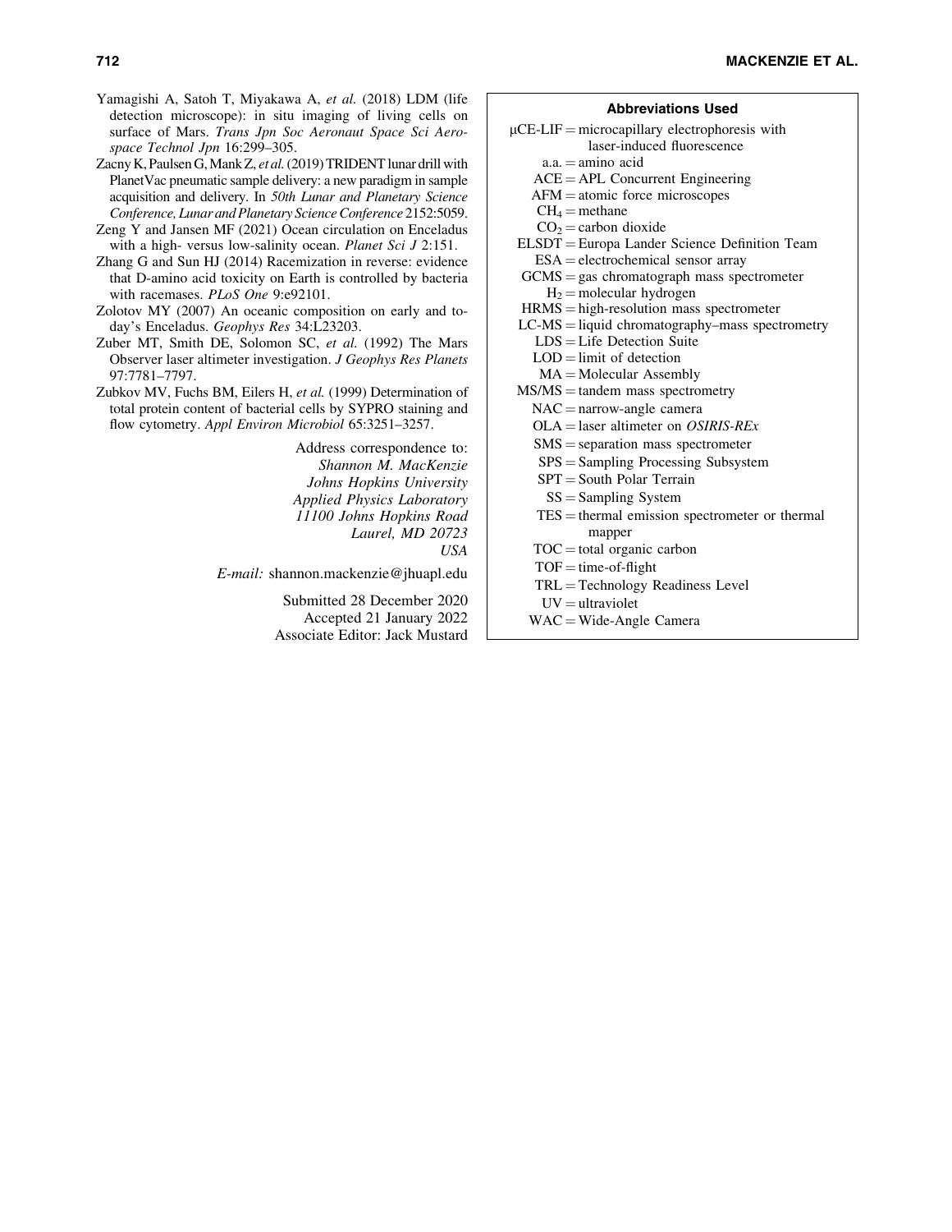Yamagishi A, Satoh T, Miyakawa A, *et al.* (2018) LDM (life detection microscope): in situ imaging of living cells on surface of Mars. *Trans Jpn Soc Aeronaut Space Sci Aerospace Technol Jpn* 16:299–305.

Zacny K, Paulsen G, Mank Z, *et al.* (2019) TRIDENT lunar drill with PlanetVac pneumatic sample delivery: a new paradigm in sample acquisition and delivery. In *50th Lunar and Planetary Science Conference, Lunar and Planetary Science Conference* 2152:5059.

Zeng Y and Jansen MF (2021) Ocean circulation on Enceladus with a high- versus low-salinity ocean. *Planet Sci J* 2:151.

Zhang G and Sun HJ (2014) Racemization in reverse: evidence that D-amino acid toxicity on Earth is controlled by bacteria with racemases. *PLoS One* 9:e92101.

Zolotov MY (2007) An oceanic composition on early and today's Enceladus. *Geophys Res* 34:L23203.

Zuber MT, Smith DE, Solomon SC, *et al.* (1992) The Mars Observer laser altimeter investigation. *J Geophys Res Planets* 97:7781–7797.

Zubkov MV, Fuchs BM, Eilers H, *et al.* (1999) Determination of total protein content of bacterial cells by SYPRO staining and flow cytometry. *Appl Environ Microbiol* 65:3251–3257.

Address correspondence to:
*Shannon M. MacKenzie*
*Johns Hopkins University*
*Applied Physics Laboratory*
*11100 Johns Hopkins Road*
*Laurel, MD 20723*
*USA*

*E-mail:* shannon.mackenzie@jhuapl.edu

Submitted 28 December 2020
Accepted 21 January 2022
Associate Editor: Jack Mustard

### Abbreviations Used

μCE-LIF = microcapillary electrophoresis with laser-induced fluorescence
a.a. = amino acid
ACE = APL Concurrent Engineering
AFM = atomic force microscopes
$CH_4$ = methane
$CO_2$ = carbon dioxide
ELSDT = Europa Lander Science Definition Team
ESA = electrochemical sensor array
GCMS = gas chromatograph mass spectrometer
$H_2$ = molecular hydrogen
HRMS = high-resolution mass spectrometer
LC-MS = liquid chromatography–mass spectrometry
LDS = Life Detection Suite
LOD = limit of detection
MA = Molecular Assembly
MS/MS = tandem mass spectrometry
NAC = narrow-angle camera
OLA = laser altimeter on *OSIRIS-REx*
SMS = separation mass spectrometer
SPS = Sampling Processing Subsystem
SPT = South Polar Terrain
SS = Sampling System
TES = thermal emission spectrometer or thermal mapper
TOC = total organic carbon
TOF = time-of-flight
TRL = Technology Readiness Level
UV = ultraviolet
WAC = Wide-Angle Camera